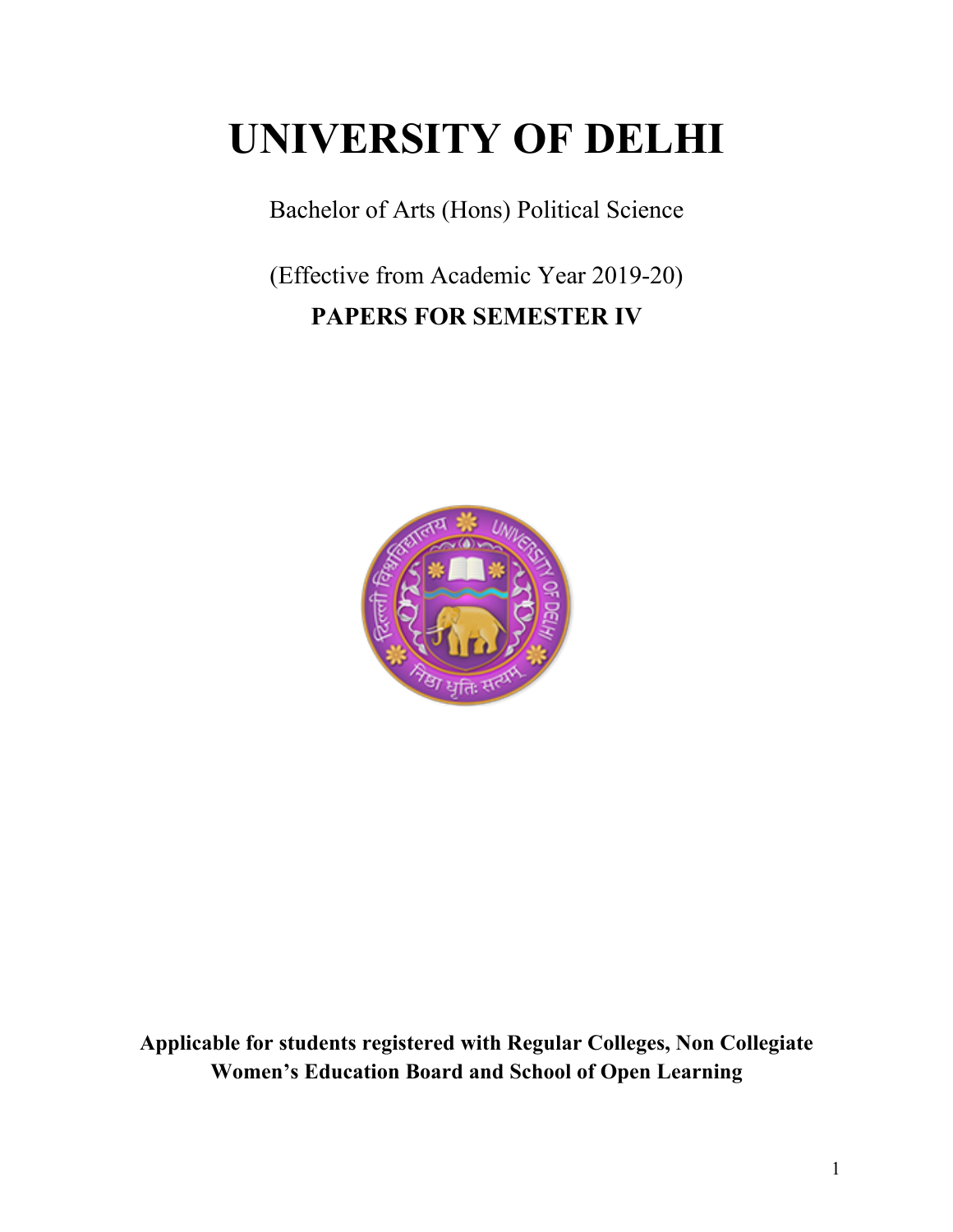# UNIVERSITY OF DELHI

Bachelor of Arts (Hons) Political Science

(Effective from Academic Year 2019-20)

**PAPERS FOR SEMESTER IV**

**Applicable for students registered with Regular Colleges, Non Collegiate Women's Education Board and School of Open Learning**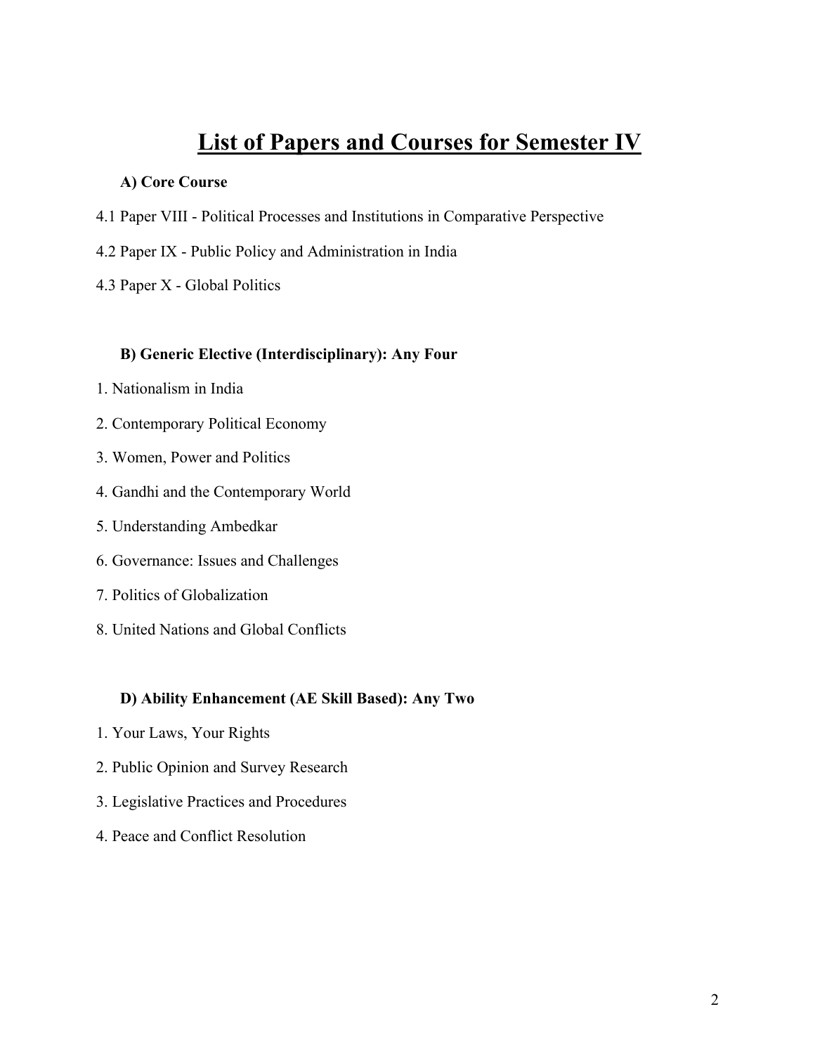# List of Papers and Courses for Semester IV

### A) Core Course

4.1 Paper VIII - Political Processes and Institutions in Comparative Perspective

4.2 Paper IX - Public Policy and Administration in India

4.3 Paper X - Global Politics

### B) Generic Elective (Interdisciplinary): Any Four

1. Nationalism in India
2. Contemporary Political Economy
3. Women, Power and Politics
4. Gandhi and the Contemporary World
5. Understanding Ambedkar
6. Governance: Issues and Challenges
7. Politics of Globalization
8. United Nations and Global Conflicts

### D) Ability Enhancement (AE Skill Based): Any Two

1. Your Laws, Your Rights
2. Public Opinion and Survey Research
3. Legislative Practices and Procedures
4. Peace and Conflict Resolution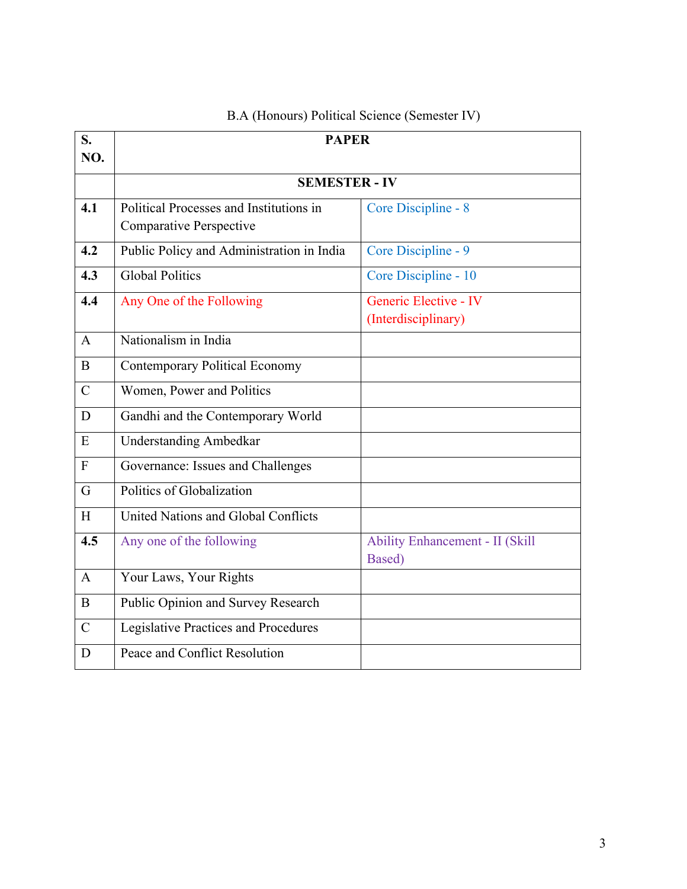B.A (Honours) Political Science (Semester IV)

| S. NO. | PAPER | |
|---|---|---|
| | **SEMESTER - IV** | |
| **4.1** | Political Processes and Institutions in Comparative Perspective | Core Discipline - 8 |
| **4.2** | Public Policy and Administration in India | Core Discipline - 9 |
| **4.3** | Global Politics | Core Discipline - 10 |
| **4.4** | Any One of the Following | Generic Elective - IV (Interdisciplinary) |
| A | Nationalism in India | |
| B | Contemporary Political Economy | |
| C | Women, Power and Politics | |
| D | Gandhi and the Contemporary World | |
| E | Understanding Ambedkar | |
| F | Governance: Issues and Challenges | |
| G | Politics of Globalization | |
| H | United Nations and Global Conflicts | |
| **4.5** | Any one of the following | Ability Enhancement - II (Skill Based) |
| A | Your Laws, Your Rights | |
| B | Public Opinion and Survey Research | |
| C | Legislative Practices and Procedures | |
| D | Peace and Conflict Resolution | |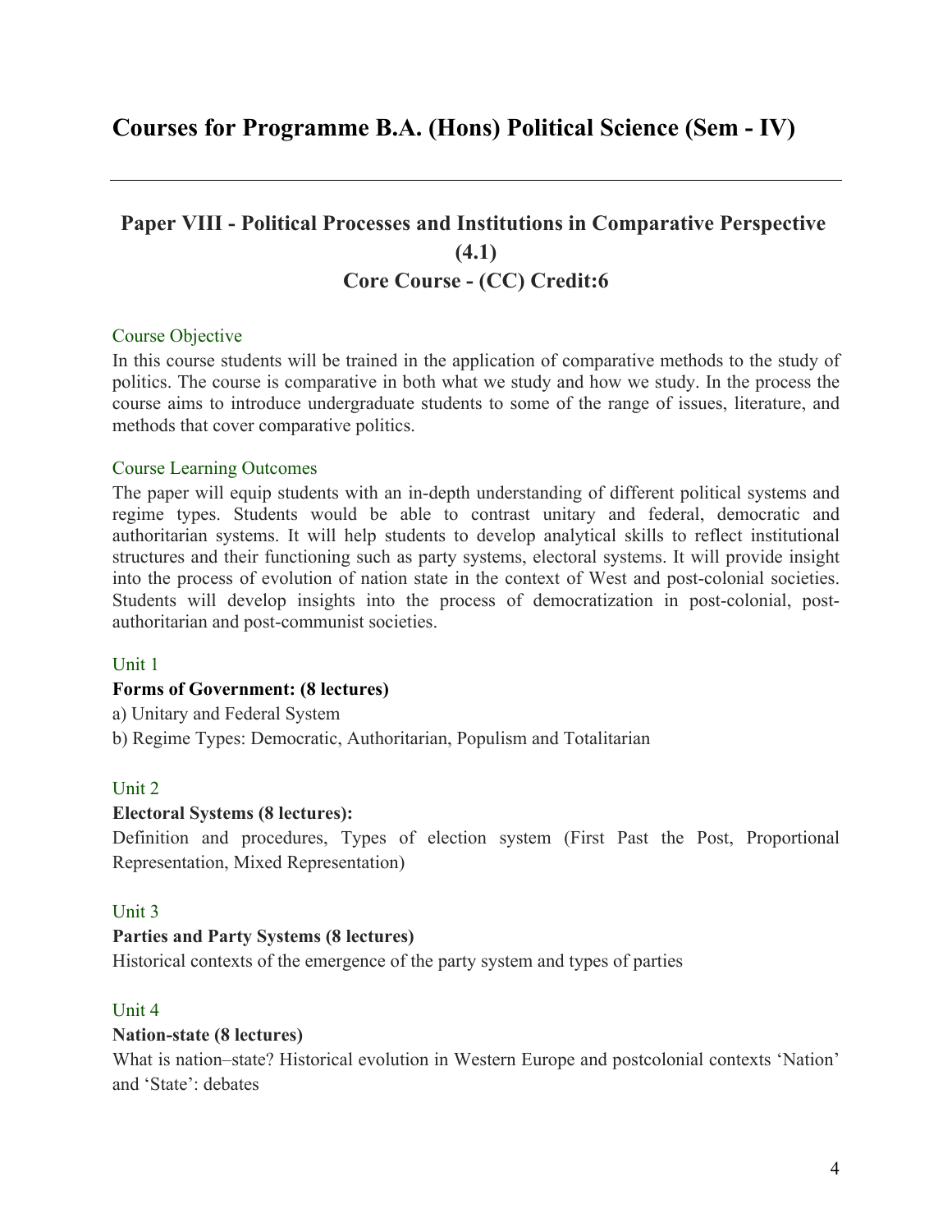# Courses for Programme B.A. (Hons) Political Science (Sem - IV)

---

## Paper VIII - Political Processes and Institutions in Comparative Perspective (4.1)

## Core Course - (CC) Credit:6

### Course Objective

In this course students will be trained in the application of comparative methods to the study of politics. The course is comparative in both what we study and how we study. In the process the course aims to introduce undergraduate students to some of the range of issues, literature, and methods that cover comparative politics.

### Course Learning Outcomes

The paper will equip students with an in-depth understanding of different political systems and regime types. Students would be able to contrast unitary and federal, democratic and authoritarian systems. It will help students to develop analytical skills to reflect institutional structures and their functioning such as party systems, electoral systems. It will provide insight into the process of evolution of nation state in the context of West and post-colonial societies. Students will develop insights into the process of democratization in post-colonial, post-authoritarian and post-communist societies.

### Unit 1

**Forms of Government: (8 lectures)**

a) Unitary and Federal System

b) Regime Types: Democratic, Authoritarian, Populism and Totalitarian

### Unit 2

**Electoral Systems (8 lectures):**

Definition and procedures, Types of election system (First Past the Post, Proportional Representation, Mixed Representation)

### Unit 3

**Parties and Party Systems (8 lectures)**

Historical contexts of the emergence of the party system and types of parties

### Unit 4

**Nation-state (8 lectures)**

What is nation–state? Historical evolution in Western Europe and postcolonial contexts 'Nation' and 'State': debates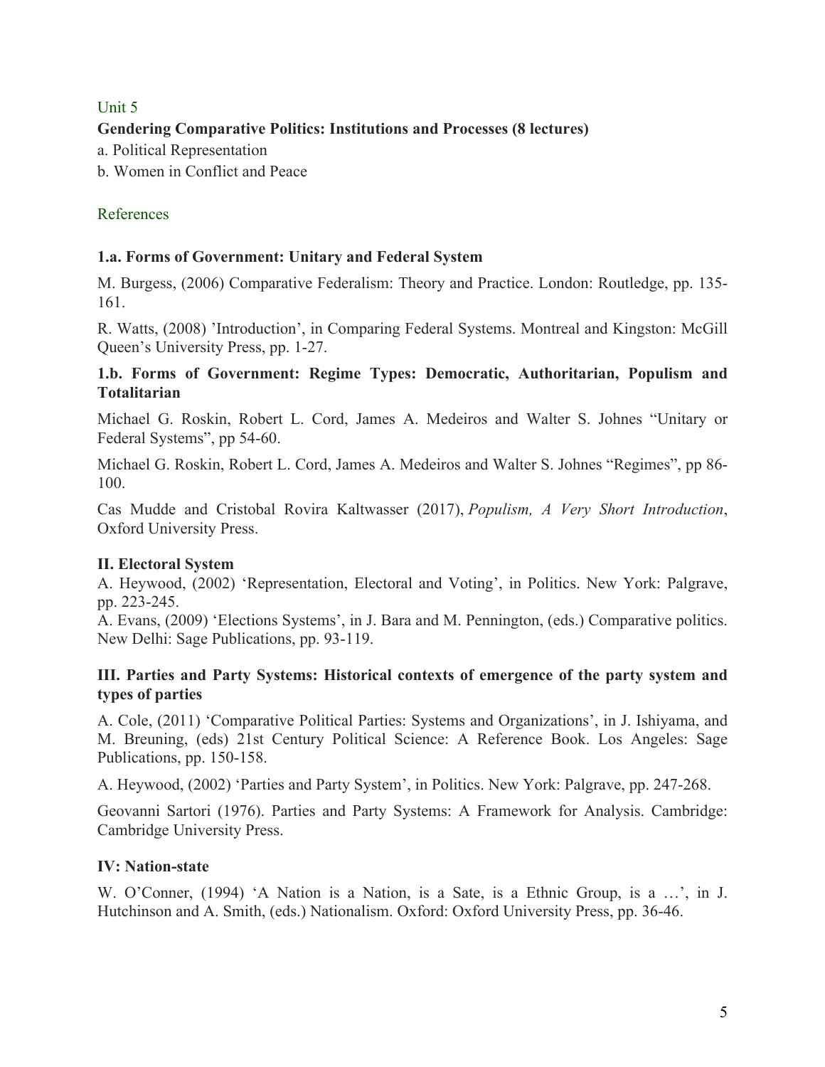Unit 5

**Gendering Comparative Politics: Institutions and Processes (8 lectures)**

a. Political Representation

b. Women in Conflict and Peace

References

**1.a. Forms of Government: Unitary and Federal System**

M. Burgess, (2006) Comparative Federalism: Theory and Practice. London: Routledge, pp. 135-161.

R. Watts, (2008) 'Introduction', in Comparing Federal Systems. Montreal and Kingston: McGill Queen's University Press, pp. 1-27.

**1.b. Forms of Government: Regime Types: Democratic, Authoritarian, Populism and Totalitarian**

Michael G. Roskin, Robert L. Cord, James A. Medeiros and Walter S. Johnes "Unitary or Federal Systems", pp 54-60.

Michael G. Roskin, Robert L. Cord, James A. Medeiros and Walter S. Johnes "Regimes", pp 86-100.

Cas Mudde and Cristobal Rovira Kaltwasser (2017), *Populism, A Very Short Introduction*, Oxford University Press.

**II. Electoral System**

A. Heywood, (2002) 'Representation, Electoral and Voting', in Politics. New York: Palgrave, pp. 223-245.

A. Evans, (2009) 'Elections Systems', in J. Bara and M. Pennington, (eds.) Comparative politics. New Delhi: Sage Publications, pp. 93-119.

**III. Parties and Party Systems: Historical contexts of emergence of the party system and types of parties**

A. Cole, (2011) 'Comparative Political Parties: Systems and Organizations', in J. Ishiyama, and M. Breuning, (eds) 21st Century Political Science: A Reference Book. Los Angeles: Sage Publications, pp. 150-158.

A. Heywood, (2002) 'Parties and Party System', in Politics. New York: Palgrave, pp. 247-268.

Geovanni Sartori (1976). Parties and Party Systems: A Framework for Analysis. Cambridge: Cambridge University Press.

**IV: Nation-state**

W. O'Conner, (1994) 'A Nation is a Nation, is a Sate, is a Ethnic Group, is a …', in J. Hutchinson and A. Smith, (eds.) Nationalism. Oxford: Oxford University Press, pp. 36-46.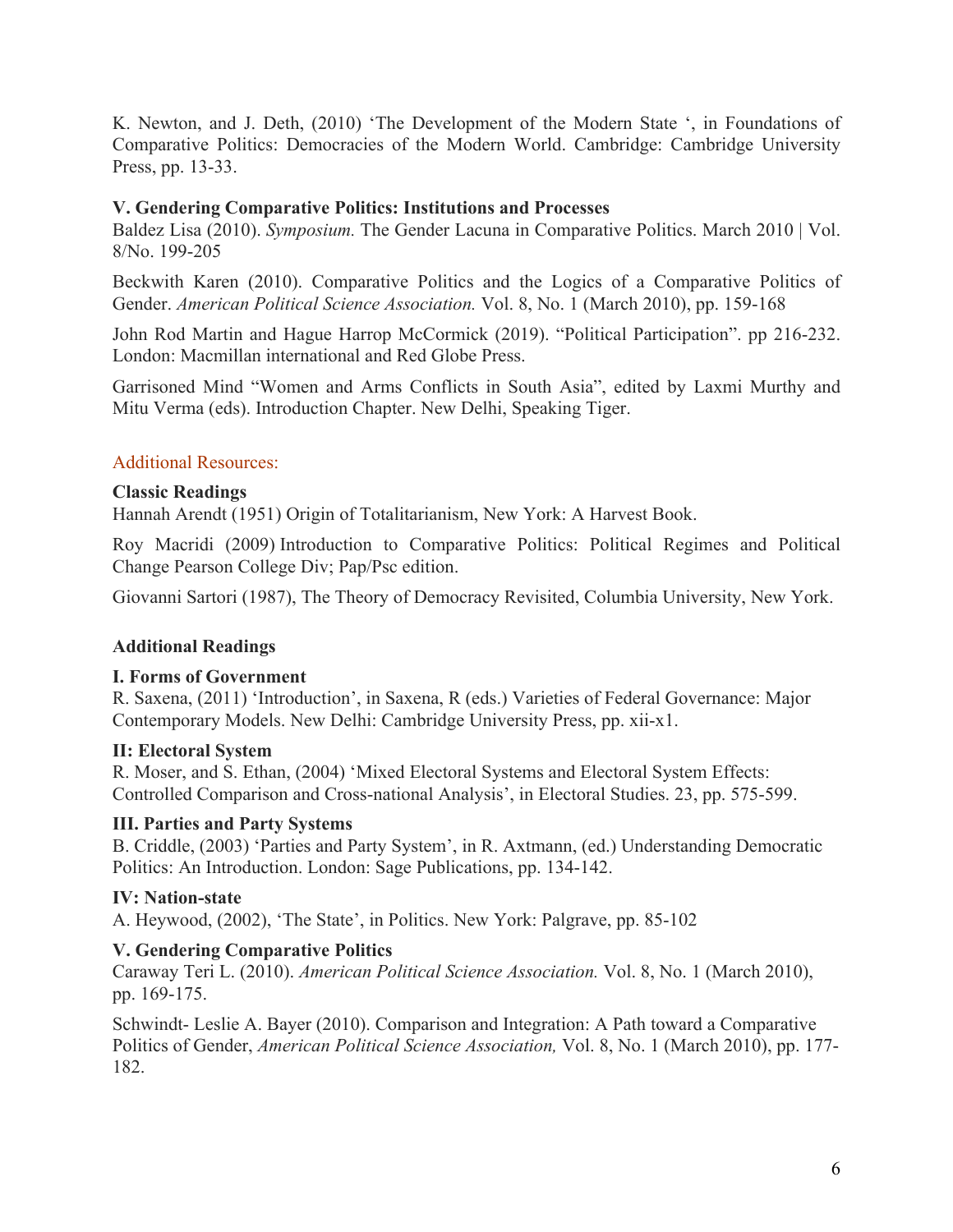K. Newton, and J. Deth, (2010) 'The Development of the Modern State ', in Foundations of Comparative Politics: Democracies of the Modern World. Cambridge: Cambridge University Press, pp. 13-33.

**V. Gendering Comparative Politics: Institutions and Processes**

Baldez Lisa (2010). *Symposium.* The Gender Lacuna in Comparative Politics. March 2010 | Vol. 8/No. 199-205

Beckwith Karen (2010). Comparative Politics and the Logics of a Comparative Politics of Gender. *American Political Science Association.* Vol. 8, No. 1 (March 2010), pp. 159-168

John Rod Martin and Hague Harrop McCormick (2019). "Political Participation". pp 216-232. London: Macmillan international and Red Globe Press.

Garrisoned Mind "Women and Arms Conflicts in South Asia", edited by Laxmi Murthy and Mitu Verma (eds). Introduction Chapter. New Delhi, Speaking Tiger.

Additional Resources:

**Classic Readings**

Hannah Arendt (1951) Origin of Totalitarianism, New York: A Harvest Book.

Roy Macridi (2009) Introduction to Comparative Politics: Political Regimes and Political Change Pearson College Div; Pap/Psc edition.

Giovanni Sartori (1987), The Theory of Democracy Revisited, Columbia University, New York.

**Additional Readings**

**I. Forms of Government**

R. Saxena, (2011) 'Introduction', in Saxena, R (eds.) Varieties of Federal Governance: Major Contemporary Models. New Delhi: Cambridge University Press, pp. xii-x1.

**II: Electoral System**

R. Moser, and S. Ethan, (2004) 'Mixed Electoral Systems and Electoral System Effects: Controlled Comparison and Cross-national Analysis', in Electoral Studies. 23, pp. 575-599.

**III. Parties and Party Systems**

B. Criddle, (2003) 'Parties and Party System', in R. Axtmann, (ed.) Understanding Democratic Politics: An Introduction. London: Sage Publications, pp. 134-142.

**IV: Nation-state**

A. Heywood, (2002), 'The State', in Politics. New York: Palgrave, pp. 85-102

**V. Gendering Comparative Politics**

Caraway Teri L. (2010). *American Political Science Association.* Vol. 8, No. 1 (March 2010), pp. 169-175.

Schwindt- Leslie A. Bayer (2010). Comparison and Integration: A Path toward a Comparative Politics of Gender, *American Political Science Association,* Vol. 8, No. 1 (March 2010), pp. 177-182.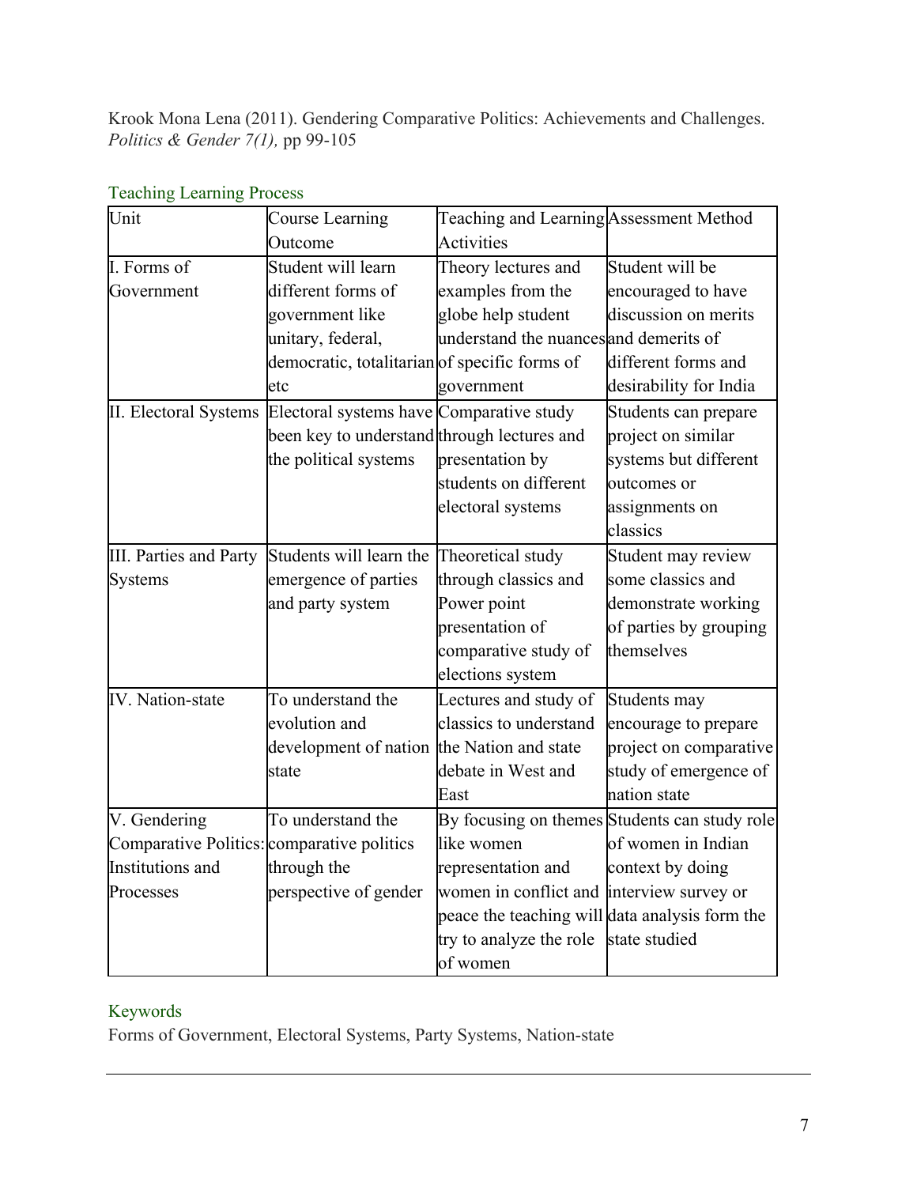Krook Mona Lena (2011). Gendering Comparative Politics: Achievements and Challenges. *Politics & Gender 7(1),* pp 99-105

## Teaching Learning Process

| Unit | Course Learning Outcome | Teaching and Learning Activities | Assessment Method |
|---|---|---|---|
| I. Forms of Government | Student will learn different forms of government like unitary, federal, democratic, totalitarian etc | Theory lectures and examples from the globe help student understand the nuances of specific forms of government | Student will be encouraged to have discussion on merits and demerits of different forms and desirability for India |
| II. Electoral Systems | Electoral systems have been key to understand the political systems | Comparative study through lectures and presentation by students on different electoral systems | Students can prepare project on similar systems but different outcomes or assignments on classics |
| III. Parties and Party Systems | Students will learn the emergence of parties and party system | Theoretical study through classics and Power point presentation of comparative study of elections system | Student may review some classics and demonstrate working of parties by grouping themselves |
| IV. Nation-state | To understand the evolution and development of nation state | Lectures and study of classics to understand the Nation and state debate in West and East | Students may encourage to prepare project on comparative study of emergence of nation state |
| V. Gendering Comparative Politics: Institutions and Processes | To understand the comparative politics through the perspective of gender | By focusing on themes like women representation and women in conflict and peace the teaching will try to analyze the role of women | Students can study role of women in Indian context by doing interview survey or data analysis form the state studied |

## Keywords

Forms of Government, Electoral Systems, Party Systems, Nation-state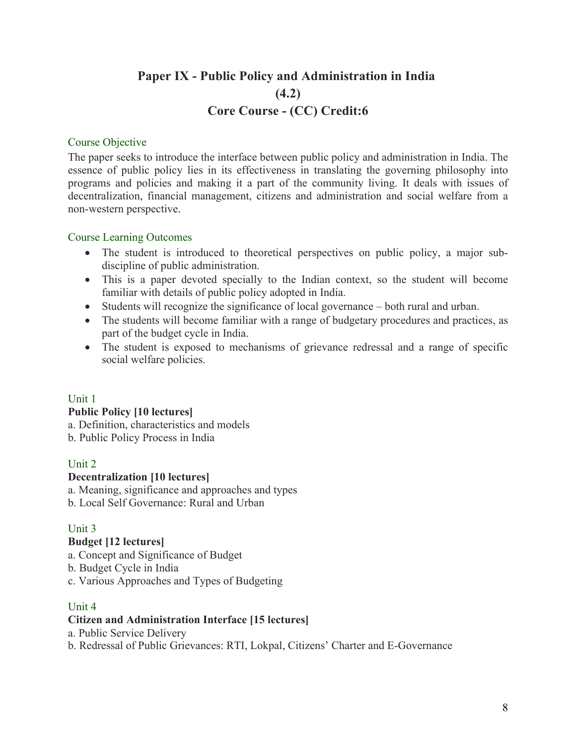# Paper IX - Public Policy and Administration in India
## (4.2)
## Core Course - (CC) Credit:6

### Course Objective

The paper seeks to introduce the interface between public policy and administration in India. The essence of public policy lies in its effectiveness in translating the governing philosophy into programs and policies and making it a part of the community living. It deals with issues of decentralization, financial management, citizens and administration and social welfare from a non-western perspective.

### Course Learning Outcomes

- The student is introduced to theoretical perspectives on public policy, a major sub-discipline of public administration.
- This is a paper devoted specially to the Indian context, so the student will become familiar with details of public policy adopted in India.
- Students will recognize the significance of local governance – both rural and urban.
- The students will become familiar with a range of budgetary procedures and practices, as part of the budget cycle in India.
- The student is exposed to mechanisms of grievance redressal and a range of specific social welfare policies.

### Unit 1

**Public Policy [10 lectures]**

a. Definition, characteristics and models
b. Public Policy Process in India

### Unit 2

**Decentralization [10 lectures]**

a. Meaning, significance and approaches and types
b. Local Self Governance: Rural and Urban

### Unit 3

**Budget [12 lectures]**

a. Concept and Significance of Budget
b. Budget Cycle in India
c. Various Approaches and Types of Budgeting

### Unit 4

**Citizen and Administration Interface [15 lectures]**

a. Public Service Delivery
b. Redressal of Public Grievances: RTI, Lokpal, Citizens' Charter and E-Governance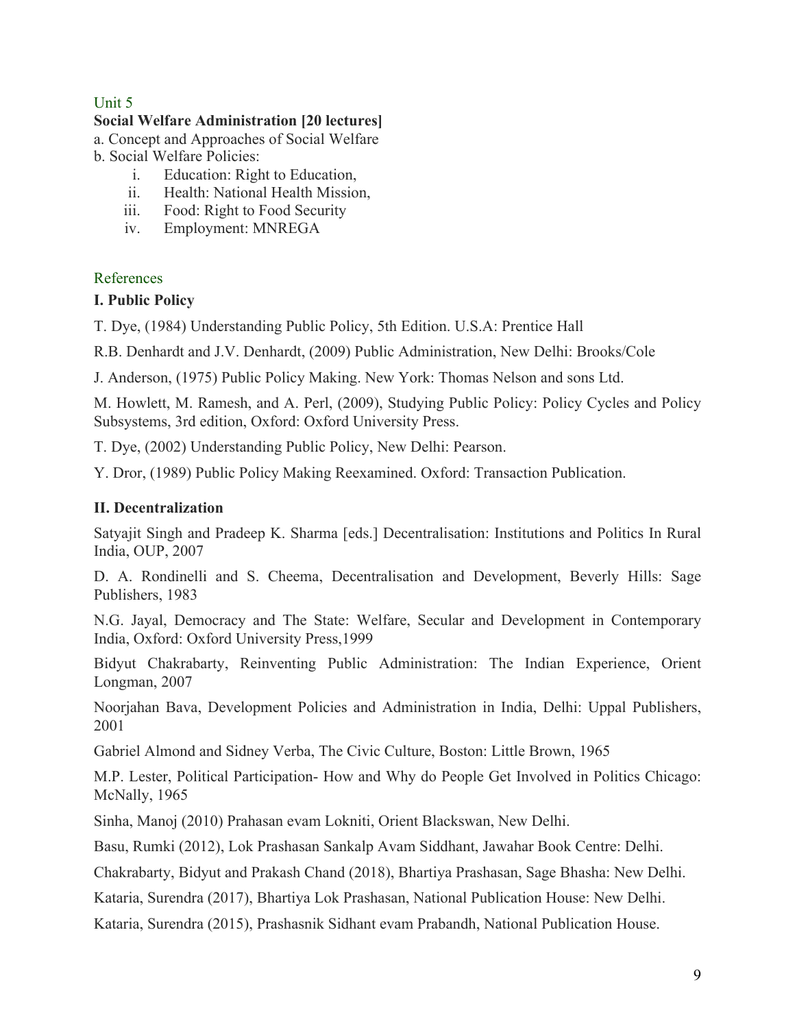## Unit 5

**Social Welfare Administration [20 lectures]**

a. Concept and Approaches of Social Welfare

b. Social Welfare Policies:

  i. Education: Right to Education,
  ii. Health: National Health Mission,
  iii. Food: Right to Food Security
  iv. Employment: MNREGA

## References

### I. Public Policy

T. Dye, (1984) Understanding Public Policy, 5th Edition. U.S.A: Prentice Hall

R.B. Denhardt and J.V. Denhardt, (2009) Public Administration, New Delhi: Brooks/Cole

J. Anderson, (1975) Public Policy Making. New York: Thomas Nelson and sons Ltd.

M. Howlett, M. Ramesh, and A. Perl, (2009), Studying Public Policy: Policy Cycles and Policy Subsystems, 3rd edition, Oxford: Oxford University Press.

T. Dye, (2002) Understanding Public Policy, New Delhi: Pearson.

Y. Dror, (1989) Public Policy Making Reexamined. Oxford: Transaction Publication.

### II. Decentralization

Satyajit Singh and Pradeep K. Sharma [eds.] Decentralisation: Institutions and Politics In Rural India, OUP, 2007

D. A. Rondinelli and S. Cheema, Decentralisation and Development, Beverly Hills: Sage Publishers, 1983

N.G. Jayal, Democracy and The State: Welfare, Secular and Development in Contemporary India, Oxford: Oxford University Press,1999

Bidyut Chakrabarty, Reinventing Public Administration: The Indian Experience, Orient Longman, 2007

Noorjahan Bava, Development Policies and Administration in India, Delhi: Uppal Publishers, 2001

Gabriel Almond and Sidney Verba, The Civic Culture, Boston: Little Brown, 1965

M.P. Lester, Political Participation- How and Why do People Get Involved in Politics Chicago: McNally, 1965

Sinha, Manoj (2010) Prahasan evam Lokniti, Orient Blackswan, New Delhi.

Basu, Rumki (2012), Lok Prashasan Sankalp Avam Siddhant, Jawahar Book Centre: Delhi.

Chakrabarty, Bidyut and Prakash Chand (2018), Bhartiya Prashasan, Sage Bhasha: New Delhi.

Kataria, Surendra (2017), Bhartiya Lok Prashasan, National Publication House: New Delhi.

Kataria, Surendra (2015), Prashasnik Sidhant evam Prabandh, National Publication House.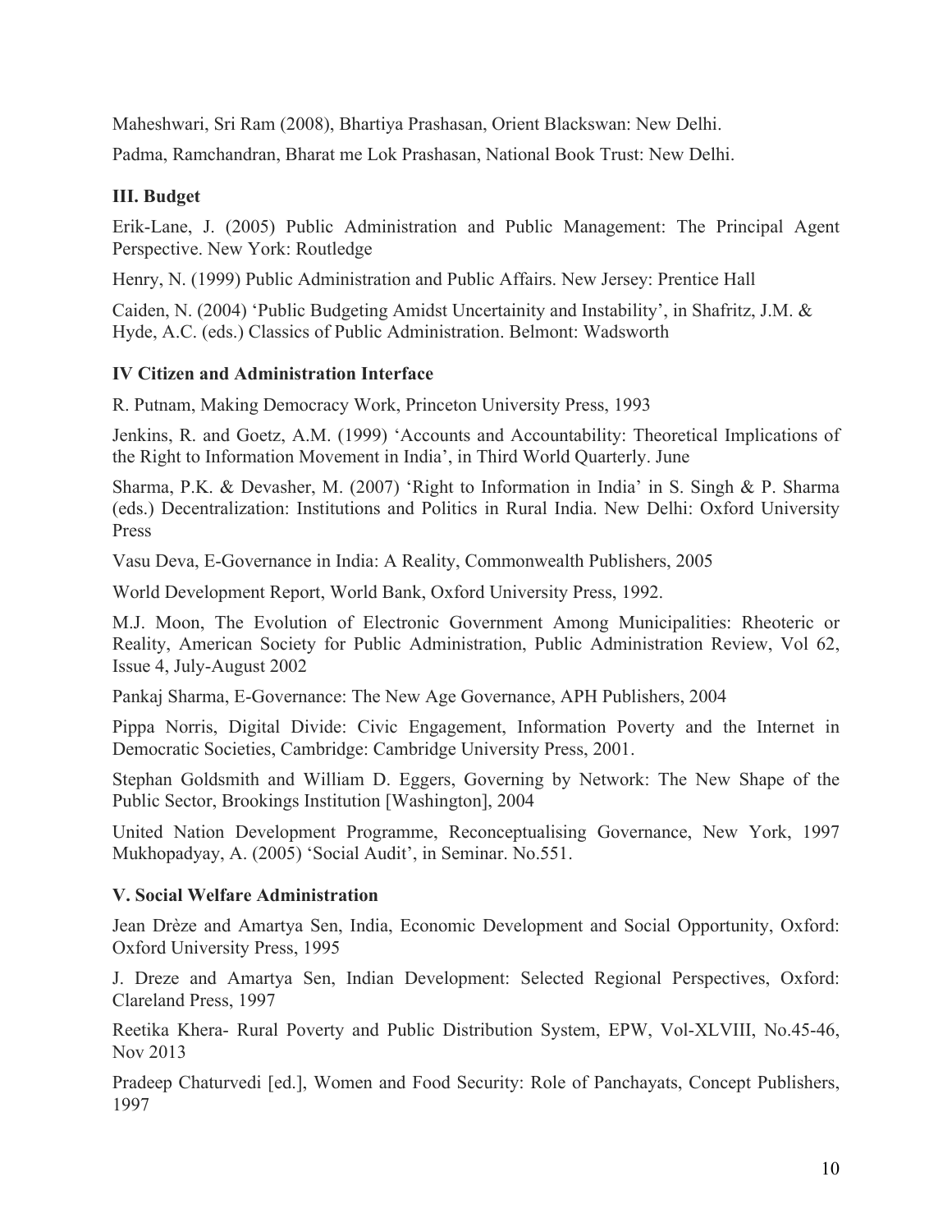Maheshwari, Sri Ram (2008), Bhartiya Prashasan, Orient Blackswan: New Delhi.

Padma, Ramchandran, Bharat me Lok Prashasan, National Book Trust: New Delhi.

### III. Budget

Erik-Lane, J. (2005) Public Administration and Public Management: The Principal Agent Perspective. New York: Routledge

Henry, N. (1999) Public Administration and Public Affairs. New Jersey: Prentice Hall

Caiden, N. (2004) 'Public Budgeting Amidst Uncertainity and Instability', in Shafritz, J.M. & Hyde, A.C. (eds.) Classics of Public Administration. Belmont: Wadsworth

### IV Citizen and Administration Interface

R. Putnam, Making Democracy Work, Princeton University Press, 1993

Jenkins, R. and Goetz, A.M. (1999) 'Accounts and Accountability: Theoretical Implications of the Right to Information Movement in India', in Third World Quarterly. June

Sharma, P.K. & Devasher, M. (2007) 'Right to Information in India' in S. Singh & P. Sharma (eds.) Decentralization: Institutions and Politics in Rural India. New Delhi: Oxford University Press

Vasu Deva, E-Governance in India: A Reality, Commonwealth Publishers, 2005

World Development Report, World Bank, Oxford University Press, 1992.

M.J. Moon, The Evolution of Electronic Government Among Municipalities: Rheoteric or Reality, American Society for Public Administration, Public Administration Review, Vol 62, Issue 4, July-August 2002

Pankaj Sharma, E-Governance: The New Age Governance, APH Publishers, 2004

Pippa Norris, Digital Divide: Civic Engagement, Information Poverty and the Internet in Democratic Societies, Cambridge: Cambridge University Press, 2001.

Stephan Goldsmith and William D. Eggers, Governing by Network: The New Shape of the Public Sector, Brookings Institution [Washington], 2004

United Nation Development Programme, Reconceptualising Governance, New York, 1997
Mukhopadyay, A. (2005) 'Social Audit', in Seminar. No.551.

### V. Social Welfare Administration

Jean Drèze and Amartya Sen, India, Economic Development and Social Opportunity, Oxford: Oxford University Press, 1995

J. Dreze and Amartya Sen, Indian Development: Selected Regional Perspectives, Oxford: Clareland Press, 1997

Reetika Khera- Rural Poverty and Public Distribution System, EPW, Vol-XLVIII, No.45-46, Nov 2013

Pradeep Chaturvedi [ed.], Women and Food Security: Role of Panchayats, Concept Publishers, 1997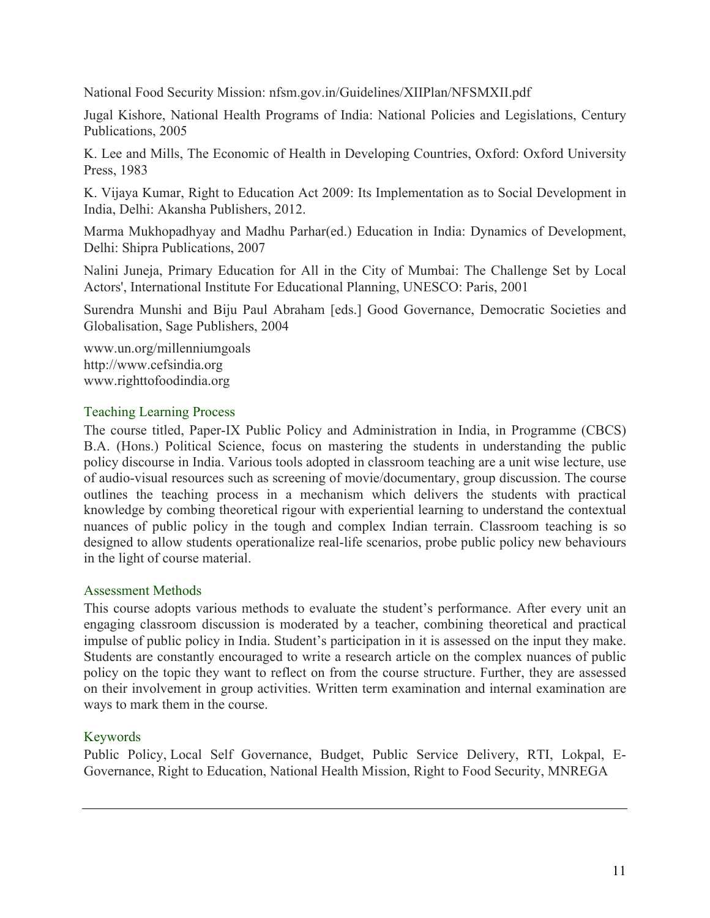National Food Security Mission: nfsm.gov.in/Guidelines/XIIPlan/NFSMXII.pdf

Jugal Kishore, National Health Programs of India: National Policies and Legislations, Century Publications, 2005

K. Lee and Mills, The Economic of Health in Developing Countries, Oxford: Oxford University Press, 1983

K. Vijaya Kumar, Right to Education Act 2009: Its Implementation as to Social Development in India, Delhi: Akansha Publishers, 2012.

Marma Mukhopadhyay and Madhu Parhar(ed.) Education in India: Dynamics of Development, Delhi: Shipra Publications, 2007

Nalini Juneja, Primary Education for All in the City of Mumbai: The Challenge Set by Local Actors', International Institute For Educational Planning, UNESCO: Paris, 2001

Surendra Munshi and Biju Paul Abraham [eds.] Good Governance, Democratic Societies and Globalisation, Sage Publishers, 2004

www.un.org/millenniumgoals
http://www.cefsindia.org
www.righttofoodindia.org

### Teaching Learning Process

The course titled, Paper-IX Public Policy and Administration in India, in Programme (CBCS) B.A. (Hons.) Political Science, focus on mastering the students in understanding the public policy discourse in India. Various tools adopted in classroom teaching are a unit wise lecture, use of audio-visual resources such as screening of movie/documentary, group discussion. The course outlines the teaching process in a mechanism which delivers the students with practical knowledge by combing theoretical rigour with experiential learning to understand the contextual nuances of public policy in the tough and complex Indian terrain. Classroom teaching is so designed to allow students operationalize real-life scenarios, probe public policy new behaviours in the light of course material.

### Assessment Methods

This course adopts various methods to evaluate the student's performance. After every unit an engaging classroom discussion is moderated by a teacher, combining theoretical and practical impulse of public policy in India. Student's participation in it is assessed on the input they make. Students are constantly encouraged to write a research article on the complex nuances of public policy on the topic they want to reflect on from the course structure. Further, they are assessed on their involvement in group activities. Written term examination and internal examination are ways to mark them in the course.

### Keywords

Public Policy, Local Self Governance, Budget, Public Service Delivery, RTI, Lokpal, E-Governance, Right to Education, National Health Mission, Right to Food Security, MNREGA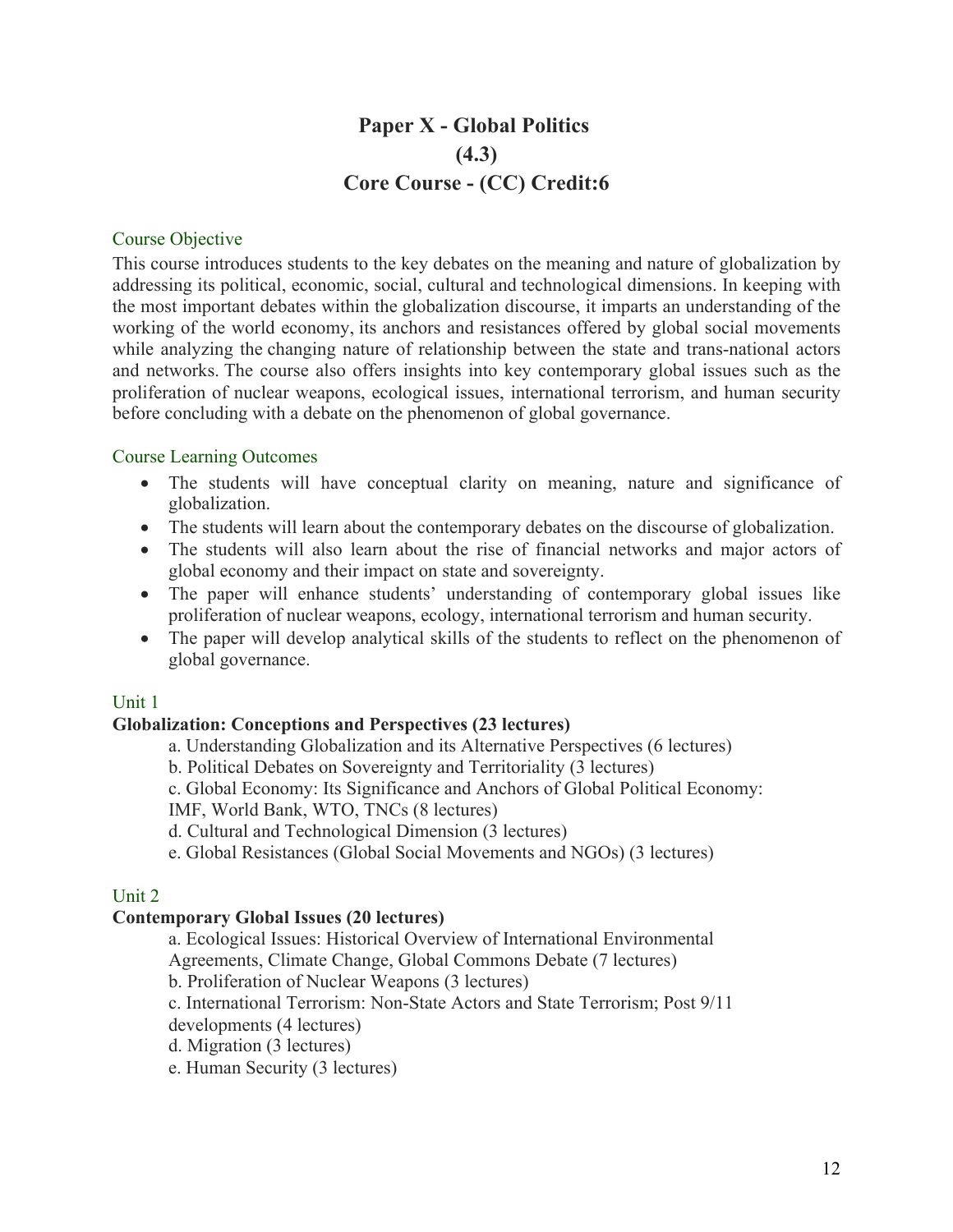# Paper X - Global Politics
## (4.3)
## Core Course - (CC) Credit:6

### Course Objective

This course introduces students to the key debates on the meaning and nature of globalization by addressing its political, economic, social, cultural and technological dimensions. In keeping with the most important debates within the globalization discourse, it imparts an understanding of the working of the world economy, its anchors and resistances offered by global social movements while analyzing the changing nature of relationship between the state and trans-national actors and networks. The course also offers insights into key contemporary global issues such as the proliferation of nuclear weapons, ecological issues, international terrorism, and human security before concluding with a debate on the phenomenon of global governance.

### Course Learning Outcomes

- The students will have conceptual clarity on meaning, nature and significance of globalization.
- The students will learn about the contemporary debates on the discourse of globalization.
- The students will also learn about the rise of financial networks and major actors of global economy and their impact on state and sovereignty.
- The paper will enhance students' understanding of contemporary global issues like proliferation of nuclear weapons, ecology, international terrorism and human security.
- The paper will develop analytical skills of the students to reflect on the phenomenon of global governance.

### Unit 1

**Globalization: Conceptions and Perspectives (23 lectures)**

a. Understanding Globalization and its Alternative Perspectives (6 lectures)
b. Political Debates on Sovereignty and Territoriality (3 lectures)
c. Global Economy: Its Significance and Anchors of Global Political Economy: IMF, World Bank, WTO, TNCs (8 lectures)
d. Cultural and Technological Dimension (3 lectures)
e. Global Resistances (Global Social Movements and NGOs) (3 lectures)

### Unit 2

**Contemporary Global Issues (20 lectures)**

a. Ecological Issues: Historical Overview of International Environmental Agreements, Climate Change, Global Commons Debate (7 lectures)
b. Proliferation of Nuclear Weapons (3 lectures)
c. International Terrorism: Non-State Actors and State Terrorism; Post 9/11 developments (4 lectures)
d. Migration (3 lectures)
e. Human Security (3 lectures)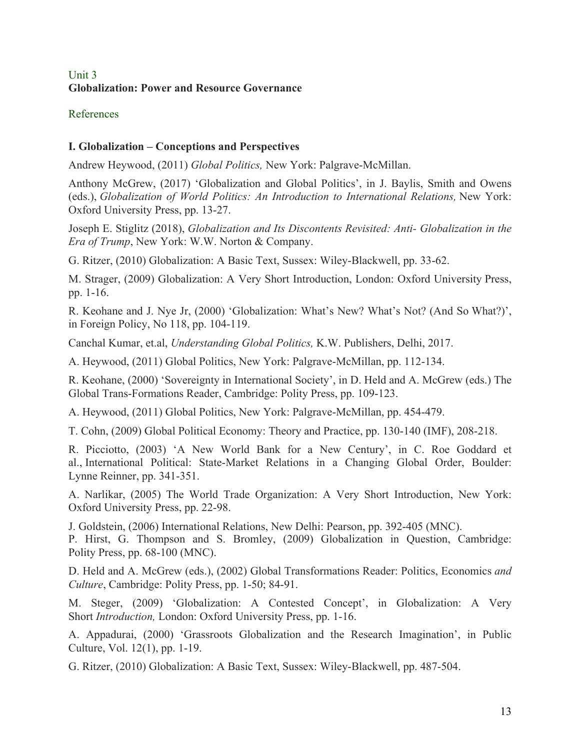## Unit 3
### Globalization: Power and Resource Governance

References

**I. Globalization – Conceptions and Perspectives**

Andrew Heywood, (2011) *Global Politics,* New York: Palgrave-McMillan.

Anthony McGrew, (2017) 'Globalization and Global Politics', in J. Baylis, Smith and Owens (eds.), *Globalization of World Politics: An Introduction to International Relations,* New York: Oxford University Press, pp. 13-27.

Joseph E. Stiglitz (2018), *Globalization and Its Discontents Revisited: Anti- Globalization in the Era of Trump*, New York: W.W. Norton & Company.

G. Ritzer, (2010) Globalization: A Basic Text, Sussex: Wiley-Blackwell, pp. 33-62.

M. Strager, (2009) Globalization: A Very Short Introduction, London: Oxford University Press, pp. 1-16.

R. Keohane and J. Nye Jr, (2000) 'Globalization: What's New? What's Not? (And So What?)', in Foreign Policy, No 118, pp. 104-119.

Canchal Kumar, et.al, *Understanding Global Politics,* K.W. Publishers, Delhi, 2017.

A. Heywood, (2011) Global Politics, New York: Palgrave-McMillan, pp. 112-134.

R. Keohane, (2000) 'Sovereignty in International Society', in D. Held and A. McGrew (eds.) The Global Trans-Formations Reader, Cambridge: Polity Press, pp. 109-123.

A. Heywood, (2011) Global Politics, New York: Palgrave-McMillan, pp. 454-479.

T. Cohn, (2009) Global Political Economy: Theory and Practice, pp. 130-140 (IMF), 208-218.

R. Picciotto, (2003) 'A New World Bank for a New Century', in C. Roe Goddard et al., International Political: State-Market Relations in a Changing Global Order, Boulder: Lynne Reinner, pp. 341-351.

A. Narlikar, (2005) The World Trade Organization: A Very Short Introduction, New York: Oxford University Press, pp. 22-98.

J. Goldstein, (2006) International Relations, New Delhi: Pearson, pp. 392-405 (MNC).

P. Hirst, G. Thompson and S. Bromley, (2009) Globalization in Question, Cambridge: Polity Press, pp. 68-100 (MNC).

D. Held and A. McGrew (eds.), (2002) Global Transformations Reader: Politics, Economics *and Culture*, Cambridge: Polity Press, pp. 1-50; 84-91.

M. Steger, (2009) 'Globalization: A Contested Concept', in Globalization: A Very Short *Introduction,* London: Oxford University Press, pp. 1-16.

A. Appadurai, (2000) 'Grassroots Globalization and the Research Imagination', in Public Culture, Vol. 12(1), pp. 1-19.

G. Ritzer, (2010) Globalization: A Basic Text, Sussex: Wiley-Blackwell, pp. 487-504.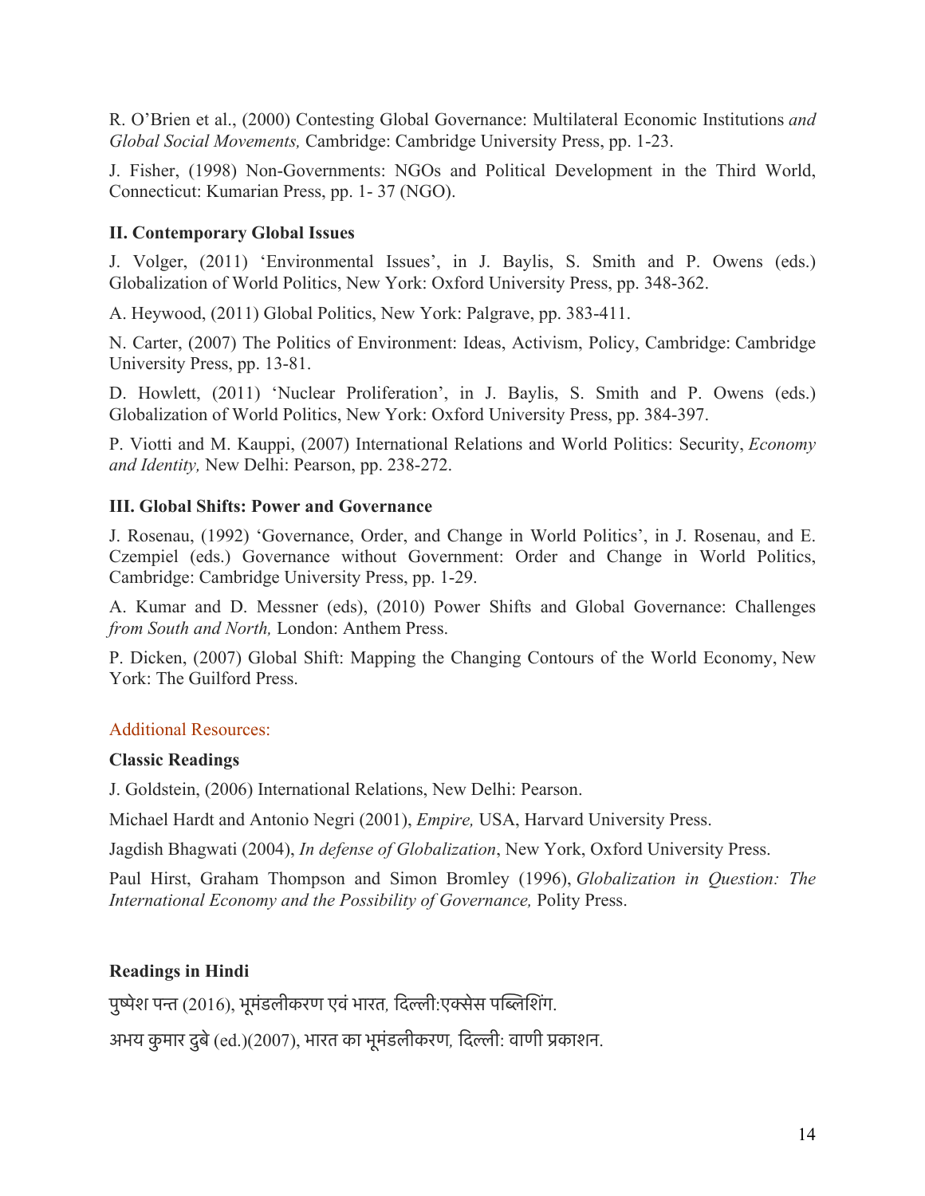R. O'Brien et al., (2000) Contesting Global Governance: Multilateral Economic Institutions *and Global Social Movements,* Cambridge: Cambridge University Press, pp. 1-23.

J. Fisher, (1998) Non-Governments: NGOs and Political Development in the Third World, Connecticut: Kumarian Press, pp. 1- 37 (NGO).

**II. Contemporary Global Issues**

J. Volger, (2011) 'Environmental Issues', in J. Baylis, S. Smith and P. Owens (eds.) Globalization of World Politics, New York: Oxford University Press, pp. 348-362.

A. Heywood, (2011) Global Politics, New York: Palgrave, pp. 383-411.

N. Carter, (2007) The Politics of Environment: Ideas, Activism, Policy, Cambridge: Cambridge University Press, pp. 13-81.

D. Howlett, (2011) 'Nuclear Proliferation', in J. Baylis, S. Smith and P. Owens (eds.) Globalization of World Politics, New York: Oxford University Press, pp. 384-397.

P. Viotti and M. Kauppi, (2007) International Relations and World Politics: Security, *Economy and Identity,* New Delhi: Pearson, pp. 238-272.

**III. Global Shifts: Power and Governance**

J. Rosenau, (1992) 'Governance, Order, and Change in World Politics', in J. Rosenau, and E. Czempiel (eds.) Governance without Government: Order and Change in World Politics, Cambridge: Cambridge University Press, pp. 1-29.

A. Kumar and D. Messner (eds), (2010) Power Shifts and Global Governance: Challenges *from South and North,* London: Anthem Press.

P. Dicken, (2007) Global Shift: Mapping the Changing Contours of the World Economy, New York: The Guilford Press.

Additional Resources:

**Classic Readings**

J. Goldstein, (2006) International Relations, New Delhi: Pearson.

Michael Hardt and Antonio Negri (2001), *Empire,* USA, Harvard University Press.

Jagdish Bhagwati (2004), *In defense of Globalization*, New York, Oxford University Press.

Paul Hirst, Graham Thompson and Simon Bromley (1996), *Globalization in Question: The International Economy and the Possibility of Governance,* Polity Press.

**Readings in Hindi**

पुष्पेश पन्त (2016), भूमंडलीकरण एवं भारत, दिल्ली:एक्सेस पब्लिशिंग.

अभय कुमार दुबे (ed.)(2007), भारत का भूमंडलीकरण, दिल्ली: वाणी प्रकाशन.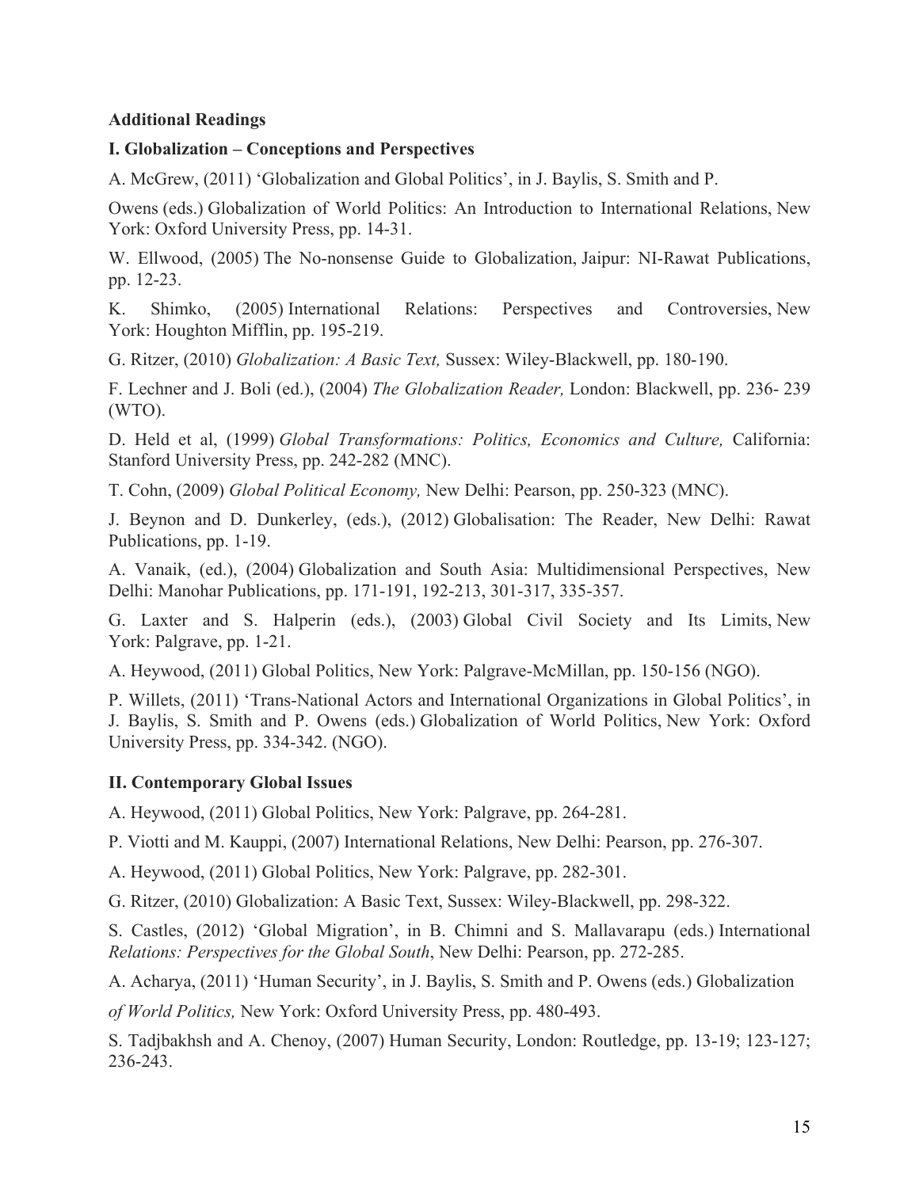**Additional Readings**

**I. Globalization – Conceptions and Perspectives**

A. McGrew, (2011) 'Globalization and Global Politics', in J. Baylis, S. Smith and P. Owens (eds.) Globalization of World Politics: An Introduction to International Relations, New York: Oxford University Press, pp. 14-31.

W. Ellwood, (2005) The No-nonsense Guide to Globalization, Jaipur: NI-Rawat Publications, pp. 12-23.

K. Shimko, (2005) International Relations: Perspectives and Controversies, New York: Houghton Mifflin, pp. 195-219.

G. Ritzer, (2010) *Globalization: A Basic Text,* Sussex: Wiley-Blackwell, pp. 180-190.

F. Lechner and J. Boli (ed.), (2004) *The Globalization Reader,* London: Blackwell, pp. 236- 239 (WTO).

D. Held et al, (1999) *Global Transformations: Politics, Economics and Culture,* California: Stanford University Press, pp. 242-282 (MNC).

T. Cohn, (2009) *Global Political Economy,* New Delhi: Pearson, pp. 250-323 (MNC).

J. Beynon and D. Dunkerley, (eds.), (2012) Globalisation: The Reader, New Delhi: Rawat Publications, pp. 1-19.

A. Vanaik, (ed.), (2004) Globalization and South Asia: Multidimensional Perspectives, New Delhi: Manohar Publications, pp. 171-191, 192-213, 301-317, 335-357.

G. Laxter and S. Halperin (eds.), (2003) Global Civil Society and Its Limits, New York: Palgrave, pp. 1-21.

A. Heywood, (2011) Global Politics, New York: Palgrave-McMillan, pp. 150-156 (NGO).

P. Willets, (2011) 'Trans-National Actors and International Organizations in Global Politics', in J. Baylis, S. Smith and P. Owens (eds.) Globalization of World Politics, New York: Oxford University Press, pp. 334-342. (NGO).

**II. Contemporary Global Issues**

A. Heywood, (2011) Global Politics, New York: Palgrave, pp. 264-281.

P. Viotti and M. Kauppi, (2007) International Relations, New Delhi: Pearson, pp. 276-307.

A. Heywood, (2011) Global Politics, New York: Palgrave, pp. 282-301.

G. Ritzer, (2010) Globalization: A Basic Text, Sussex: Wiley-Blackwell, pp. 298-322.

S. Castles, (2012) 'Global Migration', in B. Chimni and S. Mallavarapu (eds.) International *Relations: Perspectives for the Global South*, New Delhi: Pearson, pp. 272-285.

A. Acharya, (2011) 'Human Security', in J. Baylis, S. Smith and P. Owens (eds.) Globalization *of World Politics,* New York: Oxford University Press, pp. 480-493.

S. Tadjbakhsh and A. Chenoy, (2007) Human Security, London: Routledge, pp. 13-19; 123-127; 236-243.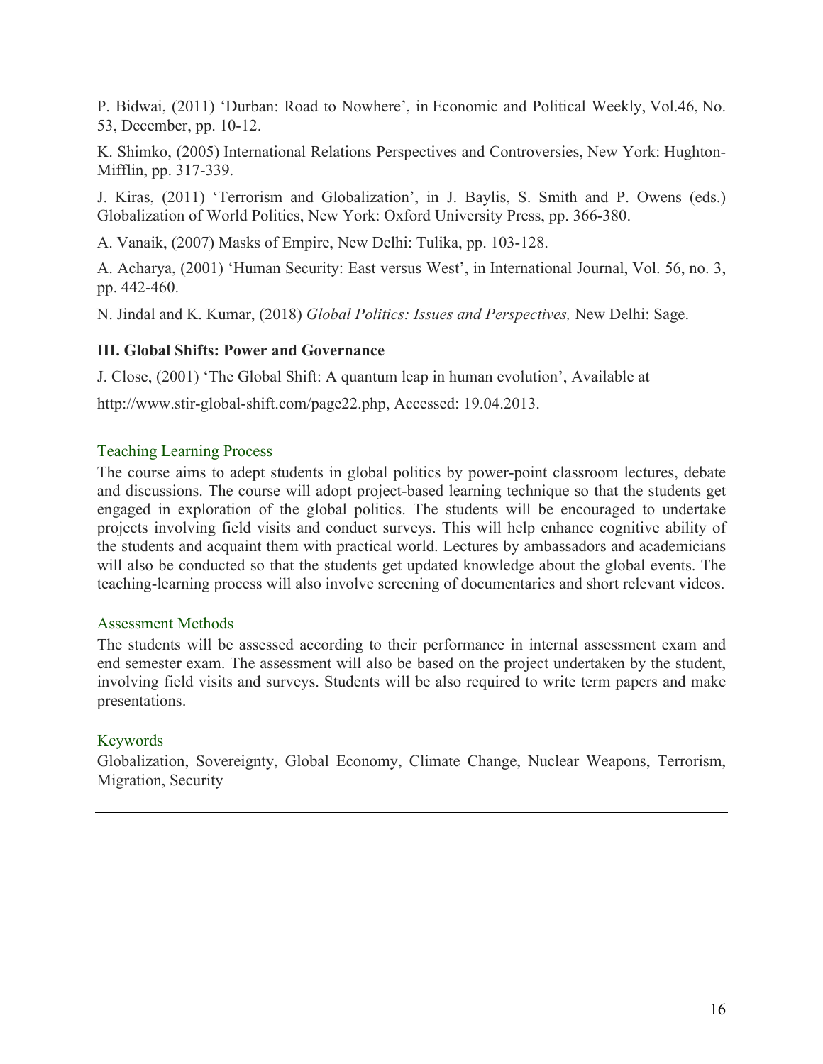P. Bidwai, (2011) 'Durban: Road to Nowhere', in Economic and Political Weekly, Vol.46, No. 53, December, pp. 10-12.

K. Shimko, (2005) International Relations Perspectives and Controversies, New York: Hughton-Mifflin, pp. 317-339.

J. Kiras, (2011) 'Terrorism and Globalization', in J. Baylis, S. Smith and P. Owens (eds.) Globalization of World Politics, New York: Oxford University Press, pp. 366-380.

A. Vanaik, (2007) Masks of Empire, New Delhi: Tulika, pp. 103-128.

A. Acharya, (2001) 'Human Security: East versus West', in International Journal, Vol. 56, no. 3, pp. 442-460.

N. Jindal and K. Kumar, (2018) *Global Politics: Issues and Perspectives,* New Delhi: Sage.

**III. Global Shifts: Power and Governance**

J. Close, (2001) 'The Global Shift: A quantum leap in human evolution', Available at

http://www.stir-global-shift.com/page22.php, Accessed: 19.04.2013.

### Teaching Learning Process

The course aims to adept students in global politics by power-point classroom lectures, debate and discussions. The course will adopt project-based learning technique so that the students get engaged in exploration of the global politics. The students will be encouraged to undertake projects involving field visits and conduct surveys. This will help enhance cognitive ability of the students and acquaint them with practical world. Lectures by ambassadors and academicians will also be conducted so that the students get updated knowledge about the global events. The teaching-learning process will also involve screening of documentaries and short relevant videos.

### Assessment Methods

The students will be assessed according to their performance in internal assessment exam and end semester exam. The assessment will also be based on the project undertaken by the student, involving field visits and surveys. Students will be also required to write term papers and make presentations.

### Keywords

Globalization, Sovereignty, Global Economy, Climate Change, Nuclear Weapons, Terrorism, Migration, Security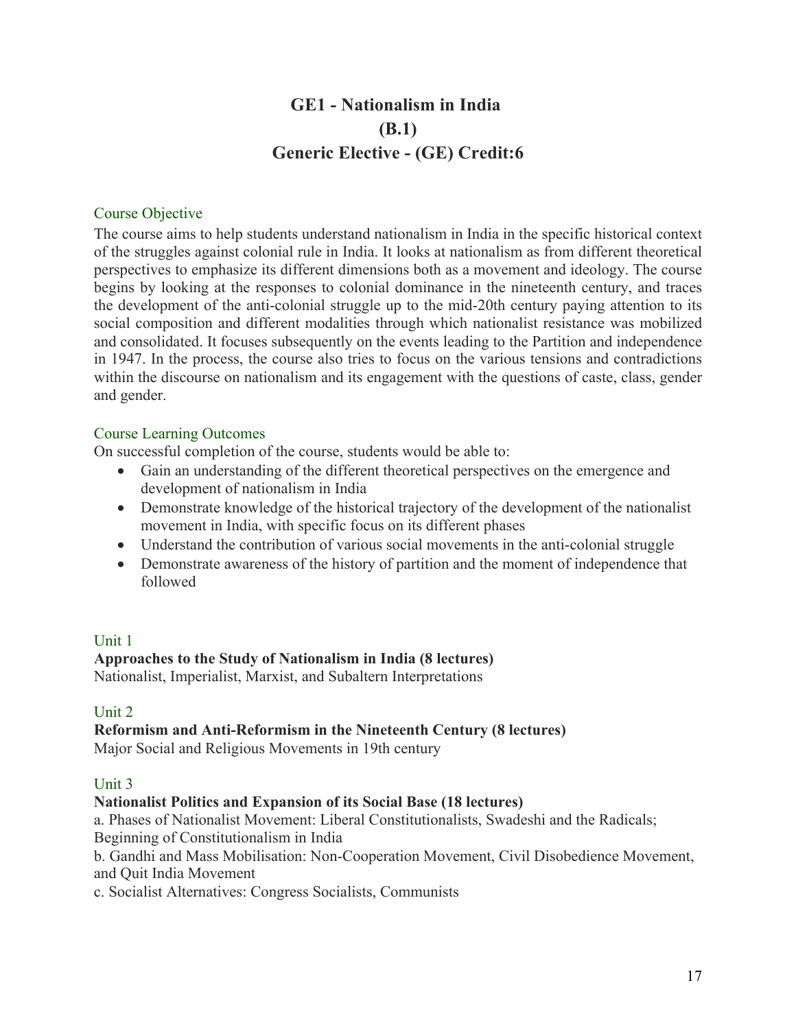# GE1 - Nationalism in India
# (B.1)
# Generic Elective - (GE) Credit:6

## Course Objective

The course aims to help students understand nationalism in India in the specific historical context of the struggles against colonial rule in India. It looks at nationalism as from different theoretical perspectives to emphasize its different dimensions both as a movement and ideology. The course begins by looking at the responses to colonial dominance in the nineteenth century, and traces the development of the anti-colonial struggle up to the mid-20th century paying attention to its social composition and different modalities through which nationalist resistance was mobilized and consolidated. It focuses subsequently on the events leading to the Partition and independence in 1947. In the process, the course also tries to focus on the various tensions and contradictions within the discourse on nationalism and its engagement with the questions of caste, class, gender and gender.

## Course Learning Outcomes

On successful completion of the course, students would be able to:

- Gain an understanding of the different theoretical perspectives on the emergence and development of nationalism in India
- Demonstrate knowledge of the historical trajectory of the development of the nationalist movement in India, with specific focus on its different phases
- Understand the contribution of various social movements in the anti-colonial struggle
- Demonstrate awareness of the history of partition and the moment of independence that followed

## Unit 1

**Approaches to the Study of Nationalism in India (8 lectures)**

Nationalist, Imperialist, Marxist, and Subaltern Interpretations

## Unit 2

**Reformism and Anti-Reformism in the Nineteenth Century (8 lectures)**

Major Social and Religious Movements in 19th century

## Unit 3

**Nationalist Politics and Expansion of its Social Base (18 lectures)**

a. Phases of Nationalist Movement: Liberal Constitutionalists, Swadeshi and the Radicals; Beginning of Constitutionalism in India

b. Gandhi and Mass Mobilisation: Non-Cooperation Movement, Civil Disobedience Movement, and Quit India Movement

c. Socialist Alternatives: Congress Socialists, Communists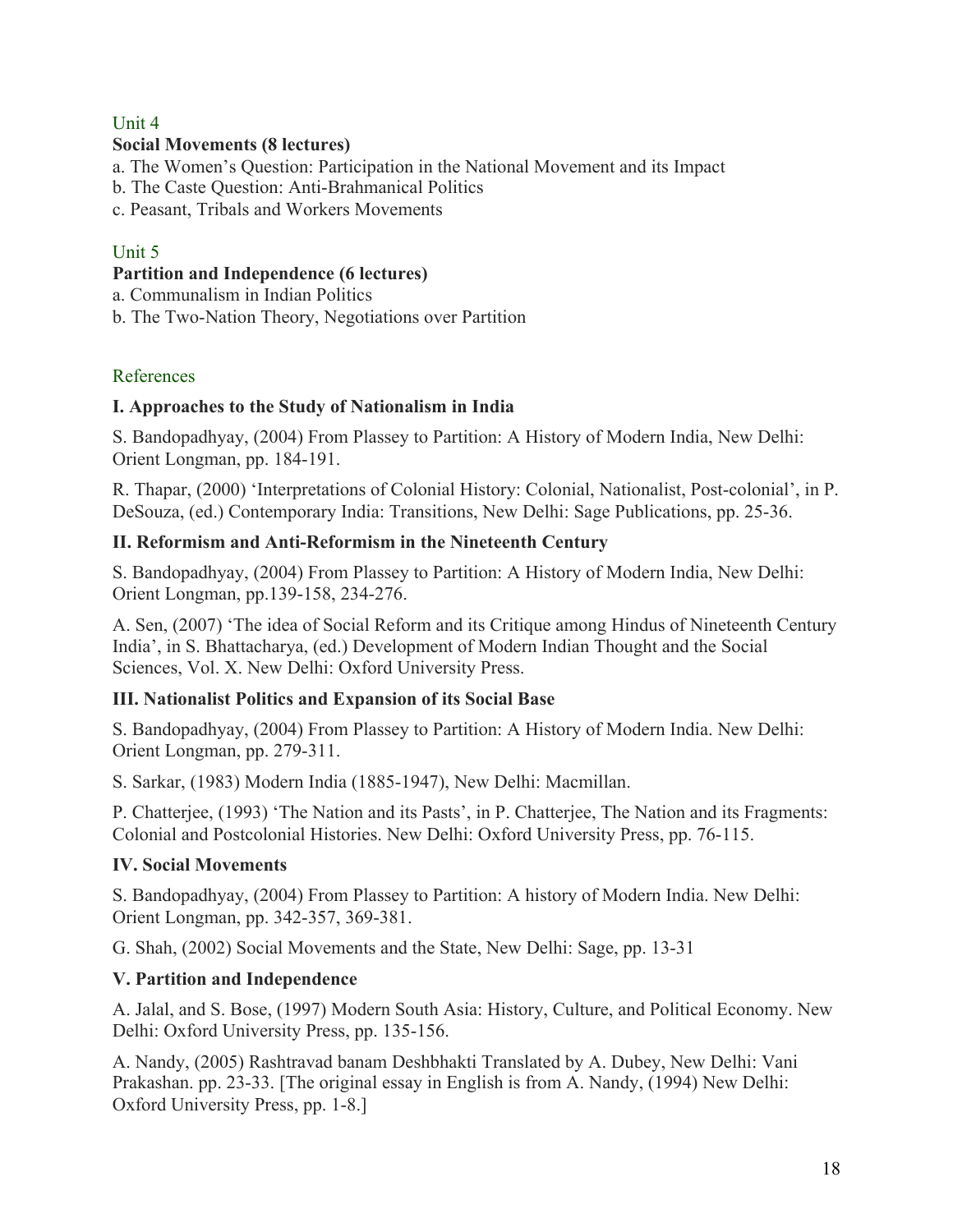## Unit 4

**Social Movements (8 lectures)**

a. The Women's Question: Participation in the National Movement and its Impact
b. The Caste Question: Anti-Brahmanical Politics
c. Peasant, Tribals and Workers Movements

## Unit 5

**Partition and Independence (6 lectures)**

a. Communalism in Indian Politics
b. The Two-Nation Theory, Negotiations over Partition

## References

### I. Approaches to the Study of Nationalism in India

S. Bandopadhyay, (2004) From Plassey to Partition: A History of Modern India, New Delhi: Orient Longman, pp. 184-191.

R. Thapar, (2000) 'Interpretations of Colonial History: Colonial, Nationalist, Post-colonial', in P. DeSouza, (ed.) Contemporary India: Transitions, New Delhi: Sage Publications, pp. 25-36.

### II. Reformism and Anti-Reformism in the Nineteenth Century

S. Bandopadhyay, (2004) From Plassey to Partition: A History of Modern India, New Delhi: Orient Longman, pp.139-158, 234-276.

A. Sen, (2007) 'The idea of Social Reform and its Critique among Hindus of Nineteenth Century India', in S. Bhattacharya, (ed.) Development of Modern Indian Thought and the Social Sciences, Vol. X. New Delhi: Oxford University Press.

### III. Nationalist Politics and Expansion of its Social Base

S. Bandopadhyay, (2004) From Plassey to Partition: A History of Modern India. New Delhi: Orient Longman, pp. 279-311.

S. Sarkar, (1983) Modern India (1885-1947), New Delhi: Macmillan.

P. Chatterjee, (1993) 'The Nation and its Pasts', in P. Chatterjee, The Nation and its Fragments: Colonial and Postcolonial Histories. New Delhi: Oxford University Press, pp. 76-115.

### IV. Social Movements

S. Bandopadhyay, (2004) From Plassey to Partition: A history of Modern India. New Delhi: Orient Longman, pp. 342-357, 369-381.

G. Shah, (2002) Social Movements and the State, New Delhi: Sage, pp. 13-31

### V. Partition and Independence

A. Jalal, and S. Bose, (1997) Modern South Asia: History, Culture, and Political Economy. New Delhi: Oxford University Press, pp. 135-156.

A. Nandy, (2005) Rashtravad banam Deshbhakti Translated by A. Dubey, New Delhi: Vani Prakashan. pp. 23-33. [The original essay in English is from A. Nandy, (1994) New Delhi: Oxford University Press, pp. 1-8.]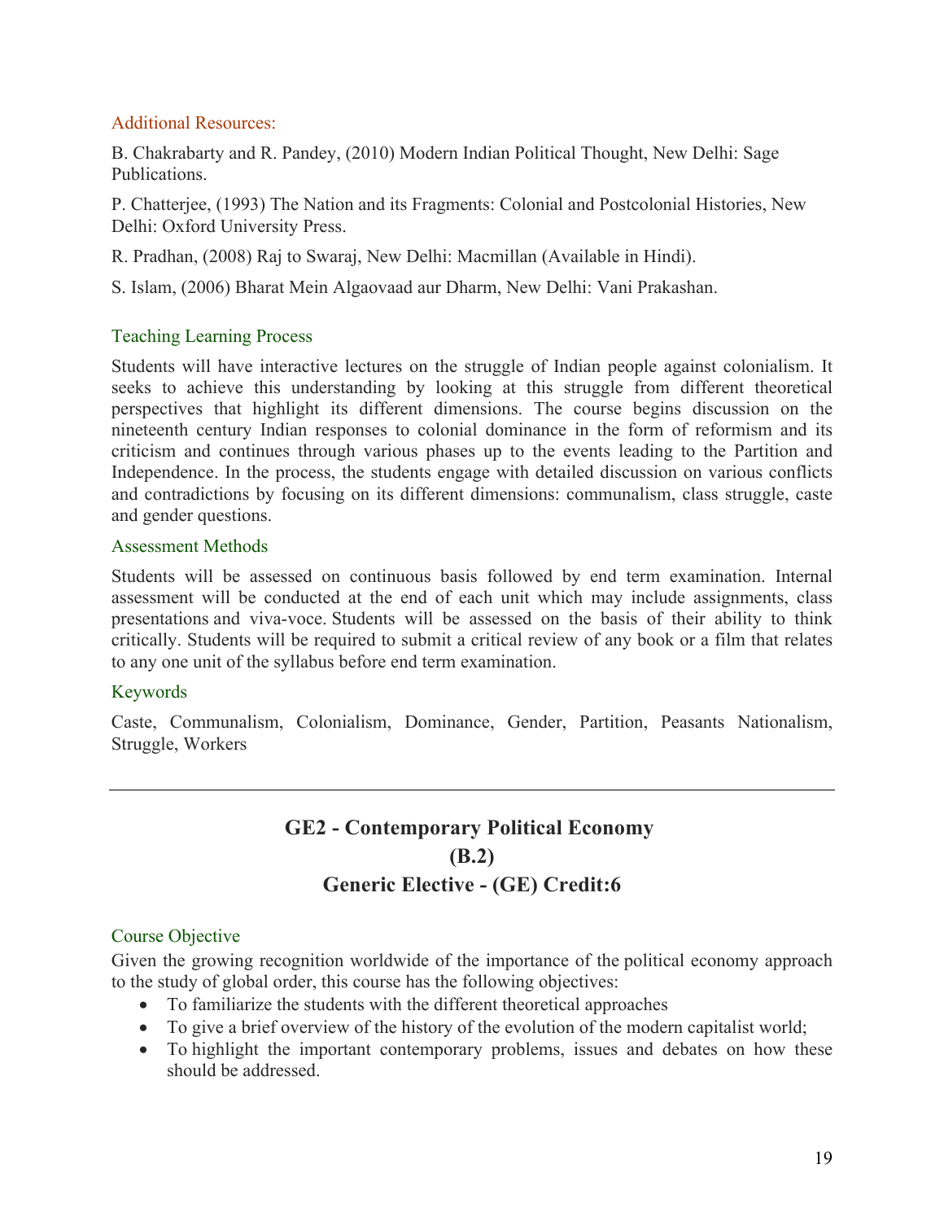### Additional Resources:

B. Chakrabarty and R. Pandey, (2010) Modern Indian Political Thought, New Delhi: Sage Publications.

P. Chatterjee, (1993) The Nation and its Fragments: Colonial and Postcolonial Histories, New Delhi: Oxford University Press.

R. Pradhan, (2008) Raj to Swaraj, New Delhi: Macmillan (Available in Hindi).

S. Islam, (2006) Bharat Mein Algaovaad aur Dharm, New Delhi: Vani Prakashan.

### Teaching Learning Process

Students will have interactive lectures on the struggle of Indian people against colonialism. It seeks to achieve this understanding by looking at this struggle from different theoretical perspectives that highlight its different dimensions. The course begins discussion on the nineteenth century Indian responses to colonial dominance in the form of reformism and its criticism and continues through various phases up to the events leading to the Partition and Independence. In the process, the students engage with detailed discussion on various conflicts and contradictions by focusing on its different dimensions: communalism, class struggle, caste and gender questions.

### Assessment Methods

Students will be assessed on continuous basis followed by end term examination. Internal assessment will be conducted at the end of each unit which may include assignments, class presentations and viva-voce. Students will be assessed on the basis of their ability to think critically. Students will be required to submit a critical review of any book or a film that relates to any one unit of the syllabus before end term examination.

### Keywords

Caste, Communalism, Colonialism, Dominance, Gender, Partition, Peasants Nationalism, Struggle, Workers

---

## GE2 - Contemporary Political Economy
## (B.2)
## Generic Elective - (GE) Credit:6

### Course Objective

Given the growing recognition worldwide of the importance of the political economy approach to the study of global order, this course has the following objectives:

- To familiarize the students with the different theoretical approaches
- To give a brief overview of the history of the evolution of the modern capitalist world;
- To highlight the important contemporary problems, issues and debates on how these should be addressed.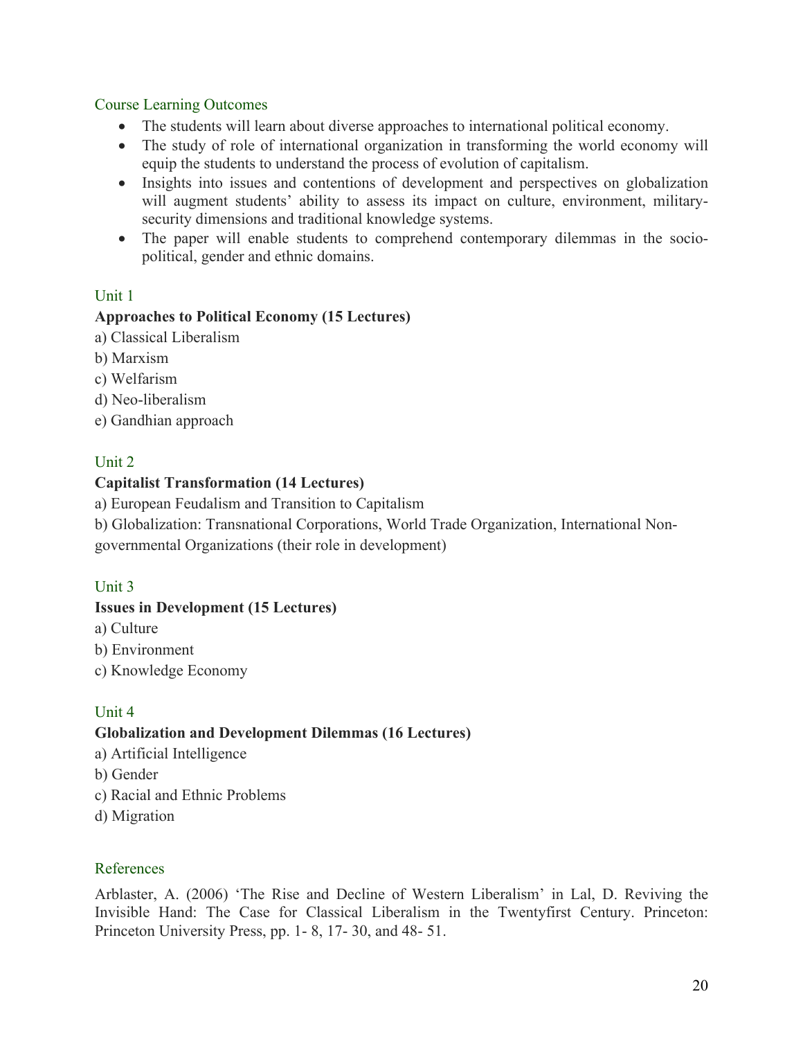## Course Learning Outcomes

- The students will learn about diverse approaches to international political economy.
- The study of role of international organization in transforming the world economy will equip the students to understand the process of evolution of capitalism.
- Insights into issues and contentions of development and perspectives on globalization will augment students' ability to assess its impact on culture, environment, military-security dimensions and traditional knowledge systems.
- The paper will enable students to comprehend contemporary dilemmas in the socio-political, gender and ethnic domains.

## Unit 1

**Approaches to Political Economy (15 Lectures)**

a) Classical Liberalism

b) Marxism

c) Welfarism

d) Neo-liberalism

e) Gandhian approach

## Unit 2

**Capitalist Transformation (14 Lectures)**

a) European Feudalism and Transition to Capitalism

b) Globalization: Transnational Corporations, World Trade Organization, International Non-governmental Organizations (their role in development)

## Unit 3

**Issues in Development (15 Lectures)**

a) Culture

b) Environment

c) Knowledge Economy

## Unit 4

**Globalization and Development Dilemmas (16 Lectures)**

a) Artificial Intelligence

b) Gender

c) Racial and Ethnic Problems

d) Migration

## References

Arblaster, A. (2006) 'The Rise and Decline of Western Liberalism' in Lal, D. Reviving the Invisible Hand: The Case for Classical Liberalism in the Twentyfirst Century. Princeton: Princeton University Press, pp. 1- 8, 17- 30, and 48- 51.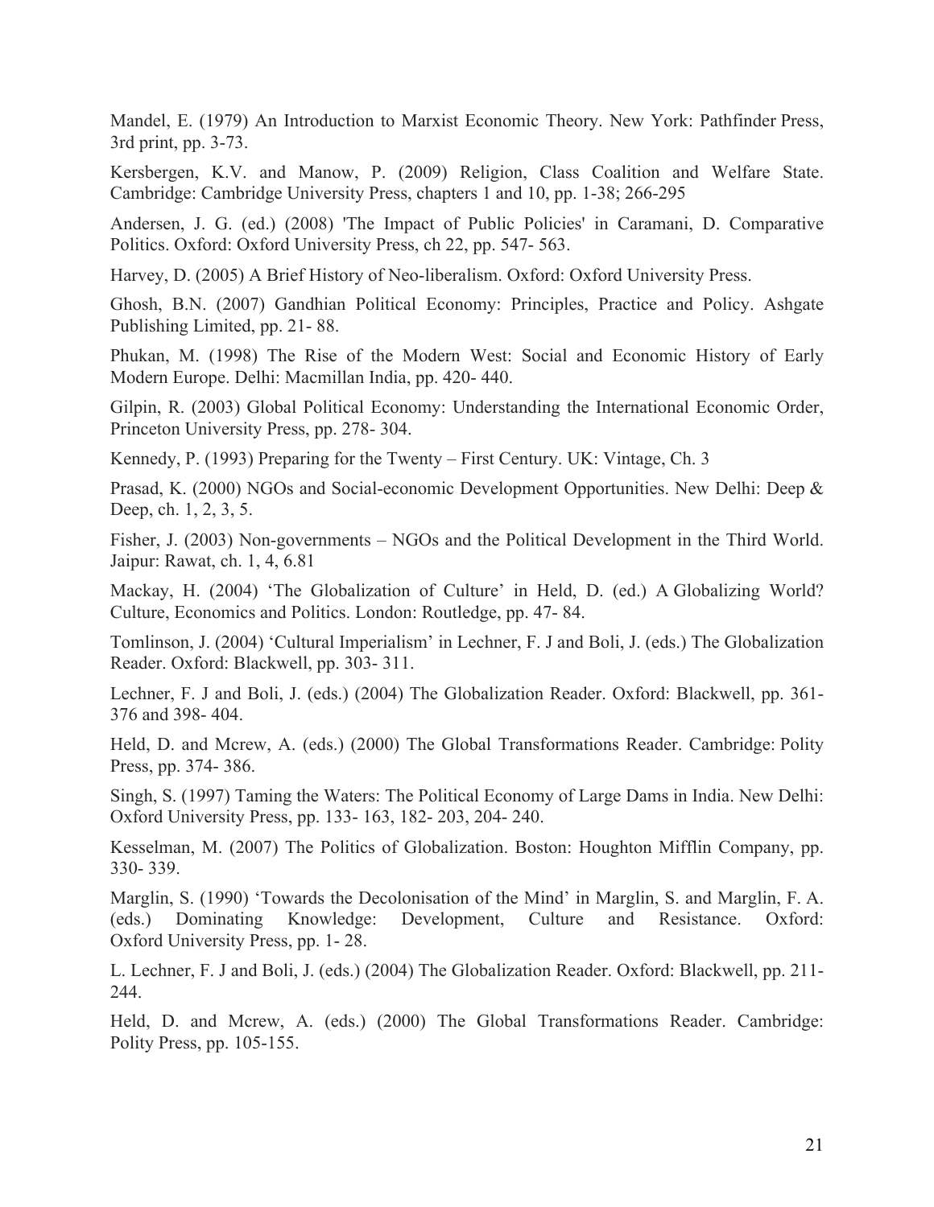Mandel, E. (1979) An Introduction to Marxist Economic Theory. New York: Pathfinder Press, 3rd print, pp. 3-73.

Kersbergen, K.V. and Manow, P. (2009) Religion, Class Coalition and Welfare State. Cambridge: Cambridge University Press, chapters 1 and 10, pp. 1-38; 266-295

Andersen, J. G. (ed.) (2008) 'The Impact of Public Policies' in Caramani, D. Comparative Politics. Oxford: Oxford University Press, ch 22, pp. 547- 563.

Harvey, D. (2005) A Brief History of Neo-liberalism. Oxford: Oxford University Press.

Ghosh, B.N. (2007) Gandhian Political Economy: Principles, Practice and Policy. Ashgate Publishing Limited, pp. 21- 88.

Phukan, M. (1998) The Rise of the Modern West: Social and Economic History of Early Modern Europe. Delhi: Macmillan India, pp. 420- 440.

Gilpin, R. (2003) Global Political Economy: Understanding the International Economic Order, Princeton University Press, pp. 278- 304.

Kennedy, P. (1993) Preparing for the Twenty – First Century. UK: Vintage, Ch. 3

Prasad, K. (2000) NGOs and Social-economic Development Opportunities. New Delhi: Deep & Deep, ch. 1, 2, 3, 5.

Fisher, J. (2003) Non-governments – NGOs and the Political Development in the Third World. Jaipur: Rawat, ch. 1, 4, 6.81

Mackay, H. (2004) 'The Globalization of Culture' in Held, D. (ed.) A Globalizing World? Culture, Economics and Politics. London: Routledge, pp. 47- 84.

Tomlinson, J. (2004) 'Cultural Imperialism' in Lechner, F. J and Boli, J. (eds.) The Globalization Reader. Oxford: Blackwell, pp. 303- 311.

Lechner, F. J and Boli, J. (eds.) (2004) The Globalization Reader. Oxford: Blackwell, pp. 361- 376 and 398- 404.

Held, D. and Mcrew, A. (eds.) (2000) The Global Transformations Reader. Cambridge: Polity Press, pp. 374- 386.

Singh, S. (1997) Taming the Waters: The Political Economy of Large Dams in India. New Delhi: Oxford University Press, pp. 133- 163, 182- 203, 204- 240.

Kesselman, M. (2007) The Politics of Globalization. Boston: Houghton Mifflin Company, pp. 330- 339.

Marglin, S. (1990) 'Towards the Decolonisation of the Mind' in Marglin, S. and Marglin, F. A. (eds.) Dominating Knowledge: Development, Culture and Resistance. Oxford: Oxford University Press, pp. 1- 28.

L. Lechner, F. J and Boli, J. (eds.) (2004) The Globalization Reader. Oxford: Blackwell, pp. 211- 244.

Held, D. and Mcrew, A. (eds.) (2000) The Global Transformations Reader. Cambridge: Polity Press, pp. 105-155.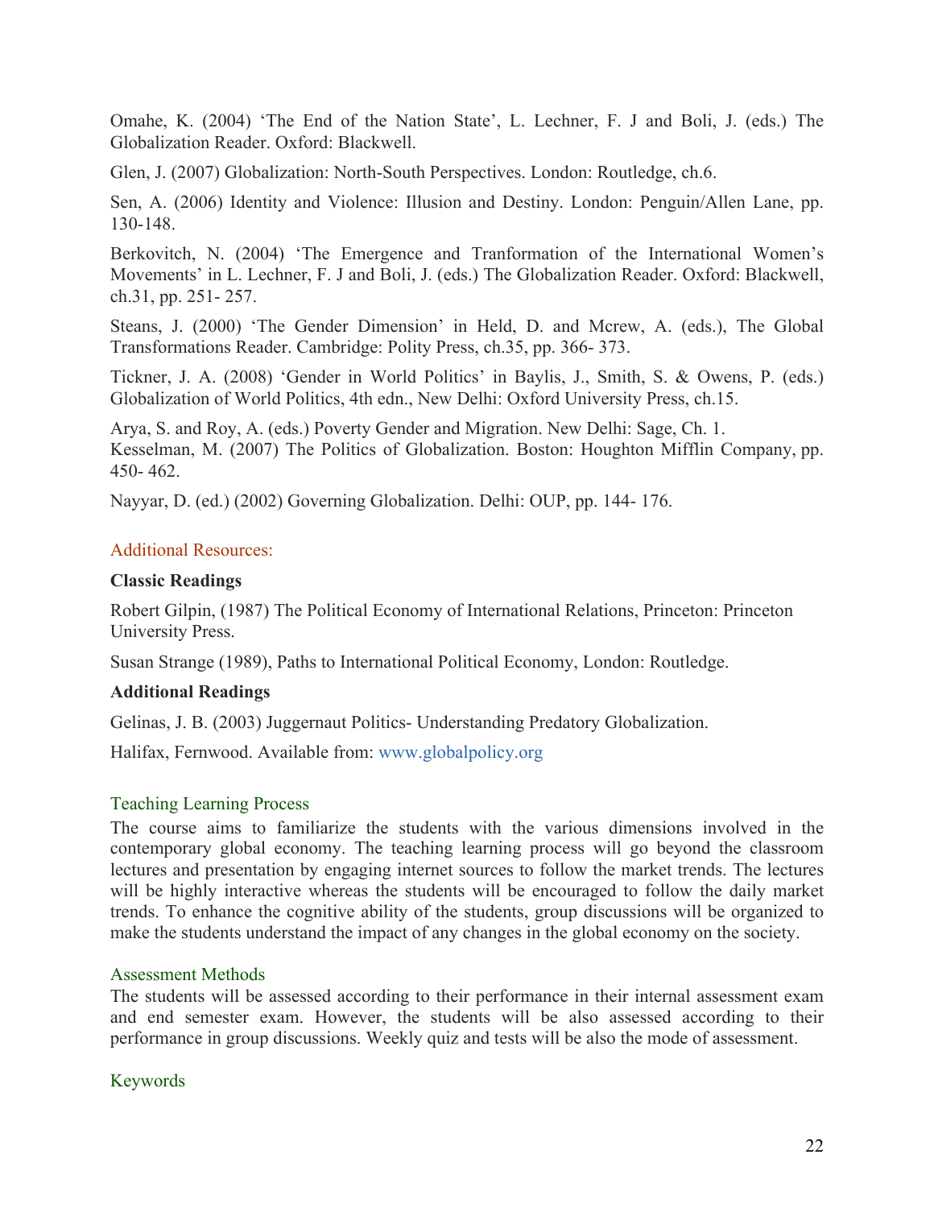Omahe, K. (2004) 'The End of the Nation State', L. Lechner, F. J and Boli, J. (eds.) The Globalization Reader. Oxford: Blackwell.

Glen, J. (2007) Globalization: North-South Perspectives. London: Routledge, ch.6.

Sen, A. (2006) Identity and Violence: Illusion and Destiny. London: Penguin/Allen Lane, pp. 130-148.

Berkovitch, N. (2004) 'The Emergence and Tranformation of the International Women's Movements' in L. Lechner, F. J and Boli, J. (eds.) The Globalization Reader. Oxford: Blackwell, ch.31, pp. 251- 257.

Steans, J. (2000) 'The Gender Dimension' in Held, D. and Mcrew, A. (eds.), The Global Transformations Reader. Cambridge: Polity Press, ch.35, pp. 366- 373.

Tickner, J. A. (2008) 'Gender in World Politics' in Baylis, J., Smith, S. & Owens, P. (eds.) Globalization of World Politics, 4th edn., New Delhi: Oxford University Press, ch.15.

Arya, S. and Roy, A. (eds.) Poverty Gender and Migration. New Delhi: Sage, Ch. 1.
Kesselman, M. (2007) The Politics of Globalization. Boston: Houghton Mifflin Company, pp. 450- 462.

Nayyar, D. (ed.) (2002) Governing Globalization. Delhi: OUP, pp. 144- 176.

### Additional Resources:

**Classic Readings**

Robert Gilpin, (1987) The Political Economy of International Relations, Princeton: Princeton University Press.

Susan Strange (1989), Paths to International Political Economy, London: Routledge.

**Additional Readings**

Gelinas, J. B. (2003) Juggernaut Politics- Understanding Predatory Globalization.

Halifax, Fernwood. Available from: www.globalpolicy.org

### Teaching Learning Process

The course aims to familiarize the students with the various dimensions involved in the contemporary global economy. The teaching learning process will go beyond the classroom lectures and presentation by engaging internet sources to follow the market trends. The lectures will be highly interactive whereas the students will be encouraged to follow the daily market trends. To enhance the cognitive ability of the students, group discussions will be organized to make the students understand the impact of any changes in the global economy on the society.

### Assessment Methods

The students will be assessed according to their performance in their internal assessment exam and end semester exam. However, the students will be also assessed according to their performance in group discussions. Weekly quiz and tests will be also the mode of assessment.

### Keywords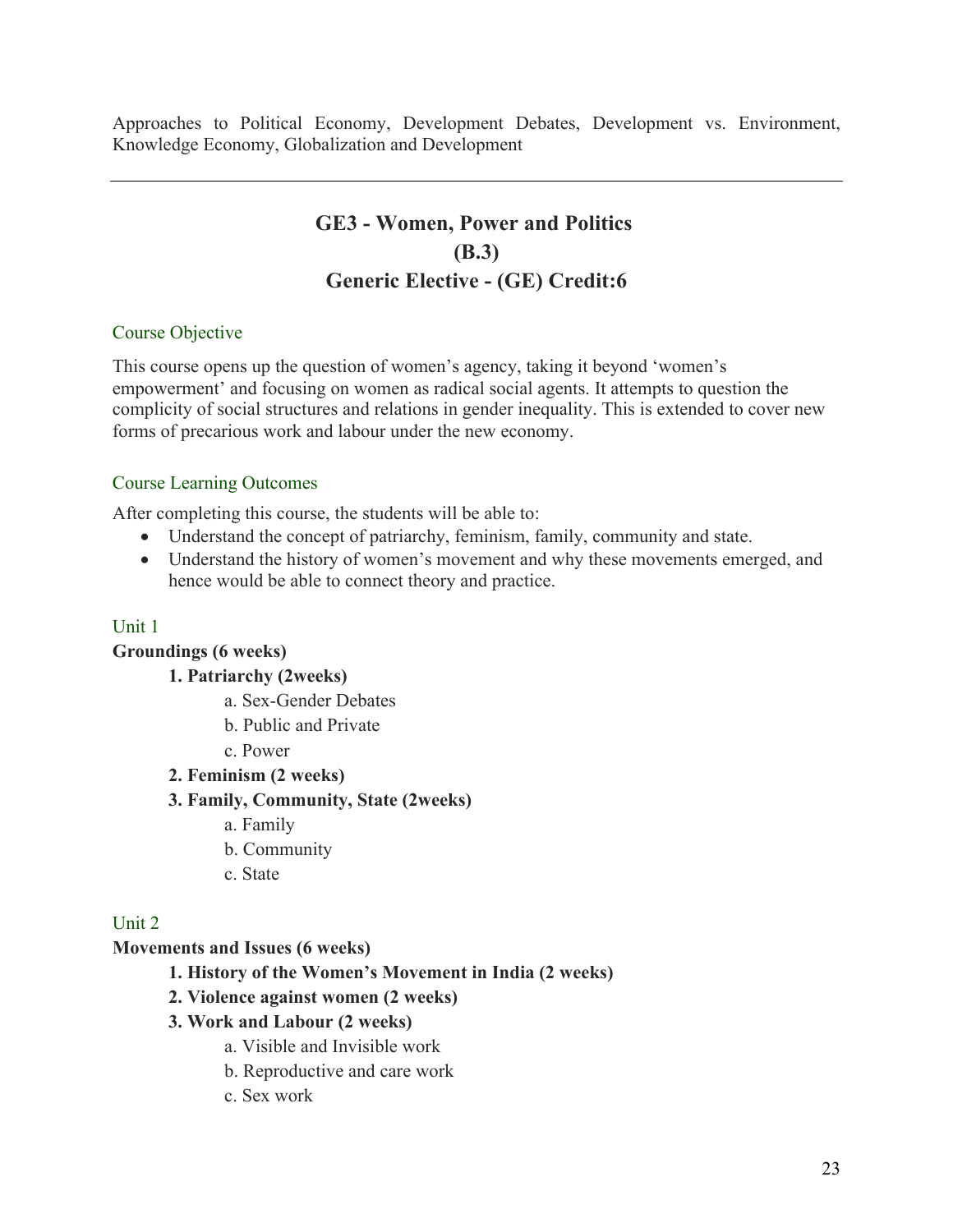Approaches to Political Economy, Development Debates, Development vs. Environment, Knowledge Economy, Globalization and Development

---

## GE3 - Women, Power and Politics
## (B.3)
## Generic Elective - (GE) Credit:6

### Course Objective

This course opens up the question of women's agency, taking it beyond 'women's empowerment' and focusing on women as radical social agents. It attempts to question the complicity of social structures and relations in gender inequality. This is extended to cover new forms of precarious work and labour under the new economy.

### Course Learning Outcomes

After completing this course, the students will be able to:

- Understand the concept of patriarchy, feminism, family, community and state.
- Understand the history of women's movement and why these movements emerged, and hence would be able to connect theory and practice.

### Unit 1

**Groundings (6 weeks)**

1. **Patriarchy (2weeks)**
   - a. Sex-Gender Debates
   - b. Public and Private
   - c. Power
2. **Feminism (2 weeks)**
3. **Family, Community, State (2weeks)**
   - a. Family
   - b. Community
   - c. State

### Unit 2

**Movements and Issues (6 weeks)**

1. **History of the Women's Movement in India (2 weeks)**
2. **Violence against women (2 weeks)**
3. **Work and Labour (2 weeks)**
   - a. Visible and Invisible work
   - b. Reproductive and care work
   - c. Sex work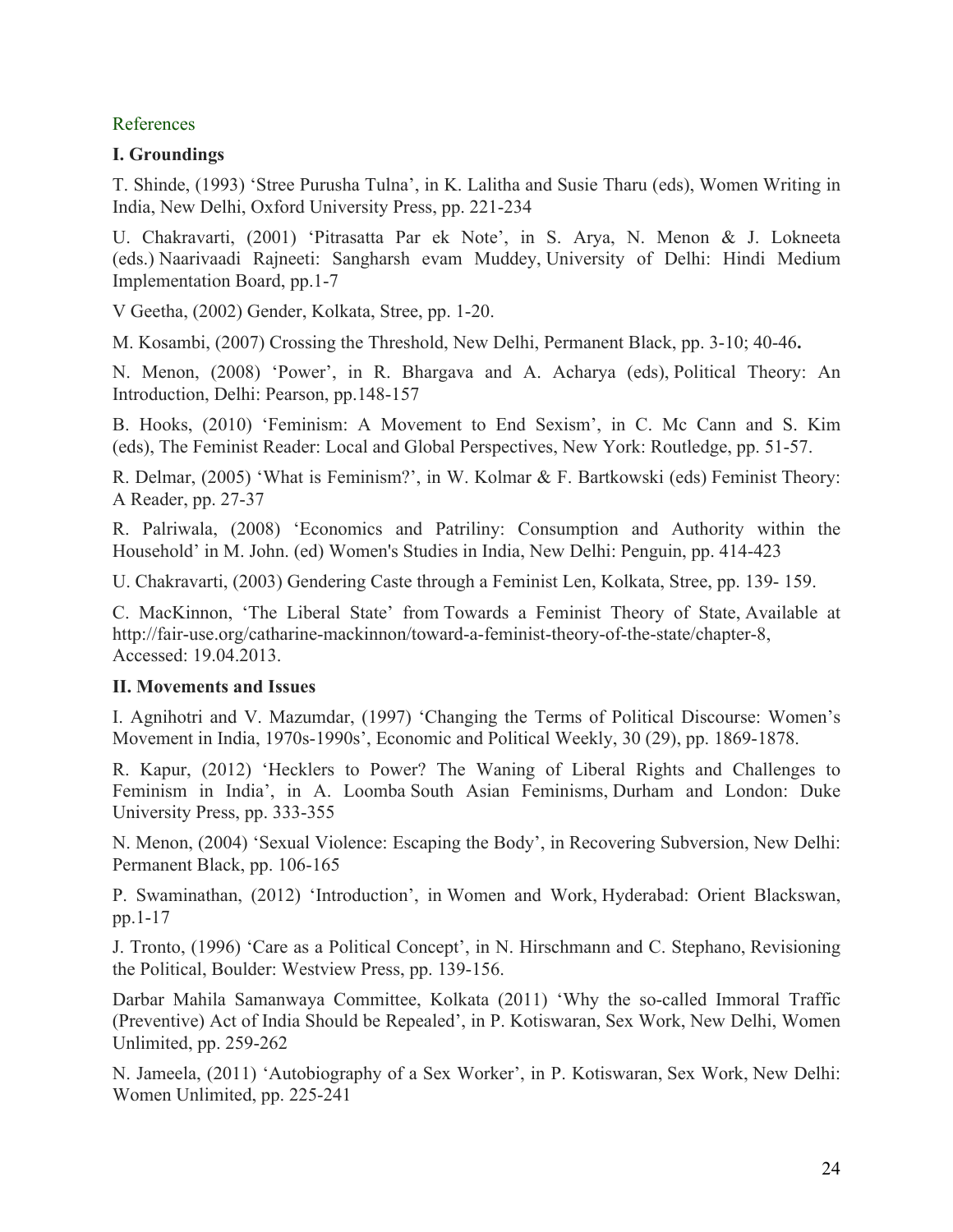References

**I. Groundings**

T. Shinde, (1993) 'Stree Purusha Tulna', in K. Lalitha and Susie Tharu (eds), Women Writing in India, New Delhi, Oxford University Press, pp. 221-234

U. Chakravarti, (2001) 'Pitrasatta Par ek Note', in S. Arya, N. Menon & J. Lokneeta (eds.) Naarivaadi Rajneeti: Sangharsh evam Muddey, University of Delhi: Hindi Medium Implementation Board, pp.1-7

V Geetha, (2002) Gender, Kolkata, Stree, pp. 1-20.

M. Kosambi, (2007) Crossing the Threshold, New Delhi, Permanent Black, pp. 3-10; 40-46**.**

N. Menon, (2008) 'Power', in R. Bhargava and A. Acharya (eds), Political Theory: An Introduction, Delhi: Pearson, pp.148-157

B. Hooks, (2010) 'Feminism: A Movement to End Sexism', in C. Mc Cann and S. Kim (eds), The Feminist Reader: Local and Global Perspectives, New York: Routledge, pp. 51-57.

R. Delmar, (2005) 'What is Feminism?', in W. Kolmar & F. Bartkowski (eds) Feminist Theory: A Reader, pp. 27-37

R. Palriwala, (2008) 'Economics and Patriliny: Consumption and Authority within the Household' in M. John. (ed) Women's Studies in India, New Delhi: Penguin, pp. 414-423

U. Chakravarti, (2003) Gendering Caste through a Feminist Len, Kolkata, Stree, pp. 139- 159.

C. MacKinnon, 'The Liberal State' from Towards a Feminist Theory of State, Available at http://fair-use.org/catharine-mackinnon/toward-a-feminist-theory-of-the-state/chapter-8, Accessed: 19.04.2013.

**II. Movements and Issues**

I. Agnihotri and V. Mazumdar, (1997) 'Changing the Terms of Political Discourse: Women's Movement in India, 1970s-1990s', Economic and Political Weekly, 30 (29), pp. 1869-1878.

R. Kapur, (2012) 'Hecklers to Power? The Waning of Liberal Rights and Challenges to Feminism in India', in A. Loomba South Asian Feminisms, Durham and London: Duke University Press, pp. 333-355

N. Menon, (2004) 'Sexual Violence: Escaping the Body', in Recovering Subversion, New Delhi: Permanent Black, pp. 106-165

P. Swaminathan, (2012) 'Introduction', in Women and Work, Hyderabad: Orient Blackswan, pp.1-17

J. Tronto, (1996) 'Care as a Political Concept', in N. Hirschmann and C. Stephano, Revisioning the Political, Boulder: Westview Press, pp. 139-156.

Darbar Mahila Samanwaya Committee, Kolkata (2011) 'Why the so-called Immoral Traffic (Preventive) Act of India Should be Repealed', in P. Kotiswaran, Sex Work, New Delhi, Women Unlimited, pp. 259-262

N. Jameela, (2011) 'Autobiography of a Sex Worker', in P. Kotiswaran, Sex Work, New Delhi: Women Unlimited, pp. 225-241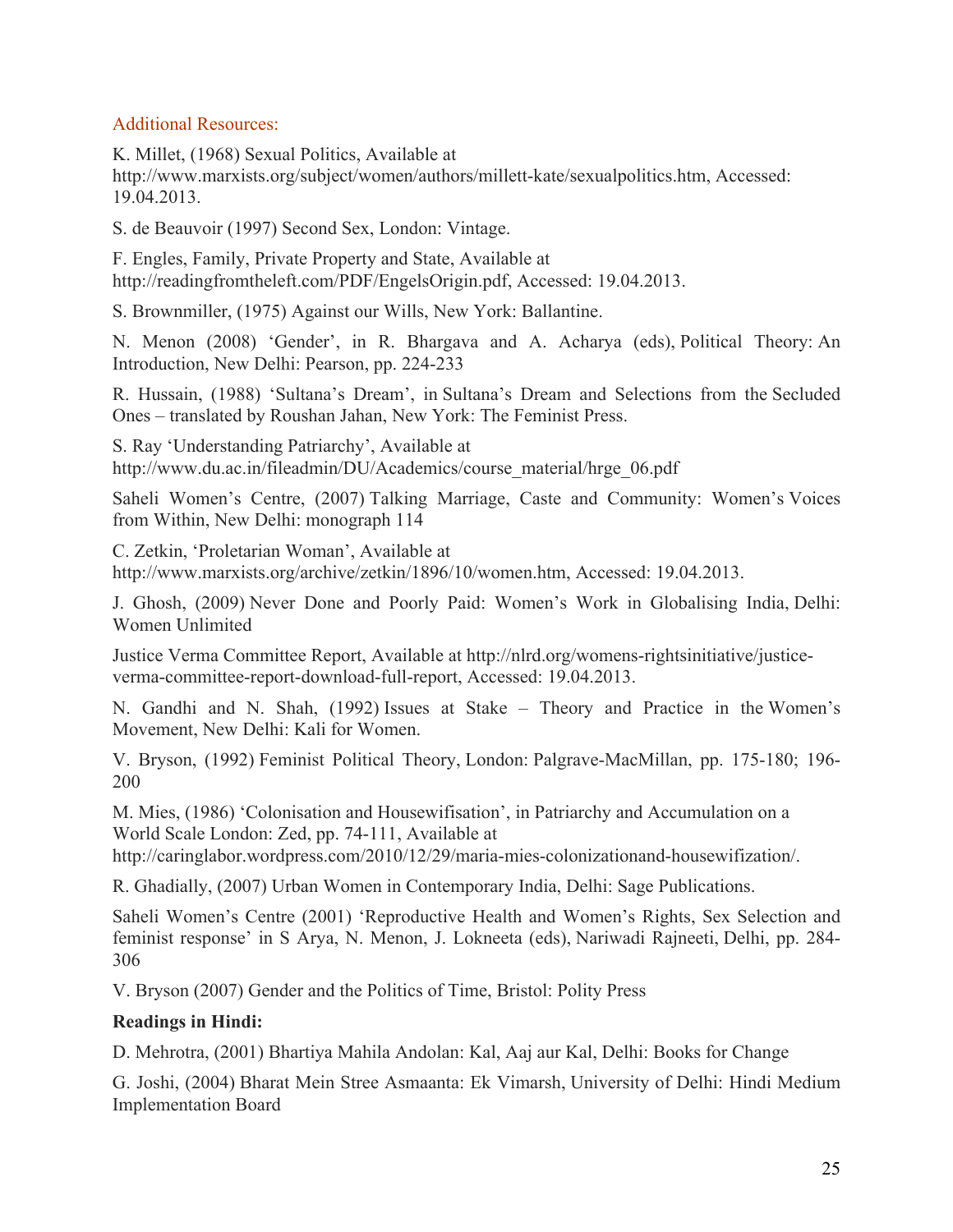## Additional Resources:

K. Millet, (1968) Sexual Politics, Available at http://www.marxists.org/subject/women/authors/millett-kate/sexualpolitics.htm, Accessed: 19.04.2013.

S. de Beauvoir (1997) Second Sex, London: Vintage.

F. Engles, Family, Private Property and State, Available at http://readingfromtheleft.com/PDF/EngelsOrigin.pdf, Accessed: 19.04.2013.

S. Brownmiller, (1975) Against our Wills, New York: Ballantine.

N. Menon (2008) 'Gender', in R. Bhargava and A. Acharya (eds), Political Theory: An Introduction, New Delhi: Pearson, pp. 224-233

R. Hussain, (1988) 'Sultana's Dream', in Sultana's Dream and Selections from the Secluded Ones – translated by Roushan Jahan, New York: The Feminist Press.

S. Ray 'Understanding Patriarchy', Available at http://www.du.ac.in/fileadmin/DU/Academics/course_material/hrge_06.pdf

Saheli Women's Centre, (2007) Talking Marriage, Caste and Community: Women's Voices from Within, New Delhi: monograph 114

C. Zetkin, 'Proletarian Woman', Available at http://www.marxists.org/archive/zetkin/1896/10/women.htm, Accessed: 19.04.2013.

J. Ghosh, (2009) Never Done and Poorly Paid: Women's Work in Globalising India, Delhi: Women Unlimited

Justice Verma Committee Report, Available at http://nlrd.org/womens-rightsinitiative/justice-verma-committee-report-download-full-report, Accessed: 19.04.2013.

N. Gandhi and N. Shah, (1992) Issues at Stake – Theory and Practice in the Women's Movement, New Delhi: Kali for Women.

V. Bryson, (1992) Feminist Political Theory, London: Palgrave-MacMillan, pp. 175-180; 196-200

M. Mies, (1986) 'Colonisation and Housewifisation', in Patriarchy and Accumulation on a World Scale London: Zed, pp. 74-111, Available at http://caringlabor.wordpress.com/2010/12/29/maria-mies-colonizationand-housewifization/.

R. Ghadially, (2007) Urban Women in Contemporary India, Delhi: Sage Publications.

Saheli Women's Centre (2001) 'Reproductive Health and Women's Rights, Sex Selection and feminist response' in S Arya, N. Menon, J. Lokneeta (eds), Nariwadi Rajneeti, Delhi, pp. 284-306

V. Bryson (2007) Gender and the Politics of Time, Bristol: Polity Press

**Readings in Hindi:**

D. Mehrotra, (2001) Bhartiya Mahila Andolan: Kal, Aaj aur Kal, Delhi: Books for Change

G. Joshi, (2004) Bharat Mein Stree Asmaanta: Ek Vimarsh, University of Delhi: Hindi Medium Implementation Board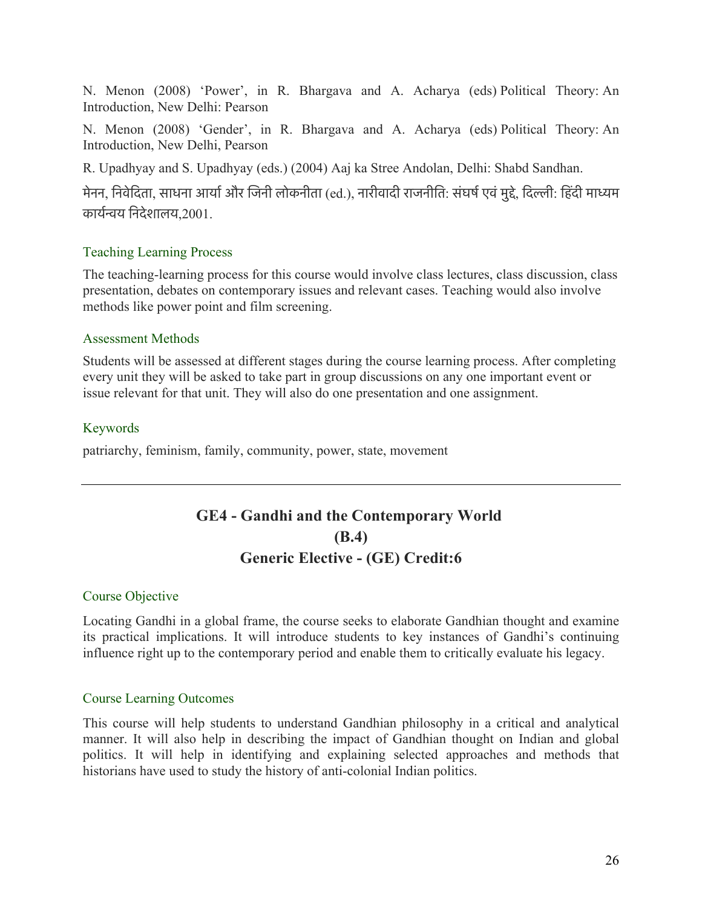N. Menon (2008) 'Power', in R. Bhargava and A. Acharya (eds) Political Theory: An Introduction, New Delhi: Pearson

N. Menon (2008) 'Gender', in R. Bhargava and A. Acharya (eds) Political Theory: An Introduction, New Delhi, Pearson

R. Upadhyay and S. Upadhyay (eds.) (2004) Aaj ka Stree Andolan, Delhi: Shabd Sandhan.

मेनन, निवेदिता, साधना आर्या और जिनी लोकनीता (ed.), नारीवादी राजनीति: संघर्ष एवं मुद्दे, दिल्ली: हिंदी माध्यम कार्यन्वय निदेशालय,2001.

### Teaching Learning Process

The teaching-learning process for this course would involve class lectures, class discussion, class presentation, debates on contemporary issues and relevant cases. Teaching would also involve methods like power point and film screening.

### Assessment Methods

Students will be assessed at different stages during the course learning process. After completing every unit they will be asked to take part in group discussions on any one important event or issue relevant for that unit. They will also do one presentation and one assignment.

### Keywords

patriarchy, feminism, family, community, power, state, movement

---

## GE4 - Gandhi and the Contemporary World
## (B.4)
## Generic Elective - (GE) Credit:6

### Course Objective

Locating Gandhi in a global frame, the course seeks to elaborate Gandhian thought and examine its practical implications. It will introduce students to key instances of Gandhi's continuing influence right up to the contemporary period and enable them to critically evaluate his legacy.

### Course Learning Outcomes

This course will help students to understand Gandhian philosophy in a critical and analytical manner. It will also help in describing the impact of Gandhian thought on Indian and global politics. It will help in identifying and explaining selected approaches and methods that historians have used to study the history of anti-colonial Indian politics.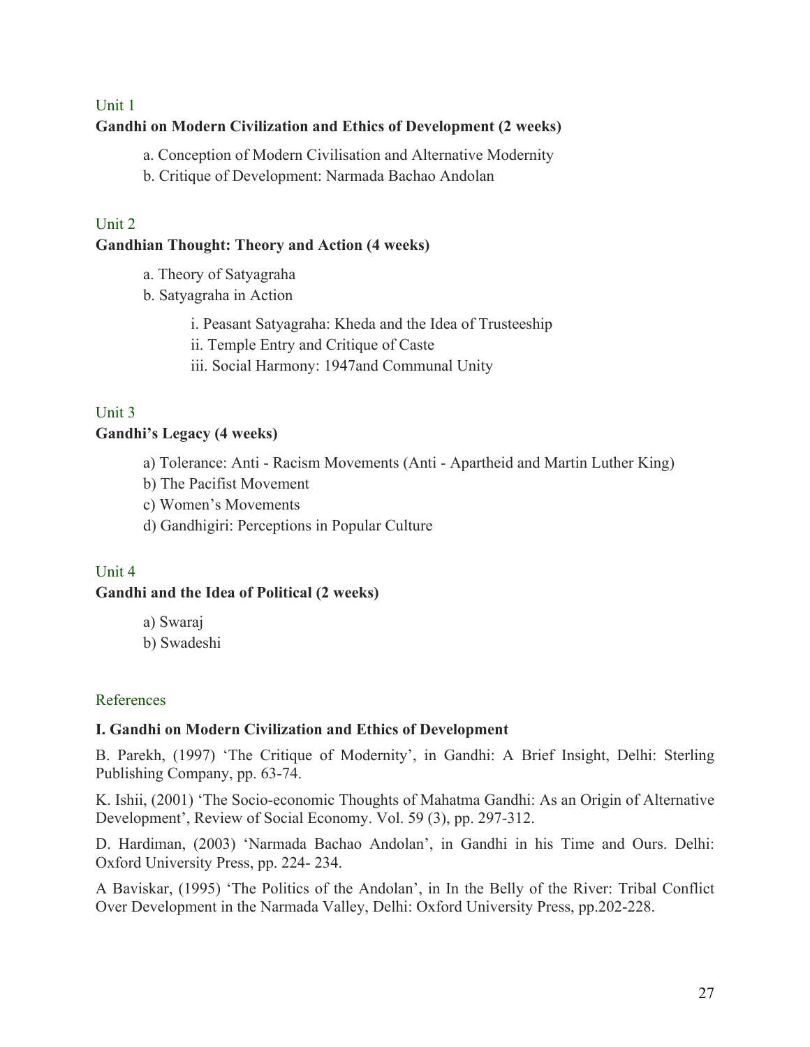Unit 1

**Gandhi on Modern Civilization and Ethics of Development (2 weeks)**

a. Conception of Modern Civilisation and Alternative Modernity

b. Critique of Development: Narmada Bachao Andolan

Unit 2

**Gandhian Thought: Theory and Action (4 weeks)**

a. Theory of Satyagraha

b. Satyagraha in Action

i. Peasant Satyagraha: Kheda and the Idea of Trusteeship

ii. Temple Entry and Critique of Caste

iii. Social Harmony: 1947and Communal Unity

Unit 3

**Gandhi's Legacy (4 weeks)**

a) Tolerance: Anti - Racism Movements (Anti - Apartheid and Martin Luther King)

b) The Pacifist Movement

c) Women's Movements

d) Gandhigiri: Perceptions in Popular Culture

Unit 4

**Gandhi and the Idea of Political (2 weeks)**

a) Swaraj

b) Swadeshi

References

**I. Gandhi on Modern Civilization and Ethics of Development**

B. Parekh, (1997) 'The Critique of Modernity', in Gandhi: A Brief Insight, Delhi: Sterling Publishing Company, pp. 63-74.

K. Ishii, (2001) 'The Socio-economic Thoughts of Mahatma Gandhi: As an Origin of Alternative Development', Review of Social Economy. Vol. 59 (3), pp. 297-312.

D. Hardiman, (2003) 'Narmada Bachao Andolan', in Gandhi in his Time and Ours. Delhi: Oxford University Press, pp. 224- 234.

A Baviskar, (1995) 'The Politics of the Andolan', in In the Belly of the River: Tribal Conflict Over Development in the Narmada Valley, Delhi: Oxford University Press, pp.202-228.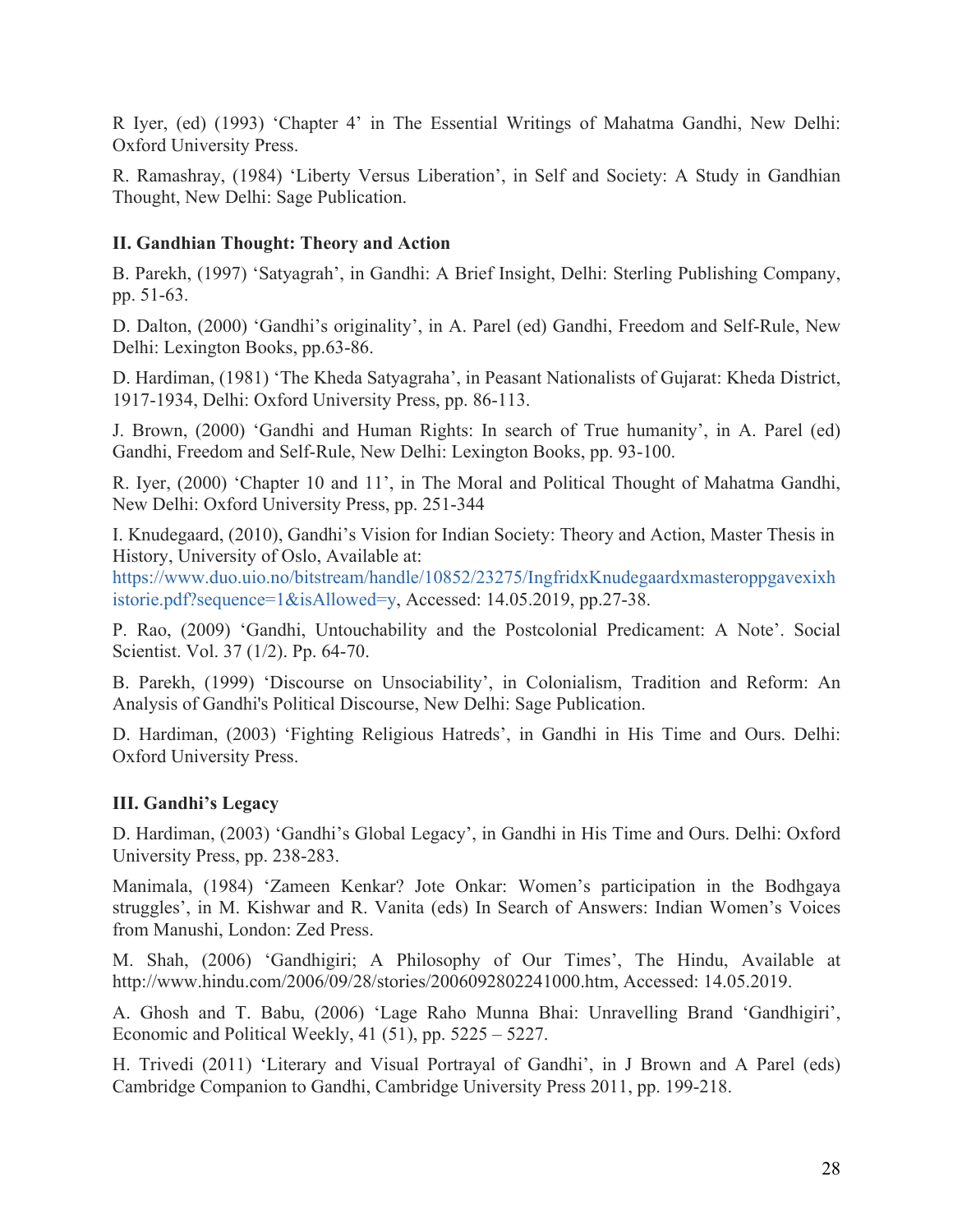R Iyer, (ed) (1993) 'Chapter 4' in The Essential Writings of Mahatma Gandhi, New Delhi: Oxford University Press.

R. Ramashray, (1984) 'Liberty Versus Liberation', in Self and Society: A Study in Gandhian Thought, New Delhi: Sage Publication.

**II. Gandhian Thought: Theory and Action**

B. Parekh, (1997) 'Satyagrah', in Gandhi: A Brief Insight, Delhi: Sterling Publishing Company, pp. 51-63.

D. Dalton, (2000) 'Gandhi's originality', in A. Parel (ed) Gandhi, Freedom and Self-Rule, New Delhi: Lexington Books, pp.63-86.

D. Hardiman, (1981) 'The Kheda Satyagraha', in Peasant Nationalists of Gujarat: Kheda District, 1917-1934, Delhi: Oxford University Press, pp. 86-113.

J. Brown, (2000) 'Gandhi and Human Rights: In search of True humanity', in A. Parel (ed) Gandhi, Freedom and Self-Rule, New Delhi: Lexington Books, pp. 93-100.

R. Iyer, (2000) 'Chapter 10 and 11', in The Moral and Political Thought of Mahatma Gandhi, New Delhi: Oxford University Press, pp. 251-344

I. Knudegaard, (2010), Gandhi's Vision for Indian Society: Theory and Action, Master Thesis in History, University of Oslo, Available at: https://www.duo.uio.no/bitstream/handle/10852/23275/IngfridxKnudegaardxmasteroppgavexixhistorie.pdf?sequence=1&isAllowed=y, Accessed: 14.05.2019, pp.27-38.

P. Rao, (2009) 'Gandhi, Untouchability and the Postcolonial Predicament: A Note'. Social Scientist. Vol. 37 (1/2). Pp. 64-70.

B. Parekh, (1999) 'Discourse on Unsociability', in Colonialism, Tradition and Reform: An Analysis of Gandhi's Political Discourse, New Delhi: Sage Publication.

D. Hardiman, (2003) 'Fighting Religious Hatreds', in Gandhi in His Time and Ours. Delhi: Oxford University Press.

**III. Gandhi's Legacy**

D. Hardiman, (2003) 'Gandhi's Global Legacy', in Gandhi in His Time and Ours. Delhi: Oxford University Press, pp. 238-283.

Manimala, (1984) 'Zameen Kenkar? Jote Onkar: Women's participation in the Bodhgaya struggles', in M. Kishwar and R. Vanita (eds) In Search of Answers: Indian Women's Voices from Manushi, London: Zed Press.

M. Shah, (2006) 'Gandhigiri; A Philosophy of Our Times', The Hindu, Available at http://www.hindu.com/2006/09/28/stories/2006092802241000.htm, Accessed: 14.05.2019.

A. Ghosh and T. Babu, (2006) 'Lage Raho Munna Bhai: Unravelling Brand 'Gandhigiri', Economic and Political Weekly, 41 (51), pp. 5225 – 5227.

H. Trivedi (2011) 'Literary and Visual Portrayal of Gandhi', in J Brown and A Parel (eds) Cambridge Companion to Gandhi, Cambridge University Press 2011, pp. 199-218.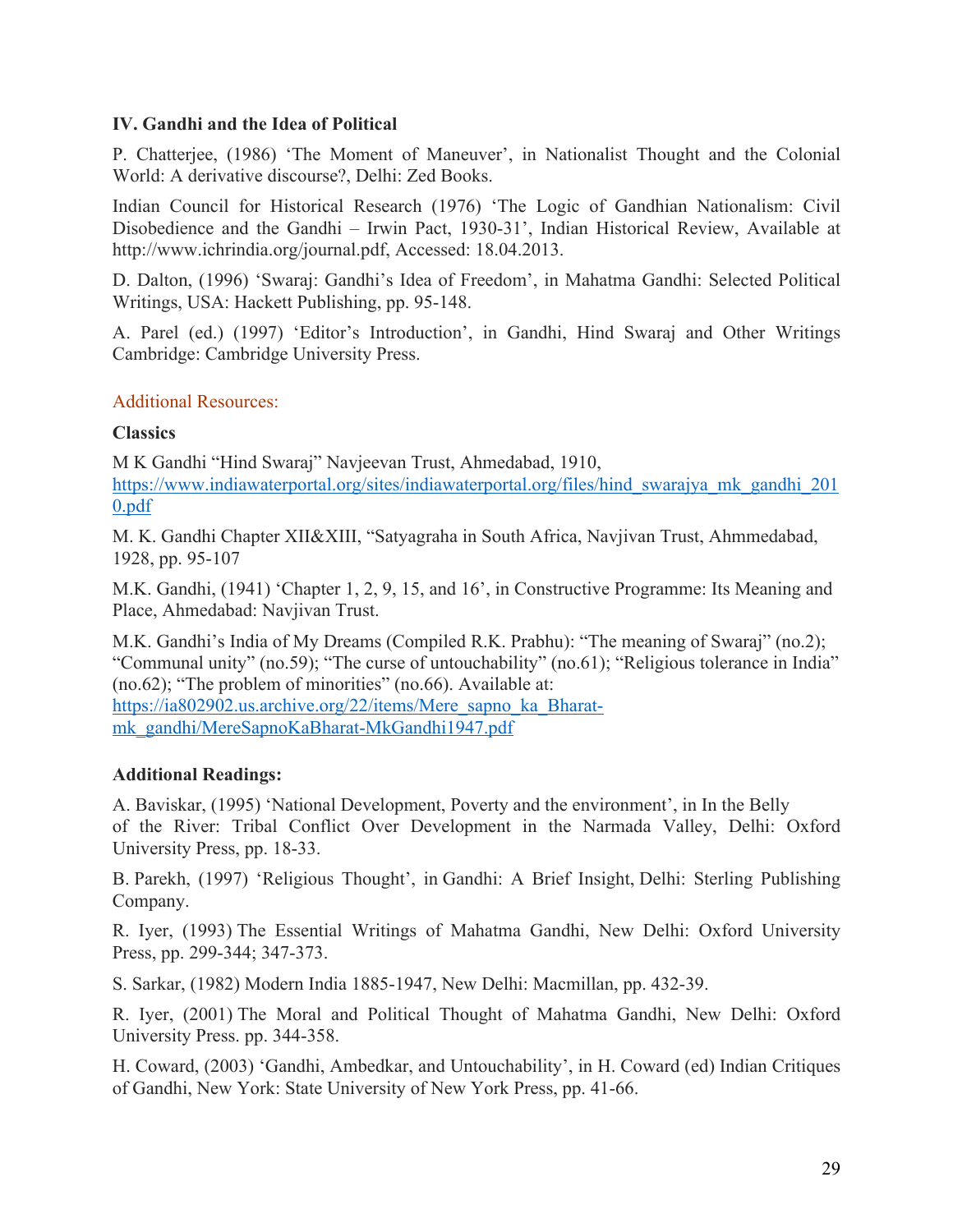**IV. Gandhi and the Idea of Political**

P. Chatterjee, (1986) 'The Moment of Maneuver', in Nationalist Thought and the Colonial World: A derivative discourse?, Delhi: Zed Books.

Indian Council for Historical Research (1976) 'The Logic of Gandhian Nationalism: Civil Disobedience and the Gandhi – Irwin Pact, 1930-31', Indian Historical Review, Available at http://www.ichrindia.org/journal.pdf, Accessed: 18.04.2013.

D. Dalton, (1996) 'Swaraj: Gandhi's Idea of Freedom', in Mahatma Gandhi: Selected Political Writings, USA: Hackett Publishing, pp. 95-148.

A. Parel (ed.) (1997) 'Editor's Introduction', in Gandhi, Hind Swaraj and Other Writings Cambridge: Cambridge University Press.

Additional Resources:

**Classics**

M K Gandhi "Hind Swaraj" Navjeevan Trust, Ahmedabad, 1910, https://www.indiawaterportal.org/sites/indiawaterportal.org/files/hind_swarajya_mk_gandhi_2010.pdf

M. K. Gandhi Chapter XII&XIII, "Satyagraha in South Africa, Navjivan Trust, Ahmmedabad, 1928, pp. 95-107

M.K. Gandhi, (1941) 'Chapter 1, 2, 9, 15, and 16', in Constructive Programme: Its Meaning and Place, Ahmedabad: Navjivan Trust.

M.K. Gandhi's India of My Dreams (Compiled R.K. Prabhu): "The meaning of Swaraj" (no.2); "Communal unity" (no.59); "The curse of untouchability" (no.61); "Religious tolerance in India" (no.62); "The problem of minorities" (no.66). Available at: https://ia802902.us.archive.org/22/items/Mere_sapno_ka_Bharat-mk_gandhi/MereSapnoKaBharat-MkGandhi1947.pdf

**Additional Readings:**

A. Baviskar, (1995) 'National Development, Poverty and the environment', in In the Belly of the River: Tribal Conflict Over Development in the Narmada Valley, Delhi: Oxford University Press, pp. 18-33.

B. Parekh, (1997) 'Religious Thought', in Gandhi: A Brief Insight, Delhi: Sterling Publishing Company.

R. Iyer, (1993) The Essential Writings of Mahatma Gandhi, New Delhi: Oxford University Press, pp. 299-344; 347-373.

S. Sarkar, (1982) Modern India 1885-1947, New Delhi: Macmillan, pp. 432-39.

R. Iyer, (2001) The Moral and Political Thought of Mahatma Gandhi, New Delhi: Oxford University Press. pp. 344-358.

H. Coward, (2003) 'Gandhi, Ambedkar, and Untouchability', in H. Coward (ed) Indian Critiques of Gandhi, New York: State University of New York Press, pp. 41-66.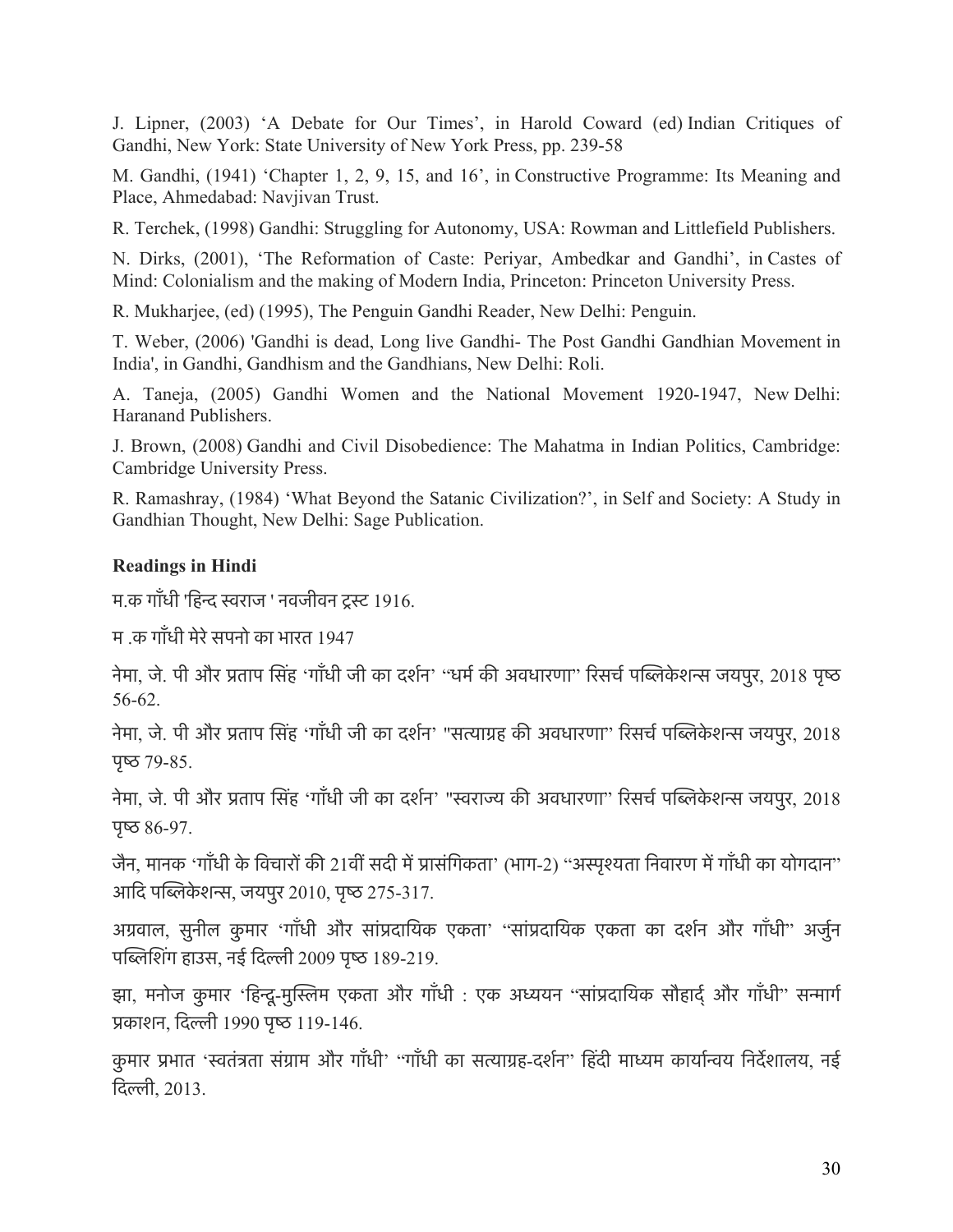J. Lipner, (2003) 'A Debate for Our Times', in Harold Coward (ed) Indian Critiques of Gandhi, New York: State University of New York Press, pp. 239-58

M. Gandhi, (1941) 'Chapter 1, 2, 9, 15, and 16', in Constructive Programme: Its Meaning and Place, Ahmedabad: Navjivan Trust.

R. Terchek, (1998) Gandhi: Struggling for Autonomy, USA: Rowman and Littlefield Publishers.

N. Dirks, (2001), 'The Reformation of Caste: Periyar, Ambedkar and Gandhi', in Castes of Mind: Colonialism and the making of Modern India, Princeton: Princeton University Press.

R. Mukharjee, (ed) (1995), The Penguin Gandhi Reader, New Delhi: Penguin.

T. Weber, (2006) 'Gandhi is dead, Long live Gandhi- The Post Gandhi Gandhian Movement in India', in Gandhi, Gandhism and the Gandhians, New Delhi: Roli.

A. Taneja, (2005) Gandhi Women and the National Movement 1920-1947, New Delhi: Haranand Publishers.

J. Brown, (2008) Gandhi and Civil Disobedience: The Mahatma in Indian Politics, Cambridge: Cambridge University Press.

R. Ramashray, (1984) 'What Beyond the Satanic Civilization?', in Self and Society: A Study in Gandhian Thought, New Delhi: Sage Publication.

**Readings in Hindi**

म.क गाँधी 'हिन्द स्वराज ' नवजीवन ट्रस्ट 1916.

म .क गाँधी मेरे सपनो का भारत 1947

नेमा, जे. पी और प्रताप सिंह 'गाँधी जी का दर्शन' "धर्म की अवधारणा" रिसर्च पब्लिकेशन्स जयपुर, 2018 पृष्ठ 56-62.

नेमा, जे. पी और प्रताप सिंह 'गाँधी जी का दर्शन' "सत्याग्रह की अवधारणा" रिसर्च पब्लिकेशन्स जयपुर, 2018 पृष्ठ 79-85.

नेमा, जे. पी और प्रताप सिंह 'गाँधी जी का दर्शन' "स्वराज्य की अवधारणा" रिसर्च पब्लिकेशन्स जयपुर, 2018 पृष्ठ 86-97.

जैन, मानक 'गाँधी के विचारों की 21वीं सदी में प्रासंगिकता' (भाग-2) "अस्पृश्यता निवारण में गाँधी का योगदान" आदि पब्लिकेशन्स, जयपुर 2010, पृष्ठ 275-317.

अग्रवाल, सुनील कुमार 'गाँधी और सांप्रदायिक एकता' "सांप्रदायिक एकता का दर्शन और गाँधी" अर्जुन पब्लिशिंग हाउस, नई दिल्ली 2009 पृष्ठ 189-219.

झा, मनोज कुमार 'हिन्दू-मुस्लिम एकता और गाँधी : एक अध्ययन "सांप्रदायिक सौहार्द् और गाँधी" सन्मार्ग प्रकाशन, दिल्ली 1990 पृष्ठ 119-146.

कुमार प्रभात 'स्वतंत्रता संग्राम और गाँधी' "गाँधी का सत्याग्रह-दर्शन" हिंदी माध्यम कार्यान्वय निर्देशालय, नई दिल्ली, 2013.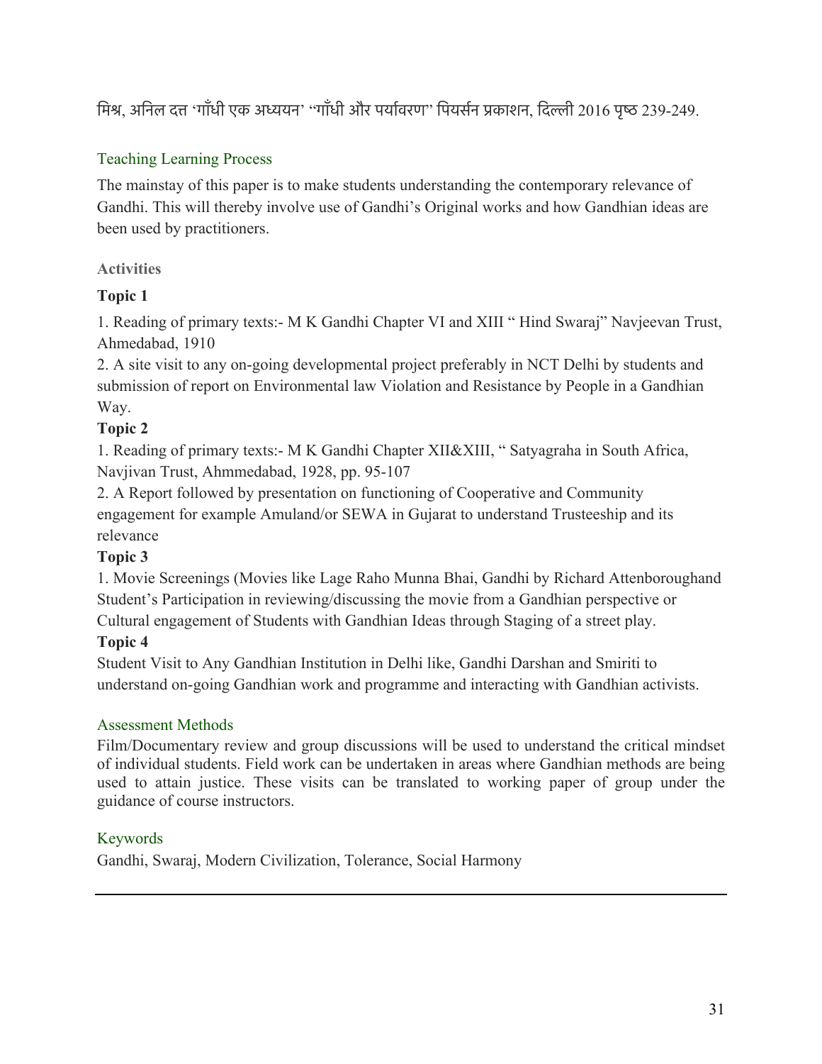मिश्र, अनिल दत्त 'गाँधी एक अध्ययन' "गाँधी और पर्यावरण" पियर्सन प्रकाशन, दिल्ली 2016 पृष्ठ 239-249.

### Teaching Learning Process

The mainstay of this paper is to make students understanding the contemporary relevance of Gandhi. This will thereby involve use of Gandhi's Original works and how Gandhian ideas are been used by practitioners.

#### Activities

**Topic 1**

1. Reading of primary texts:- M K Gandhi Chapter VI and XIII " Hind Swaraj" Navjeevan Trust, Ahmedabad, 1910
2. A site visit to any on-going developmental project preferably in NCT Delhi by students and submission of report on Environmental law Violation and Resistance by People in a Gandhian Way.

**Topic 2**

1. Reading of primary texts:- M K Gandhi Chapter XII&XIII, " Satyagraha in South Africa, Navjivan Trust, Ahmmedabad, 1928, pp. 95-107
2. A Report followed by presentation on functioning of Cooperative and Community engagement for example Amuland/or SEWA in Gujarat to understand Trusteeship and its relevance

**Topic 3**

1. Movie Screenings (Movies like Lage Raho Munna Bhai, Gandhi by Richard Attenboroughand Student's Participation in reviewing/discussing the movie from a Gandhian perspective or Cultural engagement of Students with Gandhian Ideas through Staging of a street play.

**Topic 4**

Student Visit to Any Gandhian Institution in Delhi like, Gandhi Darshan and Smiriti to understand on-going Gandhian work and programme and interacting with Gandhian activists.

### Assessment Methods

Film/Documentary review and group discussions will be used to understand the critical mindset of individual students. Field work can be undertaken in areas where Gandhian methods are being used to attain justice. These visits can be translated to working paper of group under the guidance of course instructors.

### Keywords

Gandhi, Swaraj, Modern Civilization, Tolerance, Social Harmony

---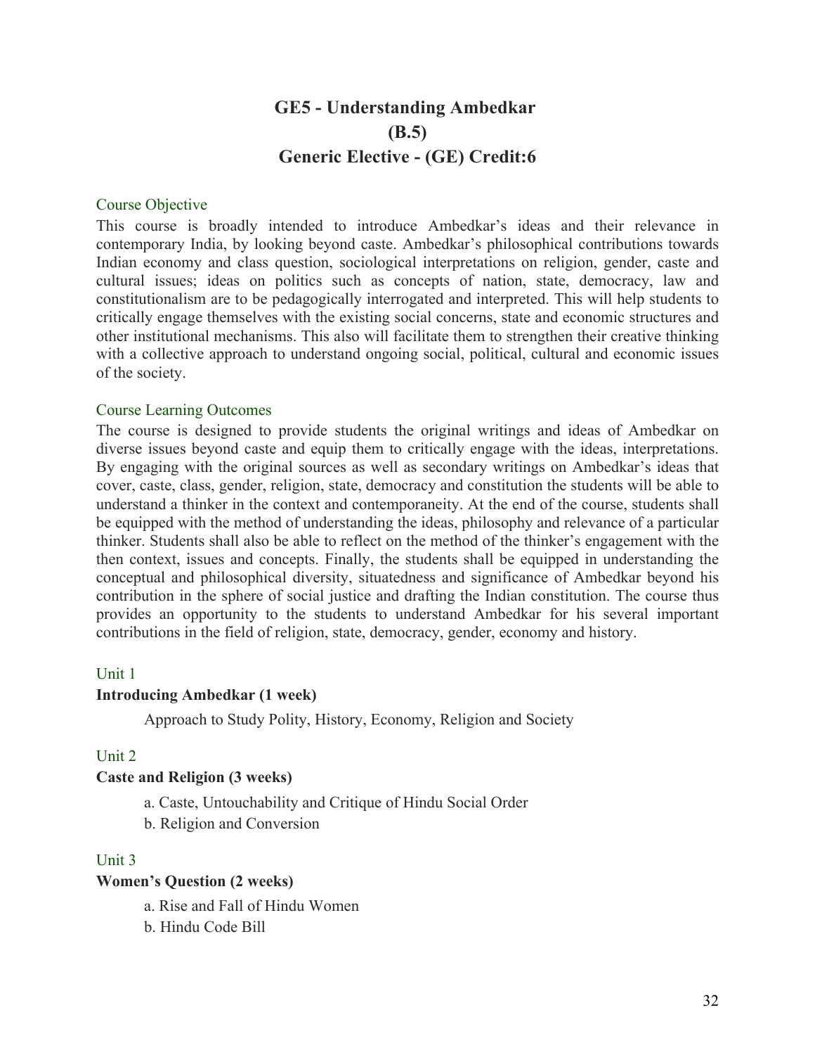# GE5 - Understanding Ambedkar
# (B.5)
# Generic Elective - (GE) Credit:6

## Course Objective

This course is broadly intended to introduce Ambedkar's ideas and their relevance in contemporary India, by looking beyond caste. Ambedkar's philosophical contributions towards Indian economy and class question, sociological interpretations on religion, gender, caste and cultural issues; ideas on politics such as concepts of nation, state, democracy, law and constitutionalism are to be pedagogically interrogated and interpreted. This will help students to critically engage themselves with the existing social concerns, state and economic structures and other institutional mechanisms. This also will facilitate them to strengthen their creative thinking with a collective approach to understand ongoing social, political, cultural and economic issues of the society.

## Course Learning Outcomes

The course is designed to provide students the original writings and ideas of Ambedkar on diverse issues beyond caste and equip them to critically engage with the ideas, interpretations. By engaging with the original sources as well as secondary writings on Ambedkar's ideas that cover, caste, class, gender, religion, state, democracy and constitution the students will be able to understand a thinker in the context and contemporaneity. At the end of the course, students shall be equipped with the method of understanding the ideas, philosophy and relevance of a particular thinker. Students shall also be able to reflect on the method of the thinker's engagement with the then context, issues and concepts. Finally, the students shall be equipped in understanding the conceptual and philosophical diversity, situatedness and significance of Ambedkar beyond his contribution in the sphere of social justice and drafting the Indian constitution. The course thus provides an opportunity to the students to understand Ambedkar for his several important contributions in the field of religion, state, democracy, gender, economy and history.

## Unit 1

**Introducing Ambedkar (1 week)**

Approach to Study Polity, History, Economy, Religion and Society

## Unit 2

**Caste and Religion (3 weeks)**

a. Caste, Untouchability and Critique of Hindu Social Order

b. Religion and Conversion

## Unit 3

**Women's Question (2 weeks)**

a. Rise and Fall of Hindu Women

b. Hindu Code Bill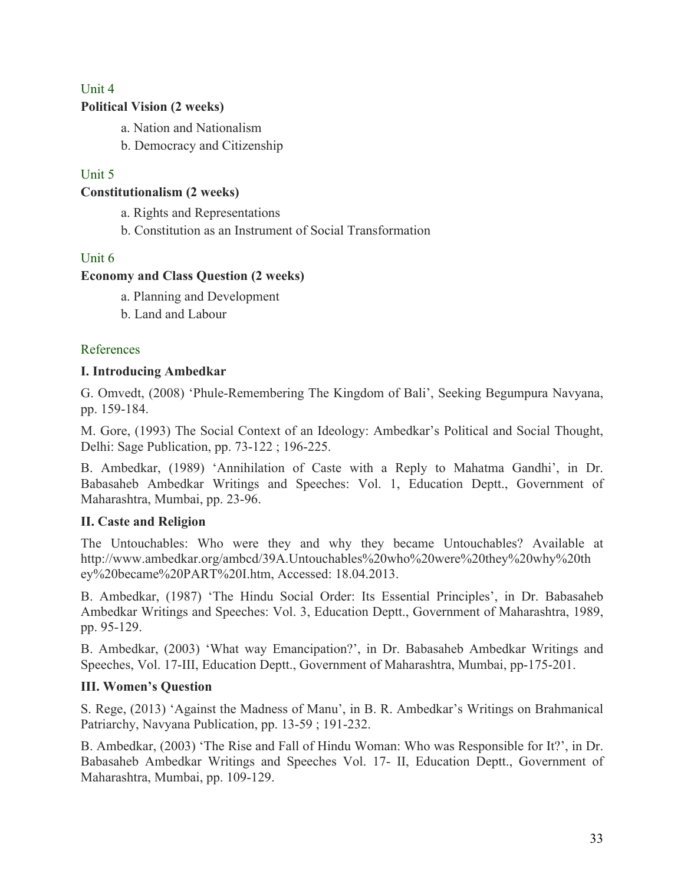Unit 4

**Political Vision (2 weeks)**

a. Nation and Nationalism

b. Democracy and Citizenship

Unit 5

**Constitutionalism (2 weeks)**

a. Rights and Representations

b. Constitution as an Instrument of Social Transformation

Unit 6

**Economy and Class Question (2 weeks)**

a. Planning and Development

b. Land and Labour

References

**I. Introducing Ambedkar**

G. Omvedt, (2008) 'Phule-Remembering The Kingdom of Bali', Seeking Begumpura Navyana, pp. 159-184.

M. Gore, (1993) The Social Context of an Ideology: Ambedkar's Political and Social Thought, Delhi: Sage Publication, pp. 73-122 ; 196-225.

B. Ambedkar, (1989) 'Annihilation of Caste with a Reply to Mahatma Gandhi', in Dr. Babasaheb Ambedkar Writings and Speeches: Vol. 1, Education Deptt., Government of Maharashtra, Mumbai, pp. 23-96.

**II. Caste and Religion**

The Untouchables: Who were they and why they became Untouchables? Available at http://www.ambedkar.org/ambcd/39A.Untouchables%20who%20were%20they%20why%20they%20became%20PART%20I.htm, Accessed: 18.04.2013.

B. Ambedkar, (1987) 'The Hindu Social Order: Its Essential Principles', in Dr. Babasaheb Ambedkar Writings and Speeches: Vol. 3, Education Deptt., Government of Maharashtra, 1989, pp. 95-129.

B. Ambedkar, (2003) 'What way Emancipation?', in Dr. Babasaheb Ambedkar Writings and Speeches, Vol. 17-III, Education Deptt., Government of Maharashtra, Mumbai, pp-175-201.

**III. Women's Question**

S. Rege, (2013) 'Against the Madness of Manu', in B. R. Ambedkar's Writings on Brahmanical Patriarchy, Navyana Publication, pp. 13-59 ; 191-232.

B. Ambedkar, (2003) 'The Rise and Fall of Hindu Woman: Who was Responsible for It?', in Dr. Babasaheb Ambedkar Writings and Speeches Vol. 17- II, Education Deptt., Government of Maharashtra, Mumbai, pp. 109-129.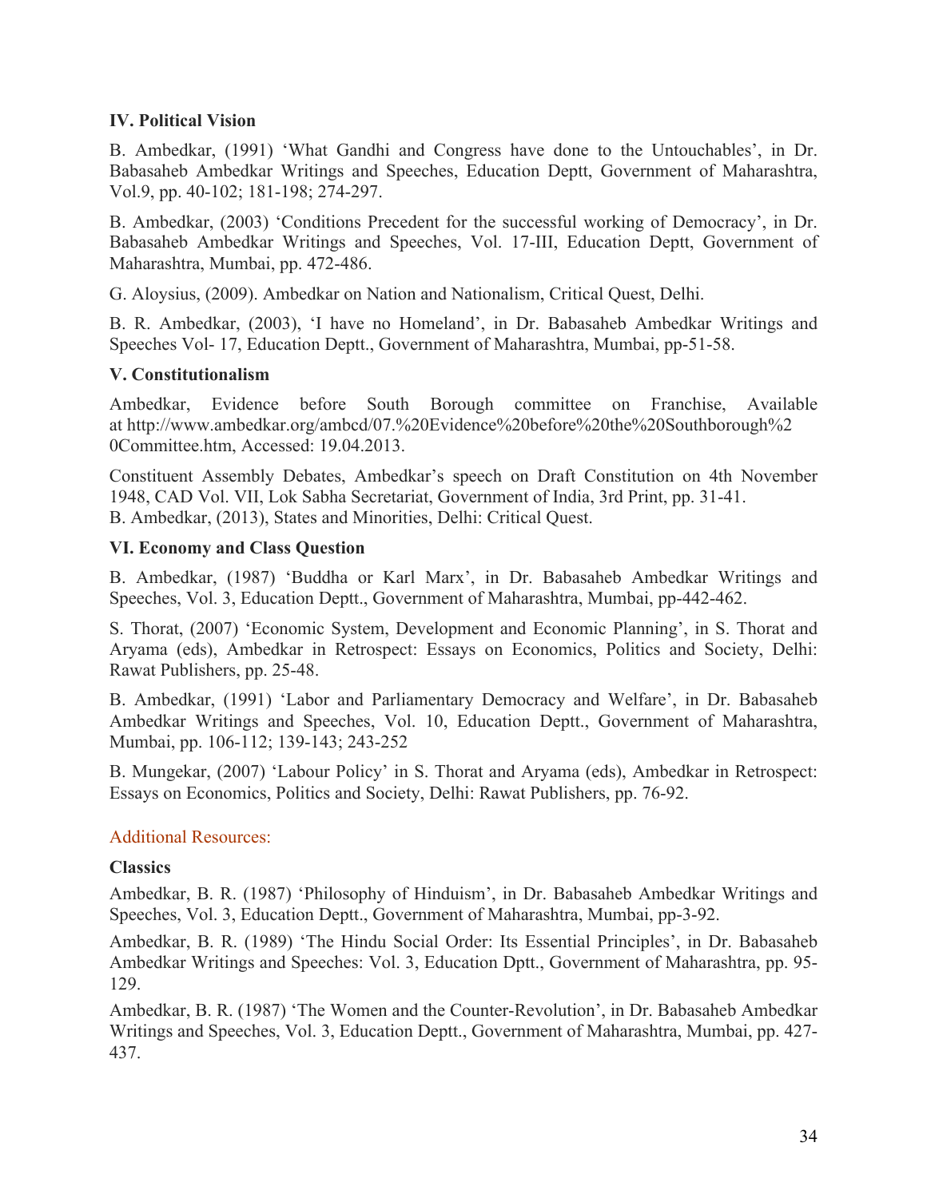**IV. Political Vision**

B. Ambedkar, (1991) 'What Gandhi and Congress have done to the Untouchables', in Dr. Babasaheb Ambedkar Writings and Speeches, Education Deptt, Government of Maharashtra, Vol.9, pp. 40-102; 181-198; 274-297.

B. Ambedkar, (2003) 'Conditions Precedent for the successful working of Democracy', in Dr. Babasaheb Ambedkar Writings and Speeches, Vol. 17-III, Education Deptt, Government of Maharashtra, Mumbai, pp. 472-486.

G. Aloysius, (2009). Ambedkar on Nation and Nationalism, Critical Quest, Delhi.

B. R. Ambedkar, (2003), 'I have no Homeland', in Dr. Babasaheb Ambedkar Writings and Speeches Vol- 17, Education Deptt., Government of Maharashtra, Mumbai, pp-51-58.

**V. Constitutionalism**

Ambedkar, Evidence before South Borough committee on Franchise, Available at http://www.ambedkar.org/ambcd/07.%20Evidence%20before%20the%20Southborough%20Committee.htm, Accessed: 19.04.2013.

Constituent Assembly Debates, Ambedkar's speech on Draft Constitution on 4th November 1948, CAD Vol. VII, Lok Sabha Secretariat, Government of India, 3rd Print, pp. 31-41.
B. Ambedkar, (2013), States and Minorities, Delhi: Critical Quest.

**VI. Economy and Class Question**

B. Ambedkar, (1987) 'Buddha or Karl Marx', in Dr. Babasaheb Ambedkar Writings and Speeches, Vol. 3, Education Deptt., Government of Maharashtra, Mumbai, pp-442-462.

S. Thorat, (2007) 'Economic System, Development and Economic Planning', in S. Thorat and Aryama (eds), Ambedkar in Retrospect: Essays on Economics, Politics and Society, Delhi: Rawat Publishers, pp. 25-48.

B. Ambedkar, (1991) 'Labor and Parliamentary Democracy and Welfare', in Dr. Babasaheb Ambedkar Writings and Speeches, Vol. 10, Education Deptt., Government of Maharashtra, Mumbai, pp. 106-112; 139-143; 243-252

B. Mungekar, (2007) 'Labour Policy' in S. Thorat and Aryama (eds), Ambedkar in Retrospect: Essays on Economics, Politics and Society, Delhi: Rawat Publishers, pp. 76-92.

Additional Resources:

**Classics**

Ambedkar, B. R. (1987) 'Philosophy of Hinduism', in Dr. Babasaheb Ambedkar Writings and Speeches, Vol. 3, Education Deptt., Government of Maharashtra, Mumbai, pp-3-92.

Ambedkar, B. R. (1989) 'The Hindu Social Order: Its Essential Principles', in Dr. Babasaheb Ambedkar Writings and Speeches: Vol. 3, Education Dptt., Government of Maharashtra, pp. 95-129.

Ambedkar, B. R. (1987) 'The Women and the Counter-Revolution', in Dr. Babasaheb Ambedkar Writings and Speeches, Vol. 3, Education Deptt., Government of Maharashtra, Mumbai, pp. 427-437.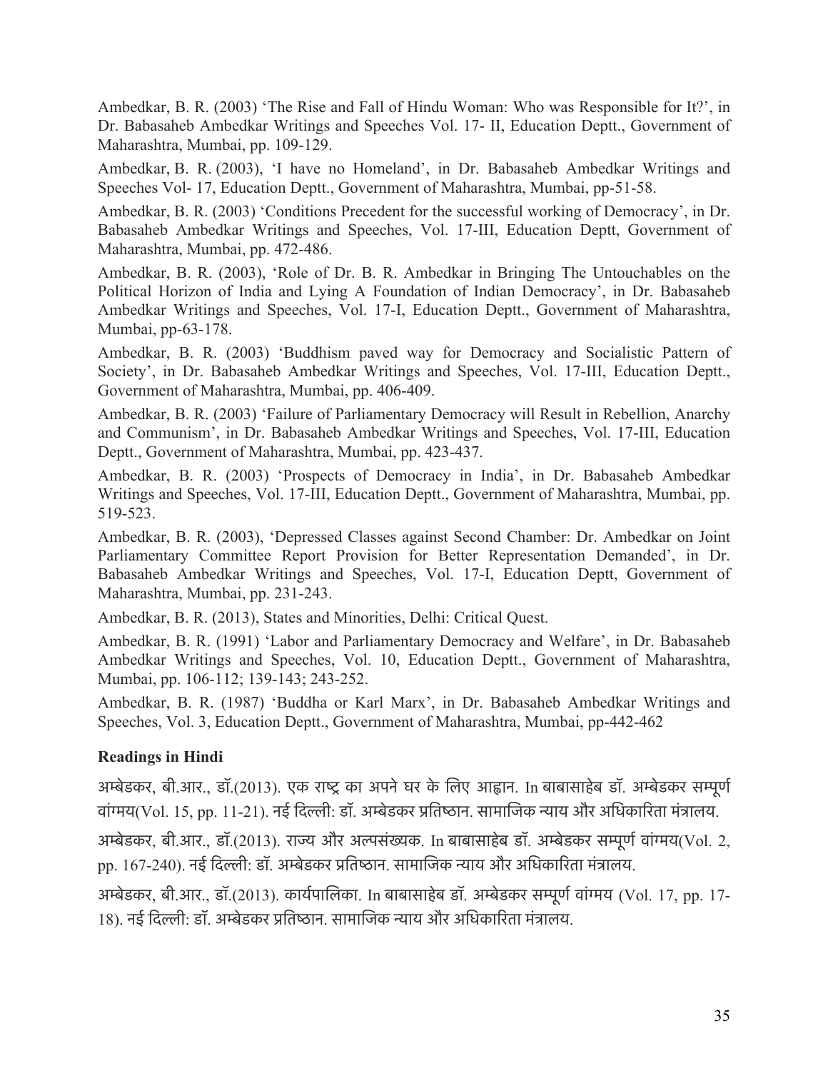Ambedkar, B. R. (2003) 'The Rise and Fall of Hindu Woman: Who was Responsible for It?', in Dr. Babasaheb Ambedkar Writings and Speeches Vol. 17- II, Education Deptt., Government of Maharashtra, Mumbai, pp. 109-129.

Ambedkar, B. R. (2003), 'I have no Homeland', in Dr. Babasaheb Ambedkar Writings and Speeches Vol- 17, Education Deptt., Government of Maharashtra, Mumbai, pp-51-58.

Ambedkar, B. R. (2003) 'Conditions Precedent for the successful working of Democracy', in Dr. Babasaheb Ambedkar Writings and Speeches, Vol. 17-III, Education Deptt, Government of Maharashtra, Mumbai, pp. 472-486.

Ambedkar, B. R. (2003), 'Role of Dr. B. R. Ambedkar in Bringing The Untouchables on the Political Horizon of India and Lying A Foundation of Indian Democracy', in Dr. Babasaheb Ambedkar Writings and Speeches, Vol. 17-I, Education Deptt., Government of Maharashtra, Mumbai, pp-63-178.

Ambedkar, B. R. (2003) 'Buddhism paved way for Democracy and Socialistic Pattern of Society', in Dr. Babasaheb Ambedkar Writings and Speeches, Vol. 17-III, Education Deptt., Government of Maharashtra, Mumbai, pp. 406-409.

Ambedkar, B. R. (2003) 'Failure of Parliamentary Democracy will Result in Rebellion, Anarchy and Communism', in Dr. Babasaheb Ambedkar Writings and Speeches, Vol. 17-III, Education Deptt., Government of Maharashtra, Mumbai, pp. 423-437.

Ambedkar, B. R. (2003) 'Prospects of Democracy in India', in Dr. Babasaheb Ambedkar Writings and Speeches, Vol. 17-III, Education Deptt., Government of Maharashtra, Mumbai, pp. 519-523.

Ambedkar, B. R. (2003), 'Depressed Classes against Second Chamber: Dr. Ambedkar on Joint Parliamentary Committee Report Provision for Better Representation Demanded', in Dr. Babasaheb Ambedkar Writings and Speeches, Vol. 17-I, Education Deptt, Government of Maharashtra, Mumbai, pp. 231-243.

Ambedkar, B. R. (2013), States and Minorities, Delhi: Critical Quest.

Ambedkar, B. R. (1991) 'Labor and Parliamentary Democracy and Welfare', in Dr. Babasaheb Ambedkar Writings and Speeches, Vol. 10, Education Deptt., Government of Maharashtra, Mumbai, pp. 106-112; 139-143; 243-252.

Ambedkar, B. R. (1987) 'Buddha or Karl Marx', in Dr. Babasaheb Ambedkar Writings and Speeches, Vol. 3, Education Deptt., Government of Maharashtra, Mumbai, pp-442-462

**Readings in Hindi**

अम्बेडकर, बी.आर., डॉ.(2013). एक राष्ट्र का अपने घर के लिए आह्वान. In बाबासाहेब डॉ. अम्बेडकर सम्पूर्ण वांग्मय(Vol. 15, pp. 11-21). नई दिल्ली: डॉ. अम्बेडकर प्रतिष्ठान. सामाजिक न्याय और अधिकारिता मंत्रालय.

अम्बेडकर, बी.आर., डॉ.(2013). राज्य और अल्पसंख्यक. In बाबासाहेब डॉ. अम्बेडकर सम्पूर्ण वांग्मय(Vol. 2, pp. 167-240). नई दिल्ली: डॉ. अम्बेडकर प्रतिष्ठान. सामाजिक न्याय और अधिकारिता मंत्रालय.

अम्बेडकर, बी.आर., डॉ.(2013). कार्यपालिका. In बाबासाहेब डॉ. अम्बेडकर सम्पूर्ण वांग्मय (Vol. 17, pp. 17-18). नई दिल्ली: डॉ. अम्बेडकर प्रतिष्ठान. सामाजिक न्याय और अधिकारिता मंत्रालय.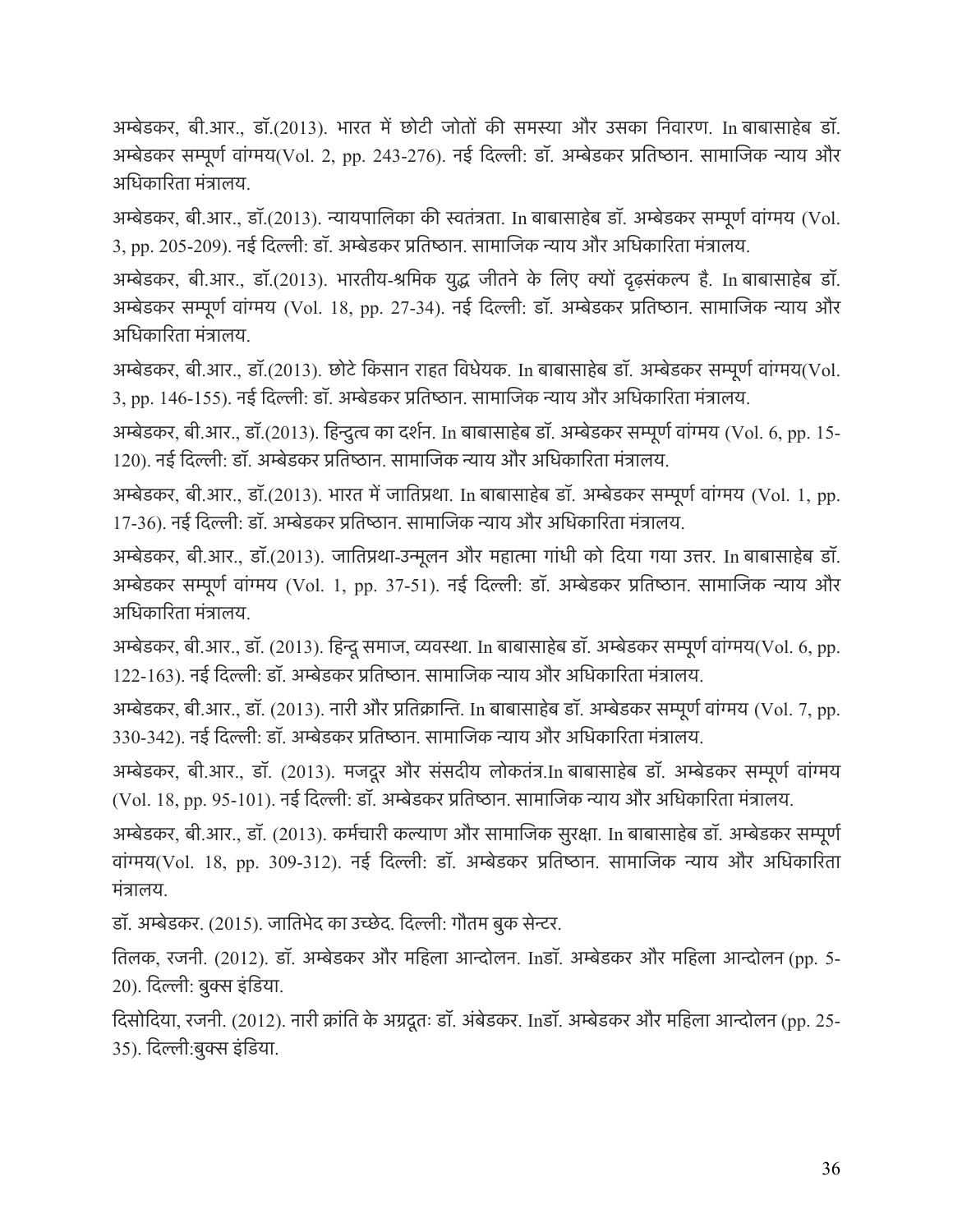अम्बेडकर, बी.आर., डॉ.(2013). भारत में छोटी जोतों की समस्या और उसका निवारण. In बाबासाहेब डॉ. अम्बेडकर सम्पूर्ण वांग्मय(Vol. 2, pp. 243-276). नई दिल्ली: डॉ. अम्बेडकर प्रतिष्ठान. सामाजिक न्याय और अधिकारिता मंत्रालय.

अम्बेडकर, बी.आर., डॉ.(2013). न्यायपालिका की स्वतंत्रता. In बाबासाहेब डॉ. अम्बेडकर सम्पूर्ण वांग्मय (Vol. 3, pp. 205-209). नई दिल्ली: डॉ. अम्बेडकर प्रतिष्ठान. सामाजिक न्याय और अधिकारिता मंत्रालय.

अम्बेडकर, बी.आर., डॉ.(2013). भारतीय-श्रमिक युद्ध जीतने के लिए क्यों दृढ़संकल्प है. In बाबासाहेब डॉ. अम्बेडकर सम्पूर्ण वांग्मय (Vol. 18, pp. 27-34). नई दिल्ली: डॉ. अम्बेडकर प्रतिष्ठान. सामाजिक न्याय और अधिकारिता मंत्रालय.

अम्बेडकर, बी.आर., डॉ.(2013). छोटे किसान राहत विधेयक. In बाबासाहेब डॉ. अम्बेडकर सम्पूर्ण वांग्मय(Vol. 3, pp. 146-155). नई दिल्ली: डॉ. अम्बेडकर प्रतिष्ठान. सामाजिक न्याय और अधिकारिता मंत्रालय.

अम्बेडकर, बी.आर., डॉ.(2013). हिन्दुत्व का दर्शन. In बाबासाहेब डॉ. अम्बेडकर सम्पूर्ण वांग्मय (Vol. 6, pp. 15-120). नई दिल्ली: डॉ. अम्बेडकर प्रतिष्ठान. सामाजिक न्याय और अधिकारिता मंत्रालय.

अम्बेडकर, बी.आर., डॉ.(2013). भारत में जातिप्रथा. In बाबासाहेब डॉ. अम्बेडकर सम्पूर्ण वांग्मय (Vol. 1, pp. 17-36). नई दिल्ली: डॉ. अम्बेडकर प्रतिष्ठान. सामाजिक न्याय और अधिकारिता मंत्रालय.

अम्बेडकर, बी.आर., डॉ.(2013). जातिप्रथा-उन्मूलन और महात्मा गांधी को दिया गया उत्तर. In बाबासाहेब डॉ. अम्बेडकर सम्पूर्ण वांग्मय (Vol. 1, pp. 37-51). नई दिल्ली: डॉ. अम्बेडकर प्रतिष्ठान. सामाजिक न्याय और अधिकारिता मंत्रालय.

अम्बेडकर, बी.आर., डॉ. (2013). हिन्दू समाज, व्यवस्था. In बाबासाहेब डॉ. अम्बेडकर सम्पूर्ण वांग्मय(Vol. 6, pp. 122-163). नई दिल्ली: डॉ. अम्बेडकर प्रतिष्ठान. सामाजिक न्याय और अधिकारिता मंत्रालय.

अम्बेडकर, बी.आर., डॉ. (2013). नारी और प्रतिक्रान्ति. In बाबासाहेब डॉ. अम्बेडकर सम्पूर्ण वांग्मय (Vol. 7, pp. 330-342). नई दिल्ली: डॉ. अम्बेडकर प्रतिष्ठान. सामाजिक न्याय और अधिकारिता मंत्रालय.

अम्बेडकर, बी.आर., डॉ. (2013). मजदूर और संसदीय लोकतंत्र.In बाबासाहेब डॉ. अम्बेडकर सम्पूर्ण वांग्मय (Vol. 18, pp. 95-101). नई दिल्ली: डॉ. अम्बेडकर प्रतिष्ठान. सामाजिक न्याय और अधिकारिता मंत्रालय.

अम्बेडकर, बी.आर., डॉ. (2013). कर्मचारी कल्याण और सामाजिक सुरक्षा. In बाबासाहेब डॉ. अम्बेडकर सम्पूर्ण वांग्मय(Vol. 18, pp. 309-312). नई दिल्ली: डॉ. अम्बेडकर प्रतिष्ठान. सामाजिक न्याय और अधिकारिता मंत्रालय.

डॉ. अम्बेडकर. (2015). जातिभेद का उच्छेद. दिल्ली: गौतम बुक सेन्टर.

तिलक, रजनी. (2012). डॉ. अम्बेडकर और महिला आन्दोलन. Inडॉ. अम्बेडकर और महिला आन्दोलन (pp. 5-20). दिल्ली: बुक्स इंडिया.

दिसोदिया, रजनी. (2012). नारी क्रांति के अग्रदूतः डॉ. अंबेडकर. Inडॉ. अम्बेडकर और महिला आन्दोलन (pp. 25-35). दिल्ली:बुक्स इंडिया.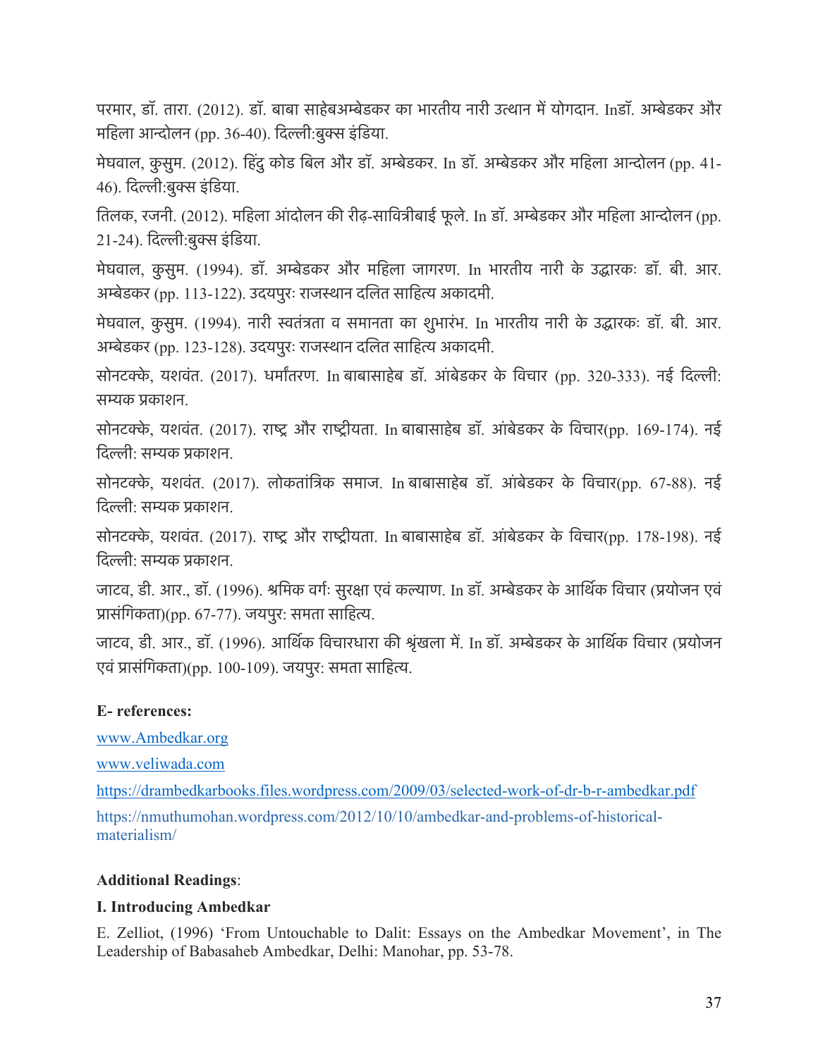परमार, डॉ. तारा. (2012). डॉ. बाबा साहेबअम्बेडकर का भारतीय नारी उत्थान में योगदान. Inडॉ. अम्बेडकर और महिला आन्दोलन (pp. 36-40). दिल्ली:बुक्स इंडिया.

मेघवाल, कुसुम. (2012). हिंदु कोड बिल और डॉ. अम्बेडकर. In डॉ. अम्बेडकर और महिला आन्दोलन (pp. 41-46). दिल्ली:बुक्स इंडिया.

तिलक, रजनी. (2012). महिला आंदोलन की रीढ़-सावित्रीबाई फूले. In डॉ. अम्बेडकर और महिला आन्दोलन (pp. 21-24). दिल्ली:बुक्स इंडिया.

मेघवाल, कुसुम. (1994). डॉ. अम्बेडकर और महिला जागरण. In भारतीय नारी के उद्धारकः डॉ. बी. आर. अम्बेडकर (pp. 113-122). उदयपुरः राजस्थान दलित साहित्य अकादमी.

मेघवाल, कुसुम. (1994). नारी स्वतंत्रता व समानता का शुभारंभ. In भारतीय नारी के उद्धारकः डॉ. बी. आर. अम्बेडकर (pp. 123-128). उदयपुरः राजस्थान दलित साहित्य अकादमी.

सोनटक्के, यशवंत. (2017). धर्मांतरण. In बाबासाहेब डॉ. आंबेडकर के विचार (pp. 320-333). नई दिल्ली: सम्यक प्रकाशन.

सोनटक्के, यशवंत. (2017). राष्ट्र और राष्ट्रीयता. In बाबासाहेब डॉ. आंबेडकर के विचार(pp. 169-174). नई दिल्ली: सम्यक प्रकाशन.

सोनटक्के, यशवंत. (2017). लोकतांत्रिक समाज. In बाबासाहेब डॉ. आंबेडकर के विचार(pp. 67-88). नई दिल्ली: सम्यक प्रकाशन.

सोनटक्के, यशवंत. (2017). राष्ट्र और राष्ट्रीयता. In बाबासाहेब डॉ. आंबेडकर के विचार(pp. 178-198). नई दिल्ली: सम्यक प्रकाशन.

जाटव, डी. आर., डॉ. (1996). श्रमिक वर्गः सुरक्षा एवं कल्याण. In डॉ. अम्बेडकर के आर्थिक विचार (प्रयोजन एवं प्रासंगिकता)(pp. 67-77). जयपुर: समता साहित्य.

जाटव, डी. आर., डॉ. (1996). आर्थिक विचारधारा की श्रृंखला में. In डॉ. अम्बेडकर के आर्थिक विचार (प्रयोजन एवं प्रासंगिकता)(pp. 100-109). जयपुर: समता साहित्य.

**E- references:**

www.Ambedkar.org

www.veliwada.com

https://drambedkarbooks.files.wordpress.com/2009/03/selected-work-of-dr-b-r-ambedkar.pdf

https://nmuthumohan.wordpress.com/2012/10/10/ambedkar-and-problems-of-historical-materialism/

**Additional Readings**:

**I. Introducing Ambedkar**

E. Zelliot, (1996) 'From Untouchable to Dalit: Essays on the Ambedkar Movement', in The Leadership of Babasaheb Ambedkar, Delhi: Manohar, pp. 53-78.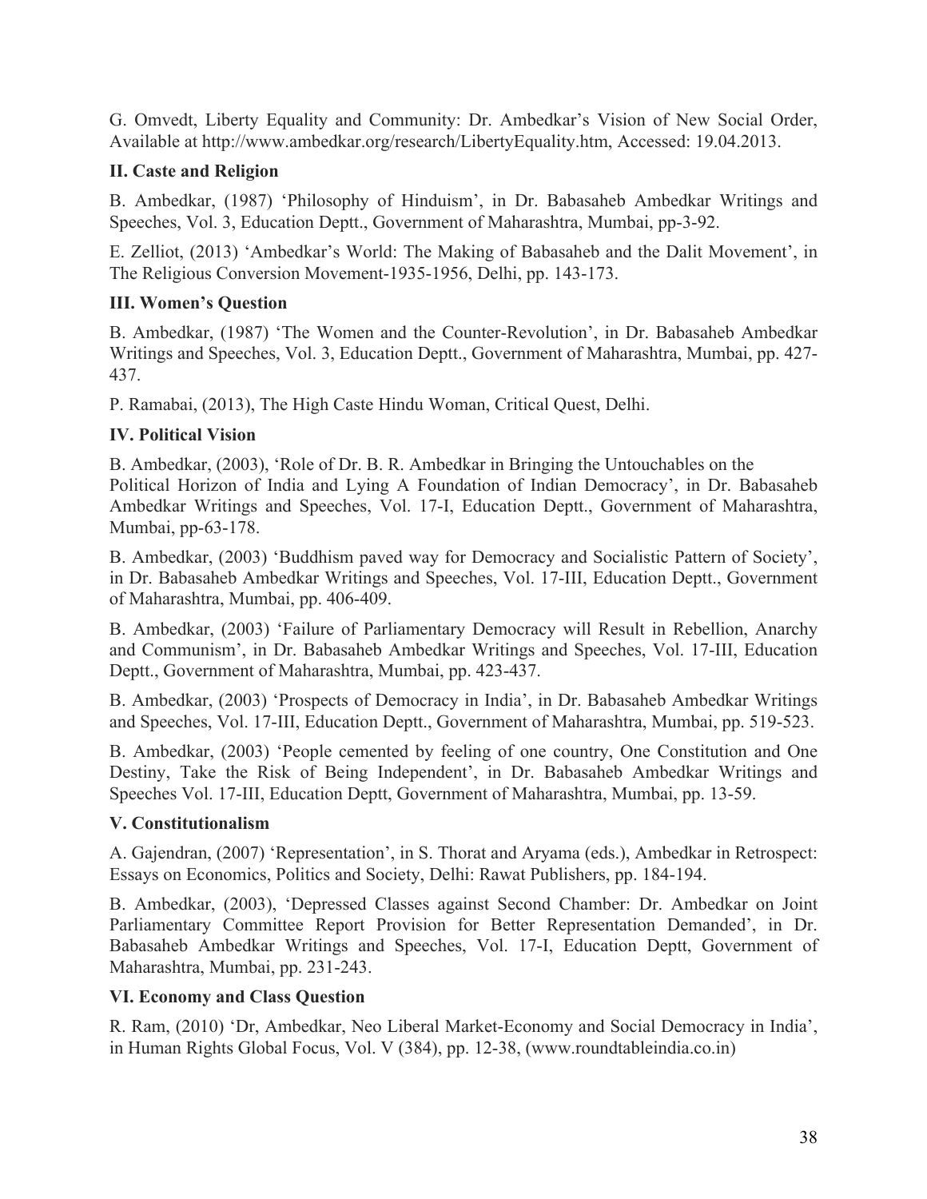G. Omvedt, Liberty Equality and Community: Dr. Ambedkar's Vision of New Social Order, Available at http://www.ambedkar.org/research/LibertyEquality.htm, Accessed: 19.04.2013.

**II. Caste and Religion**

B. Ambedkar, (1987) 'Philosophy of Hinduism', in Dr. Babasaheb Ambedkar Writings and Speeches, Vol. 3, Education Deptt., Government of Maharashtra, Mumbai, pp-3-92.

E. Zelliot, (2013) 'Ambedkar's World: The Making of Babasaheb and the Dalit Movement', in The Religious Conversion Movement-1935-1956, Delhi, pp. 143-173.

**III. Women's Question**

B. Ambedkar, (1987) 'The Women and the Counter-Revolution', in Dr. Babasaheb Ambedkar Writings and Speeches, Vol. 3, Education Deptt., Government of Maharashtra, Mumbai, pp. 427-437.

P. Ramabai, (2013), The High Caste Hindu Woman, Critical Quest, Delhi.

**IV. Political Vision**

B. Ambedkar, (2003), 'Role of Dr. B. R. Ambedkar in Bringing the Untouchables on the Political Horizon of India and Lying A Foundation of Indian Democracy', in Dr. Babasaheb Ambedkar Writings and Speeches, Vol. 17-I, Education Deptt., Government of Maharashtra, Mumbai, pp-63-178.

B. Ambedkar, (2003) 'Buddhism paved way for Democracy and Socialistic Pattern of Society', in Dr. Babasaheb Ambedkar Writings and Speeches, Vol. 17-III, Education Deptt., Government of Maharashtra, Mumbai, pp. 406-409.

B. Ambedkar, (2003) 'Failure of Parliamentary Democracy will Result in Rebellion, Anarchy and Communism', in Dr. Babasaheb Ambedkar Writings and Speeches, Vol. 17-III, Education Deptt., Government of Maharashtra, Mumbai, pp. 423-437.

B. Ambedkar, (2003) 'Prospects of Democracy in India', in Dr. Babasaheb Ambedkar Writings and Speeches, Vol. 17-III, Education Deptt., Government of Maharashtra, Mumbai, pp. 519-523.

B. Ambedkar, (2003) 'People cemented by feeling of one country, One Constitution and One Destiny, Take the Risk of Being Independent', in Dr. Babasaheb Ambedkar Writings and Speeches Vol. 17-III, Education Deptt, Government of Maharashtra, Mumbai, pp. 13-59.

**V. Constitutionalism**

A. Gajendran, (2007) 'Representation', in S. Thorat and Aryama (eds.), Ambedkar in Retrospect: Essays on Economics, Politics and Society, Delhi: Rawat Publishers, pp. 184-194.

B. Ambedkar, (2003), 'Depressed Classes against Second Chamber: Dr. Ambedkar on Joint Parliamentary Committee Report Provision for Better Representation Demanded', in Dr. Babasaheb Ambedkar Writings and Speeches, Vol. 17-I, Education Deptt, Government of Maharashtra, Mumbai, pp. 231-243.

**VI. Economy and Class Question**

R. Ram, (2010) 'Dr, Ambedkar, Neo Liberal Market-Economy and Social Democracy in India', in Human Rights Global Focus, Vol. V (384), pp. 12-38, (www.roundtableindia.co.in)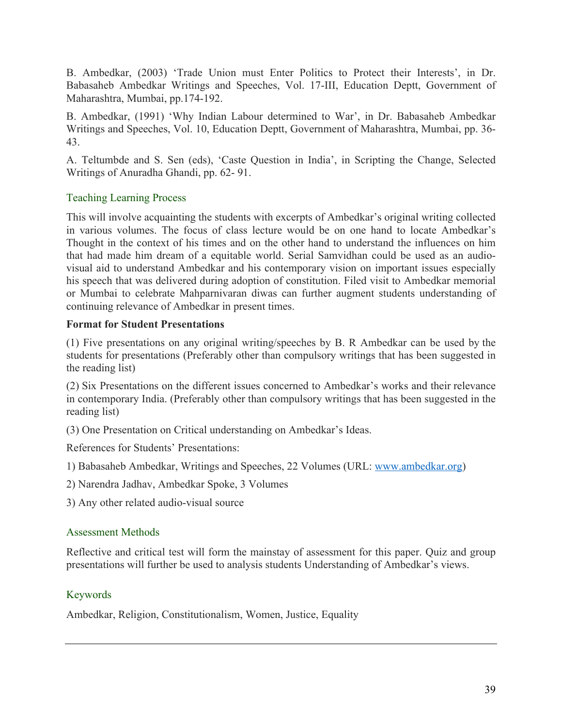B. Ambedkar, (2003) 'Trade Union must Enter Politics to Protect their Interests', in Dr. Babasaheb Ambedkar Writings and Speeches, Vol. 17-III, Education Deptt, Government of Maharashtra, Mumbai, pp.174-192.

B. Ambedkar, (1991) 'Why Indian Labour determined to War', in Dr. Babasaheb Ambedkar Writings and Speeches, Vol. 10, Education Deptt, Government of Maharashtra, Mumbai, pp. 36-43.

A. Teltumbde and S. Sen (eds), 'Caste Question in India', in Scripting the Change, Selected Writings of Anuradha Ghandi, pp. 62- 91.

## Teaching Learning Process

This will involve acquainting the students with excerpts of Ambedkar's original writing collected in various volumes. The focus of class lecture would be on one hand to locate Ambedkar's Thought in the context of his times and on the other hand to understand the influences on him that had made him dream of a equitable world. Serial Samvidhan could be used as an audio-visual aid to understand Ambedkar and his contemporary vision on important issues especially his speech that was delivered during adoption of constitution. Filed visit to Ambedkar memorial or Mumbai to celebrate Mahparnivaran diwas can further augment students understanding of continuing relevance of Ambedkar in present times.

**Format for Student Presentations**

(1) Five presentations on any original writing/speeches by B. R Ambedkar can be used by the students for presentations (Preferably other than compulsory writings that has been suggested in the reading list)

(2) Six Presentations on the different issues concerned to Ambedkar's works and their relevance in contemporary India. (Preferably other than compulsory writings that has been suggested in the reading list)

(3) One Presentation on Critical understanding on Ambedkar's Ideas.

References for Students' Presentations:

1) Babasaheb Ambedkar, Writings and Speeches, 22 Volumes (URL: [www.ambedkar.org](http://www.ambedkar.org))

2) Narendra Jadhav, Ambedkar Spoke, 3 Volumes

3) Any other related audio-visual source

## Assessment Methods

Reflective and critical test will form the mainstay of assessment for this paper. Quiz and group presentations will further be used to analysis students Understanding of Ambedkar's views.

## Keywords

Ambedkar, Religion, Constitutionalism, Women, Justice, Equality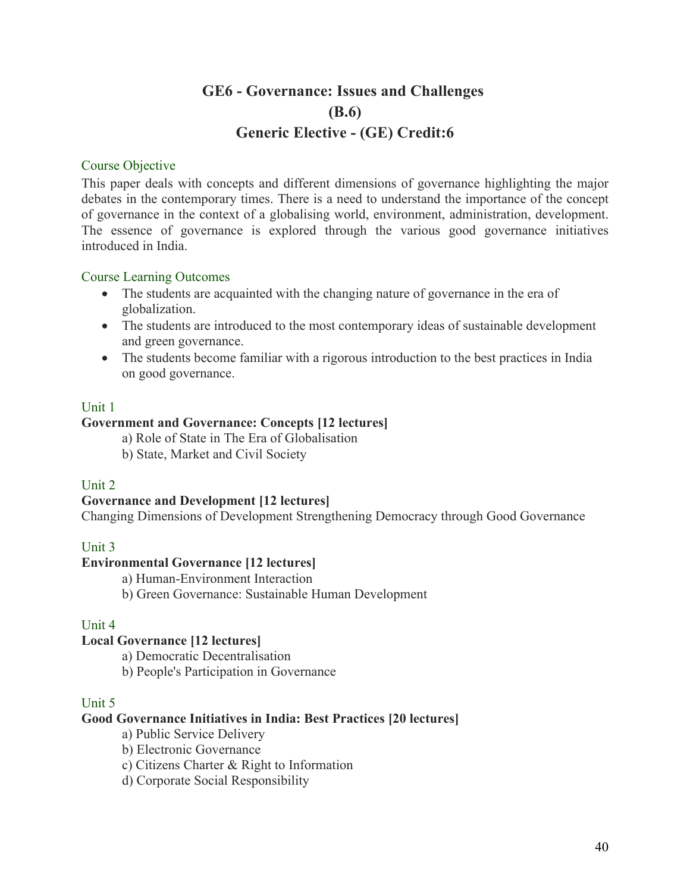# GE6 - Governance: Issues and Challenges
# (B.6)
# Generic Elective - (GE) Credit:6

## Course Objective

This paper deals with concepts and different dimensions of governance highlighting the major debates in the contemporary times. There is a need to understand the importance of the concept of governance in the context of a globalising world, environment, administration, development. The essence of governance is explored through the various good governance initiatives introduced in India.

## Course Learning Outcomes

- The students are acquainted with the changing nature of governance in the era of globalization.
- The students are introduced to the most contemporary ideas of sustainable development and green governance.
- The students become familiar with a rigorous introduction to the best practices in India on good governance.

## Unit 1

**Government and Governance: Concepts [12 lectures]**

a) Role of State in The Era of Globalisation
b) State, Market and Civil Society

## Unit 2

**Governance and Development [12 lectures]**

Changing Dimensions of Development Strengthening Democracy through Good Governance

## Unit 3

**Environmental Governance [12 lectures]**

a) Human-Environment Interaction
b) Green Governance: Sustainable Human Development

## Unit 4

**Local Governance [12 lectures]**

a) Democratic Decentralisation
b) People's Participation in Governance

## Unit 5

**Good Governance Initiatives in India: Best Practices [20 lectures]**

a) Public Service Delivery
b) Electronic Governance
c) Citizens Charter & Right to Information
d) Corporate Social Responsibility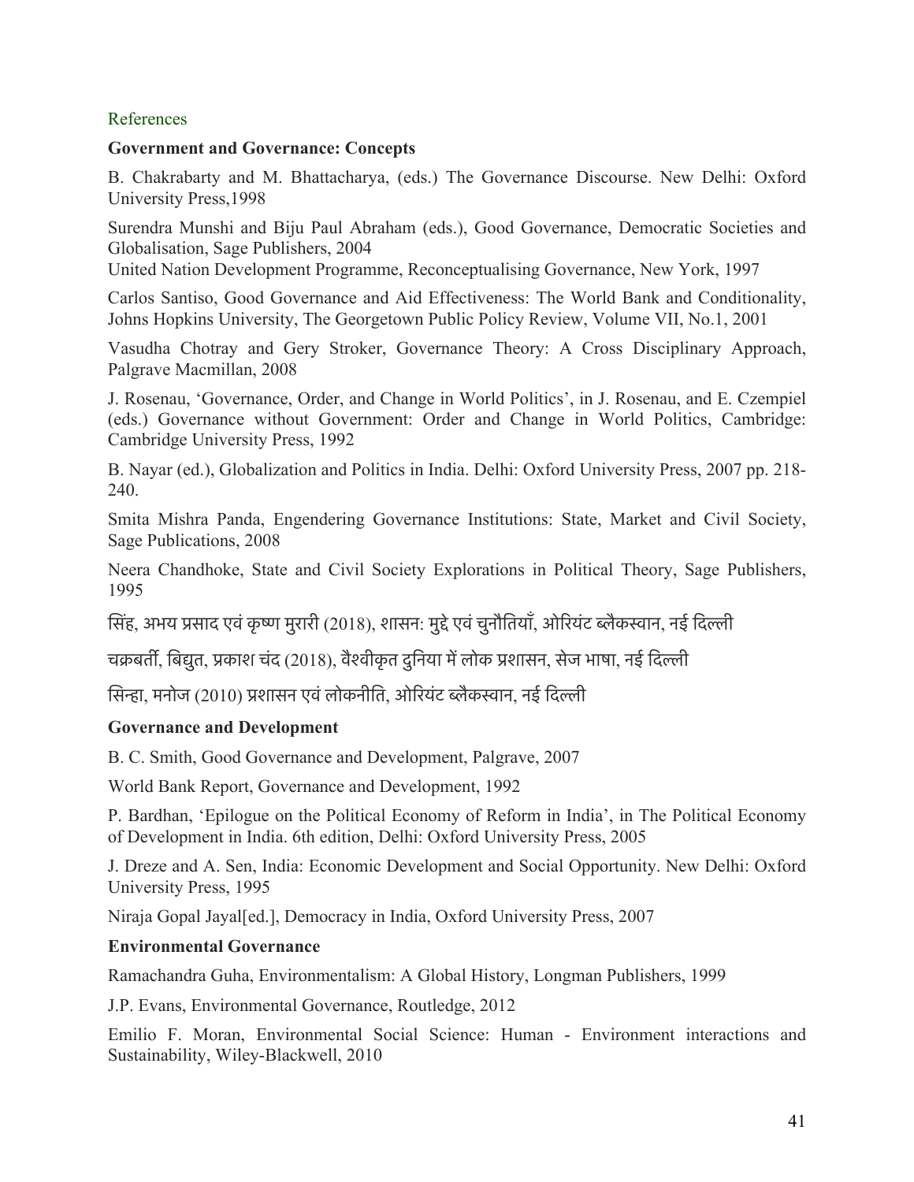References

**Government and Governance: Concepts**

B. Chakrabarty and M. Bhattacharya, (eds.) The Governance Discourse. New Delhi: Oxford University Press,1998

Surendra Munshi and Biju Paul Abraham (eds.), Good Governance, Democratic Societies and Globalisation, Sage Publishers, 2004

United Nation Development Programme, Reconceptualising Governance, New York, 1997

Carlos Santiso, Good Governance and Aid Effectiveness: The World Bank and Conditionality, Johns Hopkins University, The Georgetown Public Policy Review, Volume VII, No.1, 2001

Vasudha Chotray and Gery Stroker, Governance Theory: A Cross Disciplinary Approach, Palgrave Macmillan, 2008

J. Rosenau, 'Governance, Order, and Change in World Politics', in J. Rosenau, and E. Czempiel (eds.) Governance without Government: Order and Change in World Politics, Cambridge: Cambridge University Press, 1992

B. Nayar (ed.), Globalization and Politics in India. Delhi: Oxford University Press, 2007 pp. 218-240.

Smita Mishra Panda, Engendering Governance Institutions: State, Market and Civil Society, Sage Publications, 2008

Neera Chandhoke, State and Civil Society Explorations in Political Theory, Sage Publishers, 1995

सिंह, अभय प्रसाद एवं कृष्ण मुरारी (2018), शासन: मुद्दे एवं चुनौतियाँ, ओरियंट ब्लैकस्वान, नई दिल्ली

चक्रबर्ती, बिद्युत, प्रकाश चंद (2018), वैश्वीकृत दुनिया में लोक प्रशासन, सेज भाषा, नई दिल्ली

सिन्हा, मनोज (2010) प्रशासन एवं लोकनीति, ओरियंट ब्लैकस्वान, नई दिल्ली

**Governance and Development**

B. C. Smith, Good Governance and Development, Palgrave, 2007

World Bank Report, Governance and Development, 1992

P. Bardhan, 'Epilogue on the Political Economy of Reform in India', in The Political Economy of Development in India. 6th edition, Delhi: Oxford University Press, 2005

J. Dreze and A. Sen, India: Economic Development and Social Opportunity. New Delhi: Oxford University Press, 1995

Niraja Gopal Jayal[ed.], Democracy in India, Oxford University Press, 2007

**Environmental Governance**

Ramachandra Guha, Environmentalism: A Global History, Longman Publishers, 1999

J.P. Evans, Environmental Governance, Routledge, 2012

Emilio F. Moran, Environmental Social Science: Human - Environment interactions and Sustainability, Wiley-Blackwell, 2010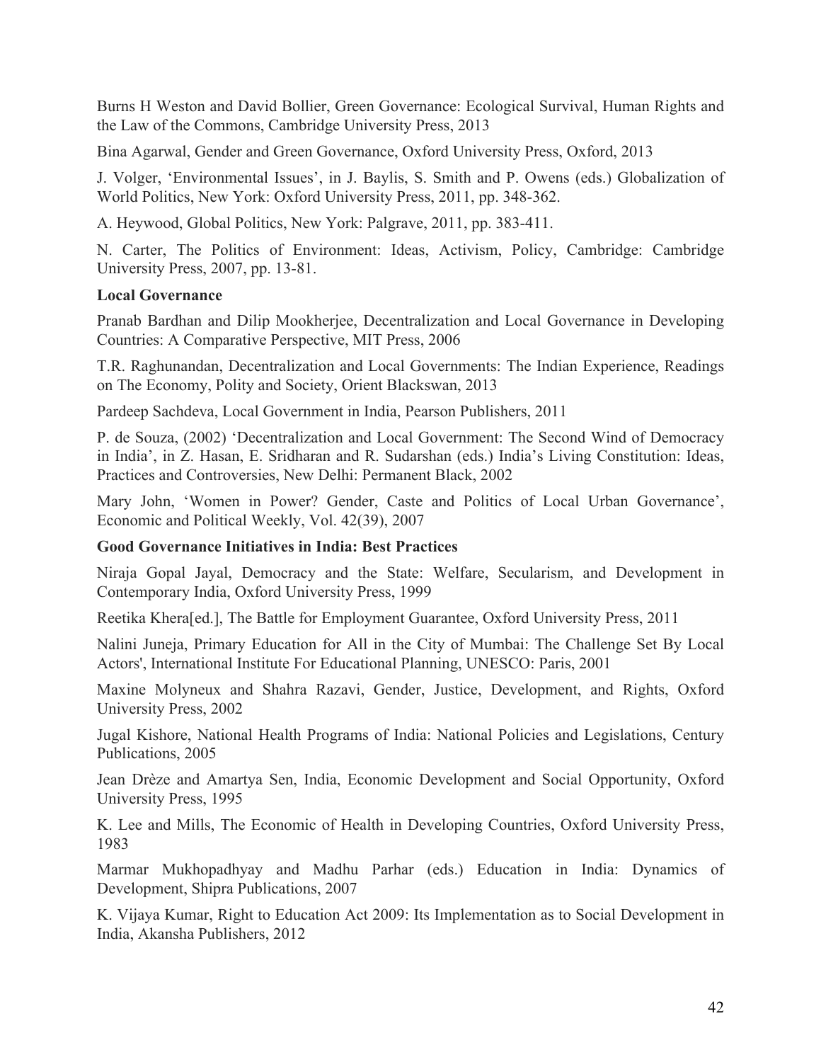Burns H Weston and David Bollier, Green Governance: Ecological Survival, Human Rights and the Law of the Commons, Cambridge University Press, 2013

Bina Agarwal, Gender and Green Governance, Oxford University Press, Oxford, 2013

J. Volger, 'Environmental Issues', in J. Baylis, S. Smith and P. Owens (eds.) Globalization of World Politics, New York: Oxford University Press, 2011, pp. 348-362.

A. Heywood, Global Politics, New York: Palgrave, 2011, pp. 383-411.

N. Carter, The Politics of Environment: Ideas, Activism, Policy, Cambridge: Cambridge University Press, 2007, pp. 13-81.

**Local Governance**

Pranab Bardhan and Dilip Mookherjee, Decentralization and Local Governance in Developing Countries: A Comparative Perspective, MIT Press, 2006

T.R. Raghunandan, Decentralization and Local Governments: The Indian Experience, Readings on The Economy, Polity and Society, Orient Blackswan, 2013

Pardeep Sachdeva, Local Government in India, Pearson Publishers, 2011

P. de Souza, (2002) 'Decentralization and Local Government: The Second Wind of Democracy in India', in Z. Hasan, E. Sridharan and R. Sudarshan (eds.) India's Living Constitution: Ideas, Practices and Controversies, New Delhi: Permanent Black, 2002

Mary John, 'Women in Power? Gender, Caste and Politics of Local Urban Governance', Economic and Political Weekly, Vol. 42(39), 2007

**Good Governance Initiatives in India: Best Practices**

Niraja Gopal Jayal, Democracy and the State: Welfare, Secularism, and Development in Contemporary India, Oxford University Press, 1999

Reetika Khera[ed.], The Battle for Employment Guarantee, Oxford University Press, 2011

Nalini Juneja, Primary Education for All in the City of Mumbai: The Challenge Set By Local Actors', International Institute For Educational Planning, UNESCO: Paris, 2001

Maxine Molyneux and Shahra Razavi, Gender, Justice, Development, and Rights, Oxford University Press, 2002

Jugal Kishore, National Health Programs of India: National Policies and Legislations, Century Publications, 2005

Jean Drèze and Amartya Sen, India, Economic Development and Social Opportunity, Oxford University Press, 1995

K. Lee and Mills, The Economic of Health in Developing Countries, Oxford University Press, 1983

Marmar Mukhopadhyay and Madhu Parhar (eds.) Education in India: Dynamics of Development, Shipra Publications, 2007

K. Vijaya Kumar, Right to Education Act 2009: Its Implementation as to Social Development in India, Akansha Publishers, 2012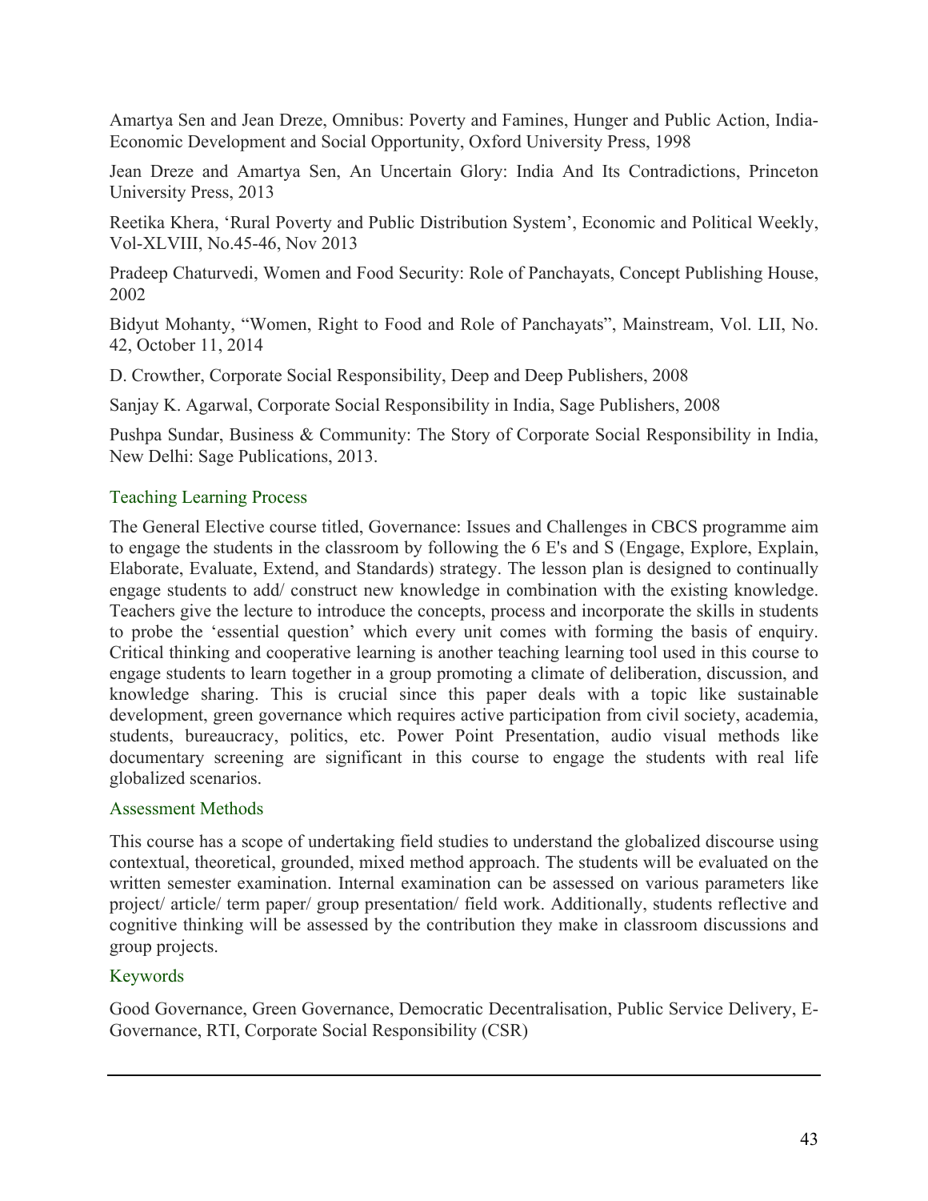Amartya Sen and Jean Dreze, Omnibus: Poverty and Famines, Hunger and Public Action, India-Economic Development and Social Opportunity, Oxford University Press, 1998

Jean Dreze and Amartya Sen, An Uncertain Glory: India And Its Contradictions, Princeton University Press, 2013

Reetika Khera, 'Rural Poverty and Public Distribution System', Economic and Political Weekly, Vol-XLVIII, No.45-46, Nov 2013

Pradeep Chaturvedi, Women and Food Security: Role of Panchayats, Concept Publishing House, 2002

Bidyut Mohanty, "Women, Right to Food and Role of Panchayats", Mainstream, Vol. LII, No. 42, October 11, 2014

D. Crowther, Corporate Social Responsibility, Deep and Deep Publishers, 2008

Sanjay K. Agarwal, Corporate Social Responsibility in India, Sage Publishers, 2008

Pushpa Sundar, Business & Community: The Story of Corporate Social Responsibility in India, New Delhi: Sage Publications, 2013.

### Teaching Learning Process

The General Elective course titled, Governance: Issues and Challenges in CBCS programme aim to engage the students in the classroom by following the 6 E's and S (Engage, Explore, Explain, Elaborate, Evaluate, Extend, and Standards) strategy. The lesson plan is designed to continually engage students to add/ construct new knowledge in combination with the existing knowledge. Teachers give the lecture to introduce the concepts, process and incorporate the skills in students to probe the 'essential question' which every unit comes with forming the basis of enquiry. Critical thinking and cooperative learning is another teaching learning tool used in this course to engage students to learn together in a group promoting a climate of deliberation, discussion, and knowledge sharing. This is crucial since this paper deals with a topic like sustainable development, green governance which requires active participation from civil society, academia, students, bureaucracy, politics, etc. Power Point Presentation, audio visual methods like documentary screening are significant in this course to engage the students with real life globalized scenarios.

### Assessment Methods

This course has a scope of undertaking field studies to understand the globalized discourse using contextual, theoretical, grounded, mixed method approach. The students will be evaluated on the written semester examination. Internal examination can be assessed on various parameters like project/ article/ term paper/ group presentation/ field work. Additionally, students reflective and cognitive thinking will be assessed by the contribution they make in classroom discussions and group projects.

### Keywords

Good Governance, Green Governance, Democratic Decentralisation, Public Service Delivery, E-Governance, RTI, Corporate Social Responsibility (CSR)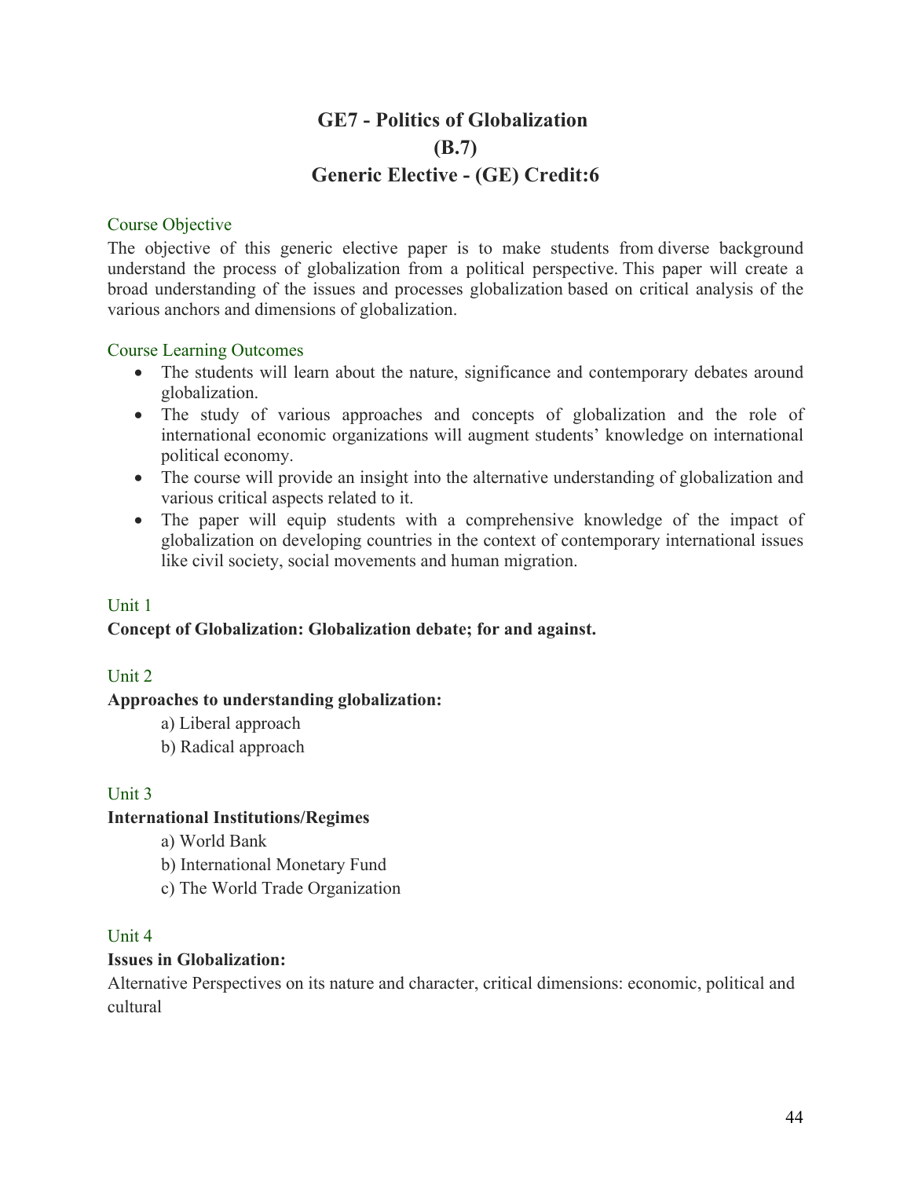# GE7 - Politics of Globalization
# (B.7)
# Generic Elective - (GE) Credit:6

## Course Objective

The objective of this generic elective paper is to make students from diverse background understand the process of globalization from a political perspective. This paper will create a broad understanding of the issues and processes globalization based on critical analysis of the various anchors and dimensions of globalization.

## Course Learning Outcomes

- The students will learn about the nature, significance and contemporary debates around globalization.
- The study of various approaches and concepts of globalization and the role of international economic organizations will augment students' knowledge on international political economy.
- The course will provide an insight into the alternative understanding of globalization and various critical aspects related to it.
- The paper will equip students with a comprehensive knowledge of the impact of globalization on developing countries in the context of contemporary international issues like civil society, social movements and human migration.

## Unit 1

**Concept of Globalization: Globalization debate; for and against.**

## Unit 2

**Approaches to understanding globalization:**

a) Liberal approach
b) Radical approach

## Unit 3

**International Institutions/Regimes**

a) World Bank
b) International Monetary Fund
c) The World Trade Organization

## Unit 4

**Issues in Globalization:**

Alternative Perspectives on its nature and character, critical dimensions: economic, political and cultural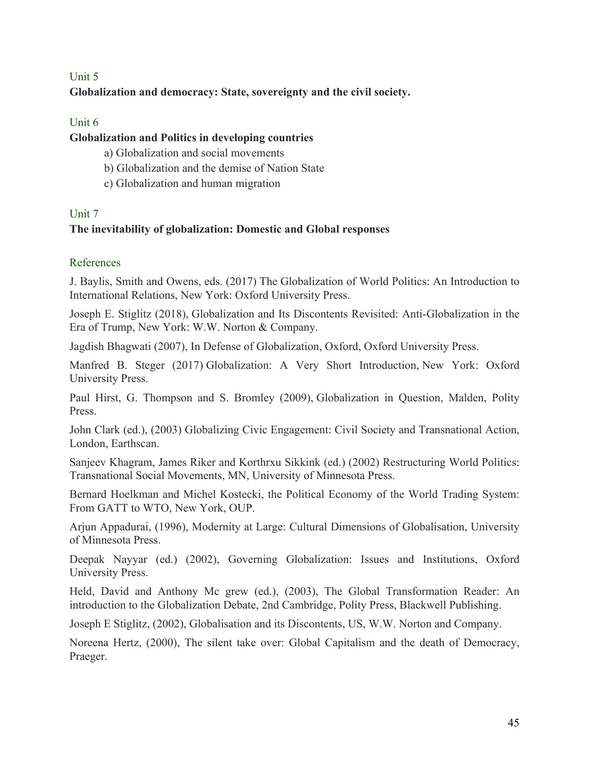## Unit 5

**Globalization and democracy: State, sovereignty and the civil society.**

## Unit 6

**Globalization and Politics in developing countries**

a) Globalization and social movements
b) Globalization and the demise of Nation State
c) Globalization and human migration

## Unit 7

**The inevitability of globalization: Domestic and Global responses**

## References

J. Baylis, Smith and Owens, eds. (2017) The Globalization of World Politics: An Introduction to International Relations, New York: Oxford University Press.

Joseph E. Stiglitz (2018), Globalization and Its Discontents Revisited: Anti-Globalization in the Era of Trump, New York: W.W. Norton & Company.

Jagdish Bhagwati (2007), In Defense of Globalization, Oxford, Oxford University Press.

Manfred B. Steger (2017) Globalization: A Very Short Introduction, New York: Oxford University Press.

Paul Hirst, G. Thompson and S. Bromley (2009), Globalization in Question, Malden, Polity Press.

John Clark (ed.), (2003) Globalizing Civic Engagement: Civil Society and Transnational Action, London, Earthscan.

Sanjeev Khagram, James Riker and Korthrxu Sikkink (ed.) (2002) Restructuring World Politics: Transnational Social Movements, MN, University of Minnesota Press.

Bernard Hoelkman and Michel Kostecki, the Political Economy of the World Trading System: From GATT to WTO, New York, OUP.

Arjun Appadurai, (1996), Modernity at Large: Cultural Dimensions of Globalisation, University of Minnesota Press.

Deepak Nayyar (ed.) (2002), Governing Globalization: Issues and Institutions, Oxford University Press.

Held, David and Anthony Mc grew (ed.), (2003), The Global Transformation Reader: An introduction to the Globalization Debate, 2nd Cambridge, Polity Press, Blackwell Publishing.

Joseph E Stiglitz, (2002), Globalisation and its Discontents, US, W.W. Norton and Company.

Noreena Hertz, (2000), The silent take over: Global Capitalism and the death of Democracy, Praeger.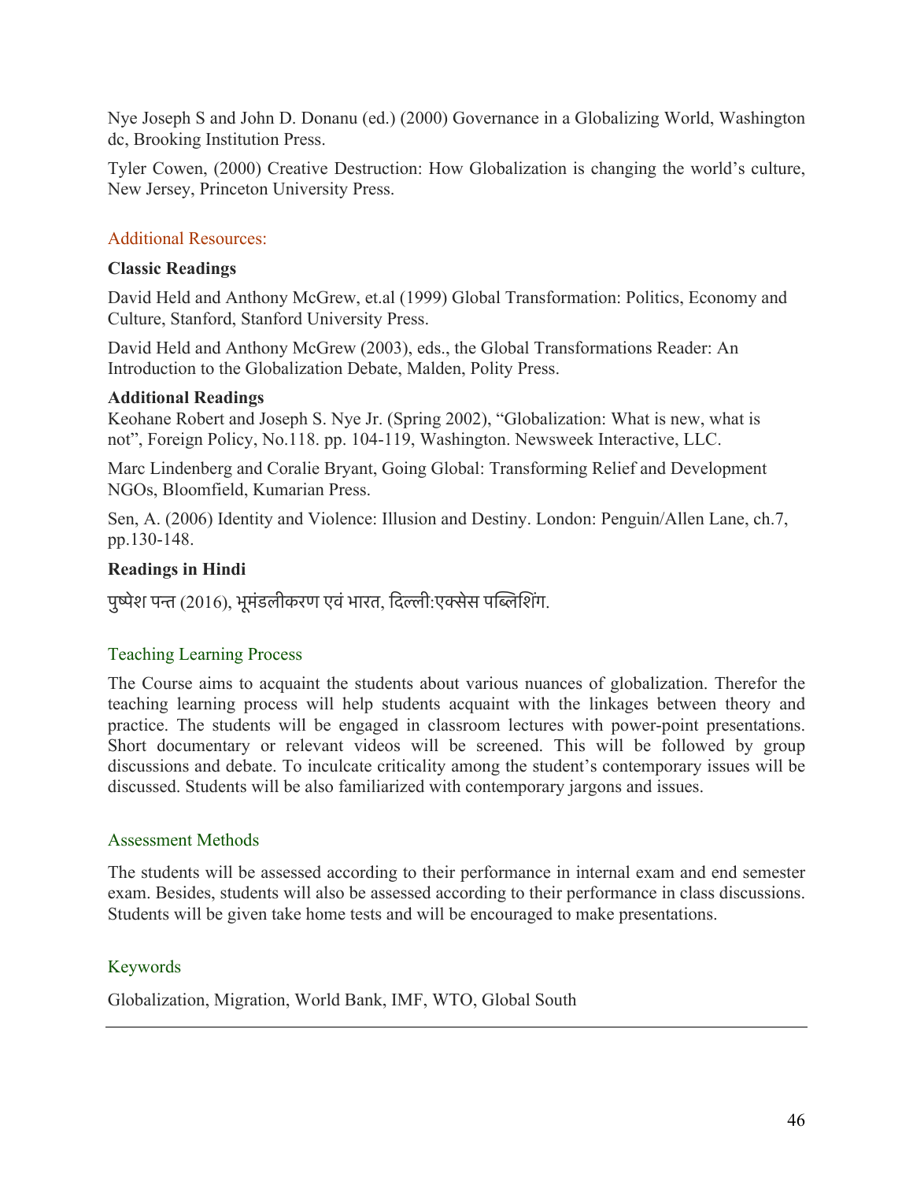Nye Joseph S and John D. Donanu (ed.) (2000) Governance in a Globalizing World, Washington dc, Brooking Institution Press.

Tyler Cowen, (2000) Creative Destruction: How Globalization is changing the world's culture, New Jersey, Princeton University Press.

## Additional Resources:

**Classic Readings**

David Held and Anthony McGrew, et.al (1999) Global Transformation: Politics, Economy and Culture, Stanford, Stanford University Press.

David Held and Anthony McGrew (2003), eds., the Global Transformations Reader: An Introduction to the Globalization Debate, Malden, Polity Press.

**Additional Readings**

Keohane Robert and Joseph S. Nye Jr. (Spring 2002), "Globalization: What is new, what is not", Foreign Policy, No.118. pp. 104-119, Washington. Newsweek Interactive, LLC.

Marc Lindenberg and Coralie Bryant, Going Global: Transforming Relief and Development NGOs, Bloomfield, Kumarian Press.

Sen, A. (2006) Identity and Violence: Illusion and Destiny. London: Penguin/Allen Lane, ch.7, pp.130-148.

**Readings in Hindi**

पुष्पेश पन्त (2016), भूमंडलीकरण एवं भारत, दिल्ली:एक्सेस पब्लिशिंग.

## Teaching Learning Process

The Course aims to acquaint the students about various nuances of globalization. Therefor the teaching learning process will help students acquaint with the linkages between theory and practice. The students will be engaged in classroom lectures with power-point presentations. Short documentary or relevant videos will be screened. This will be followed by group discussions and debate. To inculcate criticality among the student's contemporary issues will be discussed. Students will be also familiarized with contemporary jargons and issues.

## Assessment Methods

The students will be assessed according to their performance in internal exam and end semester exam. Besides, students will also be assessed according to their performance in class discussions. Students will be given take home tests and will be encouraged to make presentations.

## Keywords

Globalization, Migration, World Bank, IMF, WTO, Global South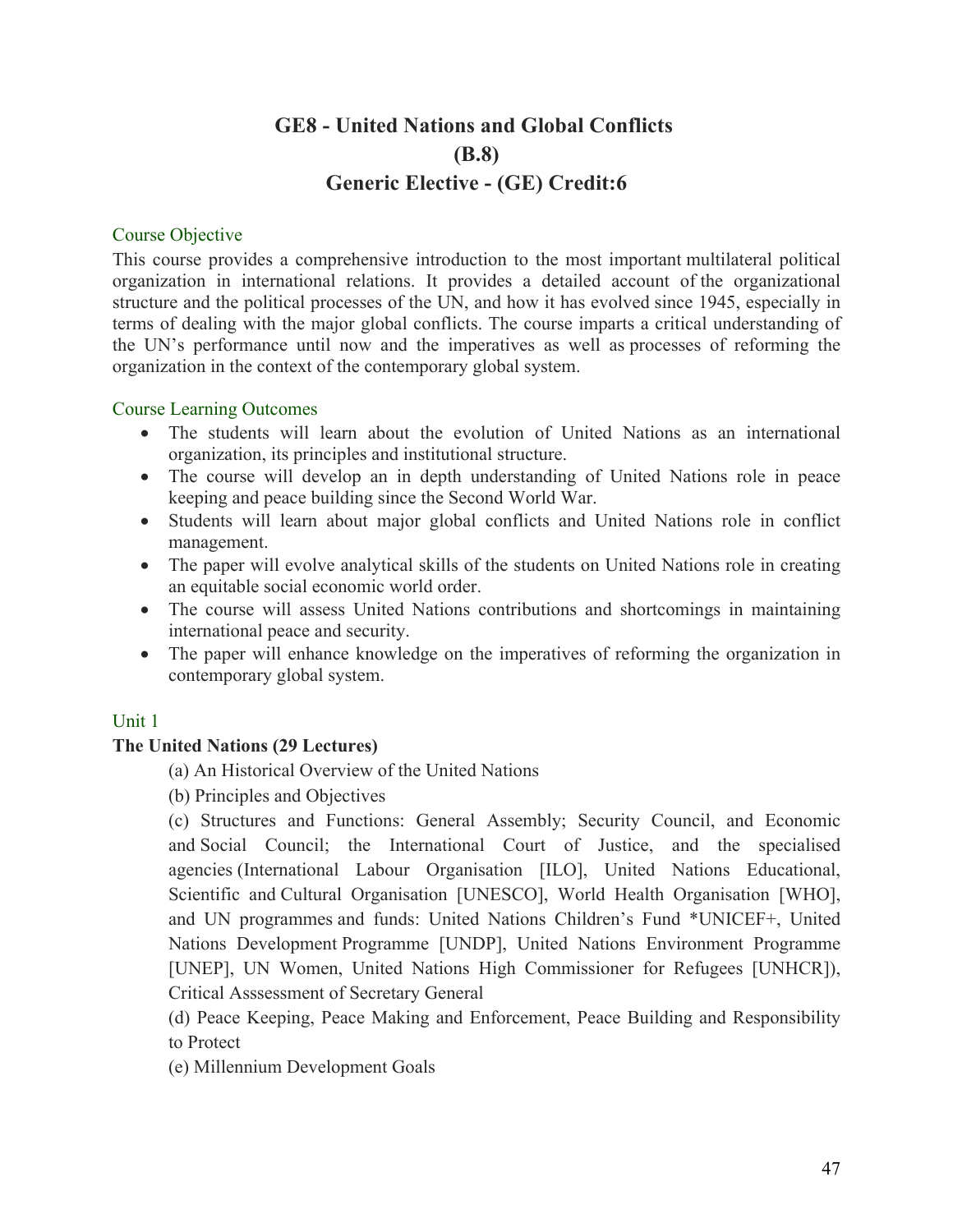# GE8 - United Nations and Global Conflicts
# (B.8)
# Generic Elective - (GE) Credit:6

## Course Objective

This course provides a comprehensive introduction to the most important multilateral political organization in international relations. It provides a detailed account of the organizational structure and the political processes of the UN, and how it has evolved since 1945, especially in terms of dealing with the major global conflicts. The course imparts a critical understanding of the UN's performance until now and the imperatives as well as processes of reforming the organization in the context of the contemporary global system.

## Course Learning Outcomes

- The students will learn about the evolution of United Nations as an international organization, its principles and institutional structure.
- The course will develop an in depth understanding of United Nations role in peace keeping and peace building since the Second World War.
- Students will learn about major global conflicts and United Nations role in conflict management.
- The paper will evolve analytical skills of the students on United Nations role in creating an equitable social economic world order.
- The course will assess United Nations contributions and shortcomings in maintaining international peace and security.
- The paper will enhance knowledge on the imperatives of reforming the organization in contemporary global system.

## Unit 1

**The United Nations (29 Lectures)**

(a) An Historical Overview of the United Nations

(b) Principles and Objectives

(c) Structures and Functions: General Assembly; Security Council, and Economic and Social Council; the International Court of Justice, and the specialised agencies (International Labour Organisation [ILO], United Nations Educational, Scientific and Cultural Organisation [UNESCO], World Health Organisation [WHO], and UN programmes and funds: United Nations Children's Fund *UNICEF+, United Nations Development Programme [UNDP], United Nations Environment Programme [UNEP], UN Women, United Nations High Commissioner for Refugees [UNHCR]), Critical Asssessment of Secretary General

(d) Peace Keeping, Peace Making and Enforcement, Peace Building and Responsibility to Protect

(e) Millennium Development Goals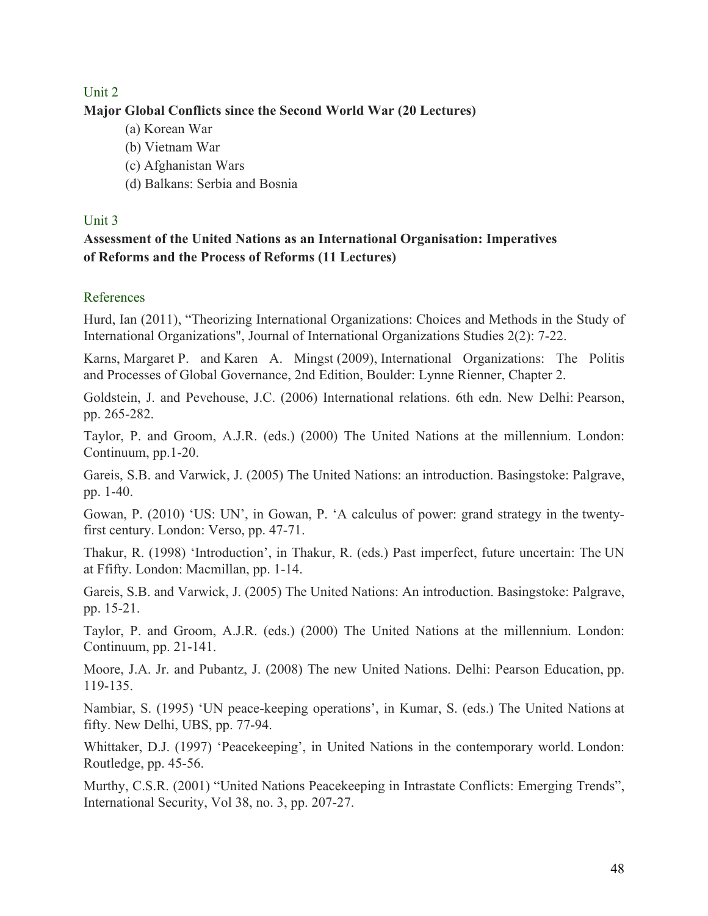### Unit 2

**Major Global Conflicts since the Second World War (20 Lectures)**

(a) Korean War
(b) Vietnam War
(c) Afghanistan Wars
(d) Balkans: Serbia and Bosnia

### Unit 3

**Assessment of the United Nations as an International Organisation: Imperatives of Reforms and the Process of Reforms (11 Lectures)**

### References

Hurd, Ian (2011), "Theorizing International Organizations: Choices and Methods in the Study of International Organizations", Journal of International Organizations Studies 2(2): 7-22.

Karns, Margaret P. and Karen A. Mingst (2009), International Organizations: The Politis and Processes of Global Governance, 2nd Edition, Boulder: Lynne Rienner, Chapter 2.

Goldstein, J. and Pevehouse, J.C. (2006) International relations. 6th edn. New Delhi: Pearson, pp. 265-282.

Taylor, P. and Groom, A.J.R. (eds.) (2000) The United Nations at the millennium. London: Continuum, pp.1-20.

Gareis, S.B. and Varwick, J. (2005) The United Nations: an introduction. Basingstoke: Palgrave, pp. 1-40.

Gowan, P. (2010) 'US: UN', in Gowan, P. 'A calculus of power: grand strategy in the twenty-first century. London: Verso, pp. 47-71.

Thakur, R. (1998) 'Introduction', in Thakur, R. (eds.) Past imperfect, future uncertain: The UN at Ffifty. London: Macmillan, pp. 1-14.

Gareis, S.B. and Varwick, J. (2005) The United Nations: An introduction. Basingstoke: Palgrave, pp. 15-21.

Taylor, P. and Groom, A.J.R. (eds.) (2000) The United Nations at the millennium. London: Continuum, pp. 21-141.

Moore, J.A. Jr. and Pubantz, J. (2008) The new United Nations. Delhi: Pearson Education, pp. 119-135.

Nambiar, S. (1995) 'UN peace-keeping operations', in Kumar, S. (eds.) The United Nations at fifty. New Delhi, UBS, pp. 77-94.

Whittaker, D.J. (1997) 'Peacekeeping', in United Nations in the contemporary world. London: Routledge, pp. 45-56.

Murthy, C.S.R. (2001) "United Nations Peacekeeping in Intrastate Conflicts: Emerging Trends", International Security, Vol 38, no. 3, pp. 207-27.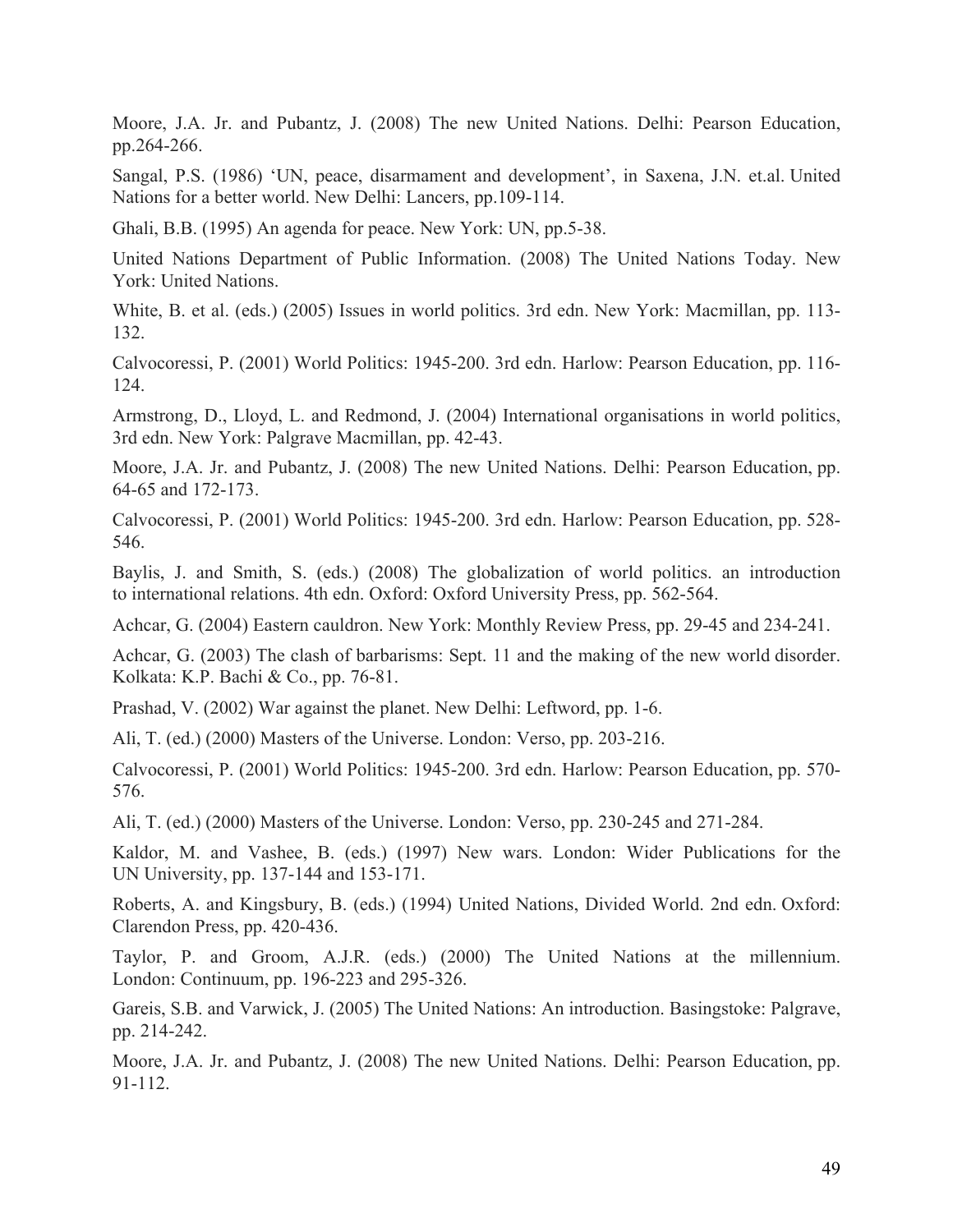Moore, J.A. Jr. and Pubantz, J. (2008) The new United Nations. Delhi: Pearson Education, pp.264-266.

Sangal, P.S. (1986) 'UN, peace, disarmament and development', in Saxena, J.N. et.al. United Nations for a better world. New Delhi: Lancers, pp.109-114.

Ghali, B.B. (1995) An agenda for peace. New York: UN, pp.5-38.

United Nations Department of Public Information. (2008) The United Nations Today. New York: United Nations.

White, B. et al. (eds.) (2005) Issues in world politics. 3rd edn. New York: Macmillan, pp. 113-132.

Calvocoressi, P. (2001) World Politics: 1945-200. 3rd edn. Harlow: Pearson Education, pp. 116-124.

Armstrong, D., Lloyd, L. and Redmond, J. (2004) International organisations in world politics, 3rd edn. New York: Palgrave Macmillan, pp. 42-43.

Moore, J.A. Jr. and Pubantz, J. (2008) The new United Nations. Delhi: Pearson Education, pp. 64-65 and 172-173.

Calvocoressi, P. (2001) World Politics: 1945-200. 3rd edn. Harlow: Pearson Education, pp. 528-546.

Baylis, J. and Smith, S. (eds.) (2008) The globalization of world politics. an introduction to international relations. 4th edn. Oxford: Oxford University Press, pp. 562-564.

Achcar, G. (2004) Eastern cauldron. New York: Monthly Review Press, pp. 29-45 and 234-241.

Achcar, G. (2003) The clash of barbarisms: Sept. 11 and the making of the new world disorder. Kolkata: K.P. Bachi & Co., pp. 76-81.

Prashad, V. (2002) War against the planet. New Delhi: Leftword, pp. 1-6.

Ali, T. (ed.) (2000) Masters of the Universe. London: Verso, pp. 203-216.

Calvocoressi, P. (2001) World Politics: 1945-200. 3rd edn. Harlow: Pearson Education, pp. 570-576.

Ali, T. (ed.) (2000) Masters of the Universe. London: Verso, pp. 230-245 and 271-284.

Kaldor, M. and Vashee, B. (eds.) (1997) New wars. London: Wider Publications for the UN University, pp. 137-144 and 153-171.

Roberts, A. and Kingsbury, B. (eds.) (1994) United Nations, Divided World. 2nd edn. Oxford: Clarendon Press, pp. 420-436.

Taylor, P. and Groom, A.J.R. (eds.) (2000) The United Nations at the millennium. London: Continuum, pp. 196-223 and 295-326.

Gareis, S.B. and Varwick, J. (2005) The United Nations: An introduction. Basingstoke: Palgrave, pp. 214-242.

Moore, J.A. Jr. and Pubantz, J. (2008) The new United Nations. Delhi: Pearson Education, pp. 91-112.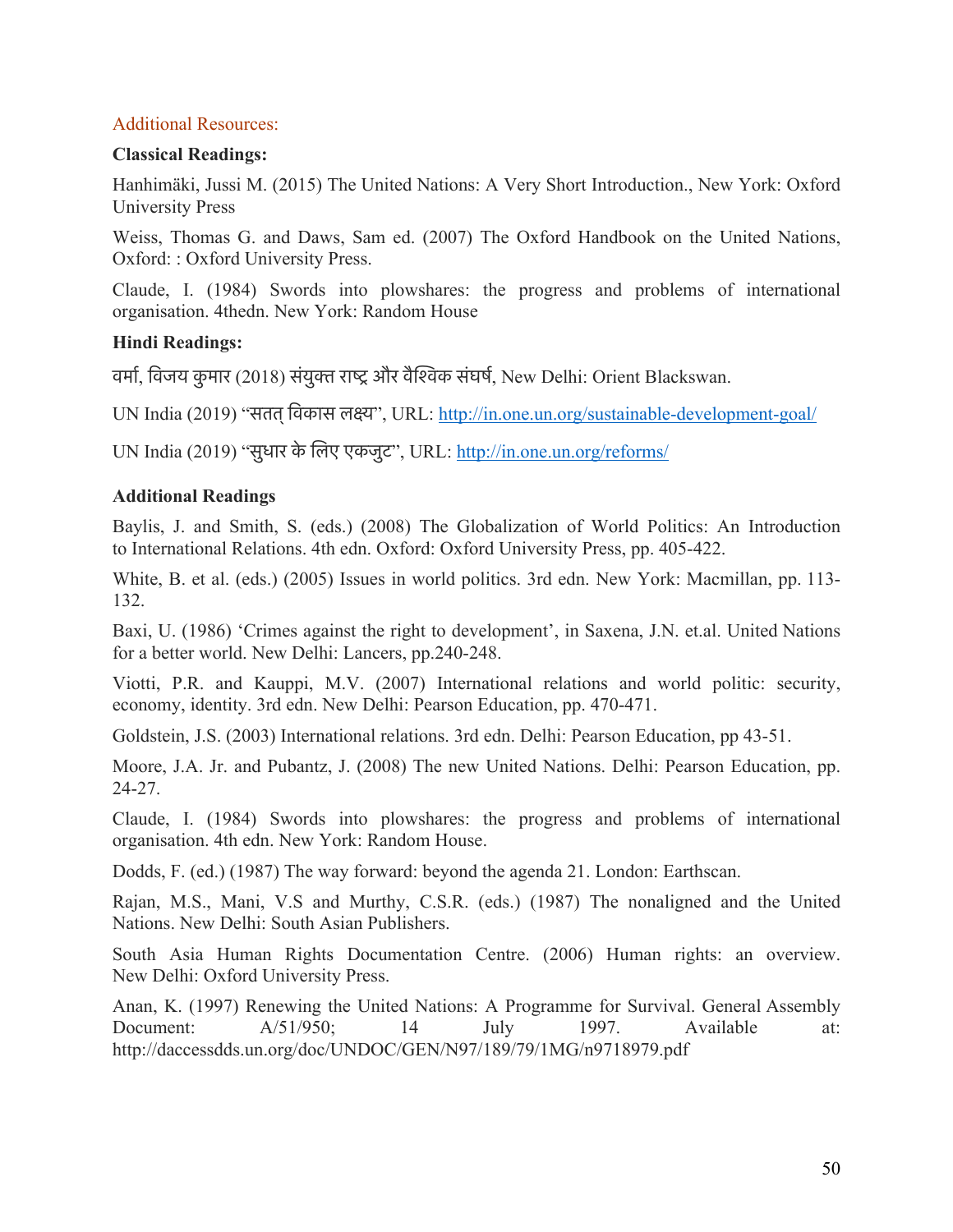## Additional Resources:

**Classical Readings:**

Hanhimäki, Jussi M. (2015) The United Nations: A Very Short Introduction., New York: Oxford University Press

Weiss, Thomas G. and Daws, Sam ed. (2007) The Oxford Handbook on the United Nations, Oxford: : Oxford University Press.

Claude, I. (1984) Swords into plowshares: the progress and problems of international organisation. 4thedn. New York: Random House

**Hindi Readings:**

वर्मा, विजय कुमार (2018) संयुक्त राष्ट्र और वैश्विक संघर्ष, New Delhi: Orient Blackswan.

UN India (2019) "सतत् विकास लक्ष्य", URL: http://in.one.un.org/sustainable-development-goal/

UN India (2019) "सुधार के लिए एकजुट", URL: http://in.one.un.org/reforms/

**Additional Readings**

Baylis, J. and Smith, S. (eds.) (2008) The Globalization of World Politics: An Introduction to International Relations. 4th edn. Oxford: Oxford University Press, pp. 405-422.

White, B. et al. (eds.) (2005) Issues in world politics. 3rd edn. New York: Macmillan, pp. 113-132.

Baxi, U. (1986) 'Crimes against the right to development', in Saxena, J.N. et.al. United Nations for a better world. New Delhi: Lancers, pp.240-248.

Viotti, P.R. and Kauppi, M.V. (2007) International relations and world politic: security, economy, identity. 3rd edn. New Delhi: Pearson Education, pp. 470-471.

Goldstein, J.S. (2003) International relations. 3rd edn. Delhi: Pearson Education, pp 43-51.

Moore, J.A. Jr. and Pubantz, J. (2008) The new United Nations. Delhi: Pearson Education, pp. 24-27.

Claude, I. (1984) Swords into plowshares: the progress and problems of international organisation. 4th edn. New York: Random House.

Dodds, F. (ed.) (1987) The way forward: beyond the agenda 21. London: Earthscan.

Rajan, M.S., Mani, V.S and Murthy, C.S.R. (eds.) (1987) The nonaligned and the United Nations. New Delhi: South Asian Publishers.

South Asia Human Rights Documentation Centre. (2006) Human rights: an overview. New Delhi: Oxford University Press.

Anan, K. (1997) Renewing the United Nations: A Programme for Survival. General Assembly Document: A/51/950; 14 July 1997. Available at: http://daccessdds.un.org/doc/UNDOC/GEN/N97/189/79/1MG/n9718979.pdf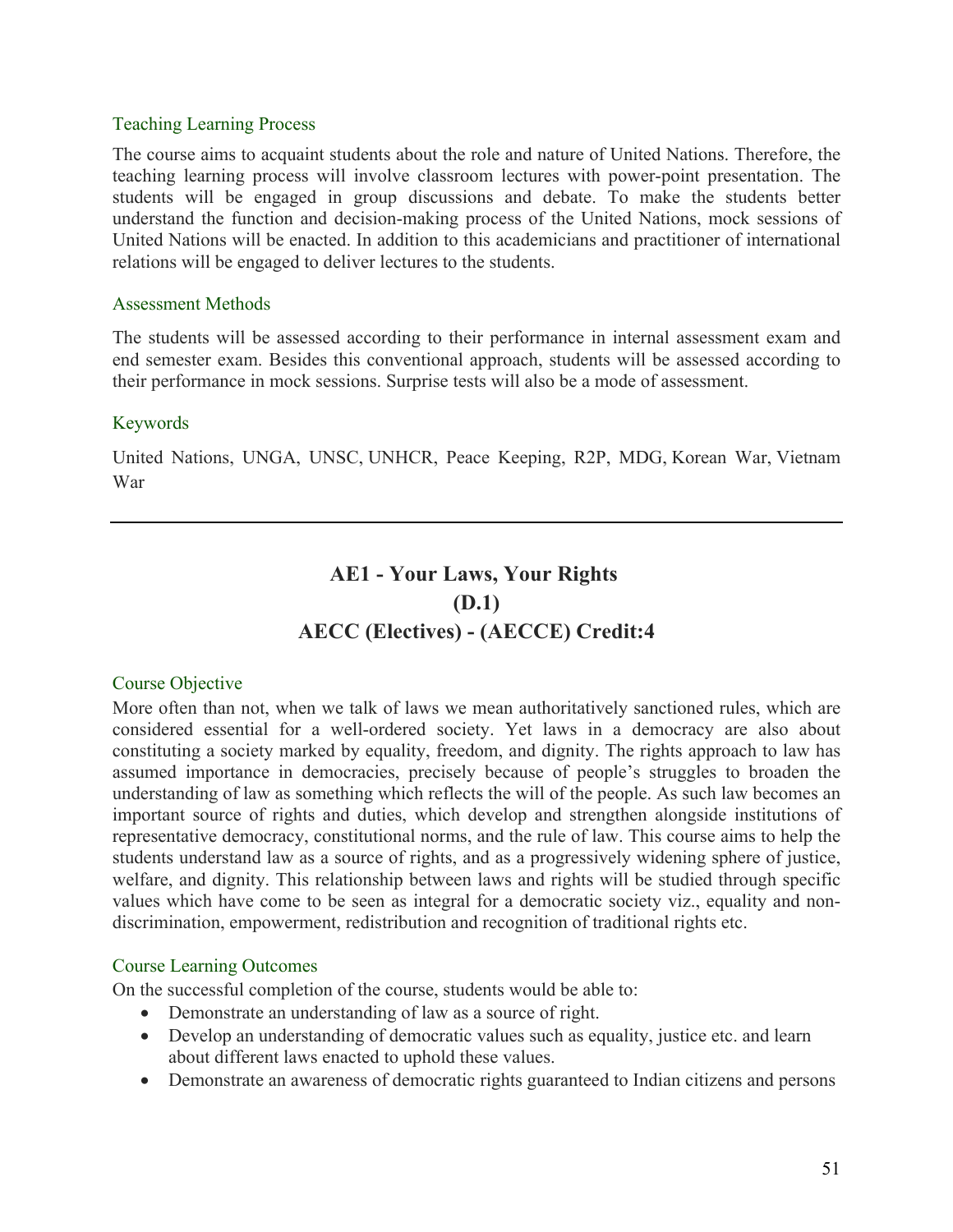### Teaching Learning Process

The course aims to acquaint students about the role and nature of United Nations. Therefore, the teaching learning process will involve classroom lectures with power-point presentation. The students will be engaged in group discussions and debate. To make the students better understand the function and decision-making process of the United Nations, mock sessions of United Nations will be enacted. In addition to this academicians and practitioner of international relations will be engaged to deliver lectures to the students.

### Assessment Methods

The students will be assessed according to their performance in internal assessment exam and end semester exam. Besides this conventional approach, students will be assessed according to their performance in mock sessions. Surprise tests will also be a mode of assessment.

### Keywords

United Nations, UNGA, UNSC, UNHCR, Peace Keeping, R2P, MDG, Korean War, Vietnam War

---

## AE1 - Your Laws, Your Rights
## (D.1)
## AECC (Electives) - (AECCE) Credit:4

### Course Objective

More often than not, when we talk of laws we mean authoritatively sanctioned rules, which are considered essential for a well-ordered society. Yet laws in a democracy are also about constituting a society marked by equality, freedom, and dignity. The rights approach to law has assumed importance in democracies, precisely because of people's struggles to broaden the understanding of law as something which reflects the will of the people. As such law becomes an important source of rights and duties, which develop and strengthen alongside institutions of representative democracy, constitutional norms, and the rule of law. This course aims to help the students understand law as a source of rights, and as a progressively widening sphere of justice, welfare, and dignity. This relationship between laws and rights will be studied through specific values which have come to be seen as integral for a democratic society viz., equality and non-discrimination, empowerment, redistribution and recognition of traditional rights etc.

### Course Learning Outcomes

On the successful completion of the course, students would be able to:

- Demonstrate an understanding of law as a source of right.
- Develop an understanding of democratic values such as equality, justice etc. and learn about different laws enacted to uphold these values.
- Demonstrate an awareness of democratic rights guaranteed to Indian citizens and persons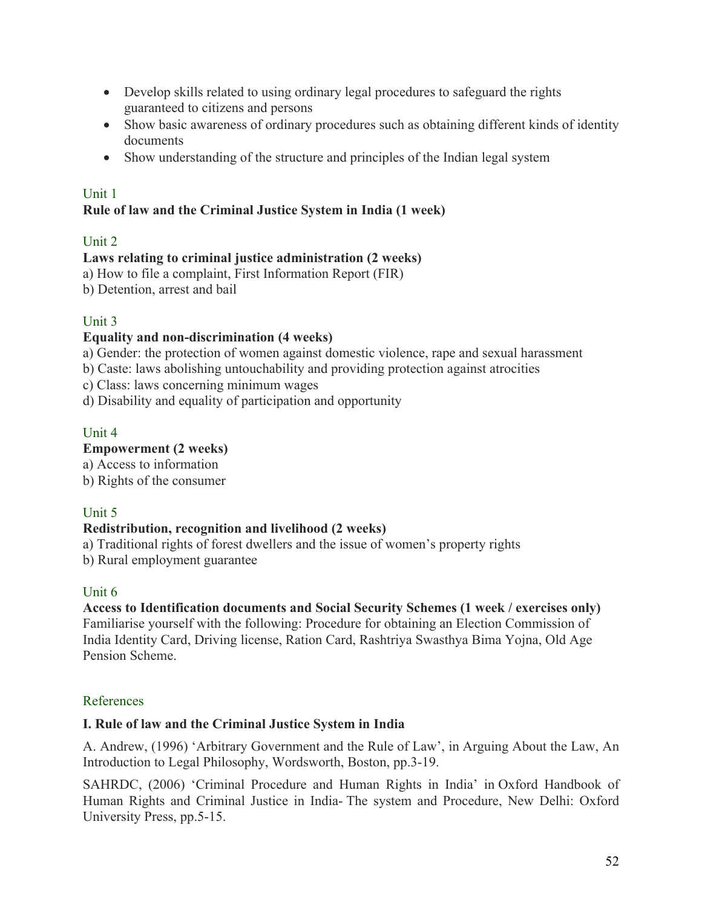- Develop skills related to using ordinary legal procedures to safeguard the rights guaranteed to citizens and persons
- Show basic awareness of ordinary procedures such as obtaining different kinds of identity documents
- Show understanding of the structure and principles of the Indian legal system

Unit 1

**Rule of law and the Criminal Justice System in India (1 week)**

Unit 2

**Laws relating to criminal justice administration (2 weeks)**

a) How to file a complaint, First Information Report (FIR)

b) Detention, arrest and bail

Unit 3

**Equality and non-discrimination (4 weeks)**

a) Gender: the protection of women against domestic violence, rape and sexual harassment

b) Caste: laws abolishing untouchability and providing protection against atrocities

c) Class: laws concerning minimum wages

d) Disability and equality of participation and opportunity

Unit 4

**Empowerment (2 weeks)**

a) Access to information

b) Rights of the consumer

Unit 5

**Redistribution, recognition and livelihood (2 weeks)**

a) Traditional rights of forest dwellers and the issue of women's property rights

b) Rural employment guarantee

Unit 6

**Access to Identification documents and Social Security Schemes (1 week / exercises only)**

Familiarise yourself with the following: Procedure for obtaining an Election Commission of India Identity Card, Driving license, Ration Card, Rashtriya Swasthya Bima Yojna, Old Age Pension Scheme.

References

**I. Rule of law and the Criminal Justice System in India**

A. Andrew, (1996) 'Arbitrary Government and the Rule of Law', in Arguing About the Law, An Introduction to Legal Philosophy, Wordsworth, Boston, pp.3-19.

SAHRDC, (2006) 'Criminal Procedure and Human Rights in India' in Oxford Handbook of Human Rights and Criminal Justice in India- The system and Procedure, New Delhi: Oxford University Press, pp.5-15.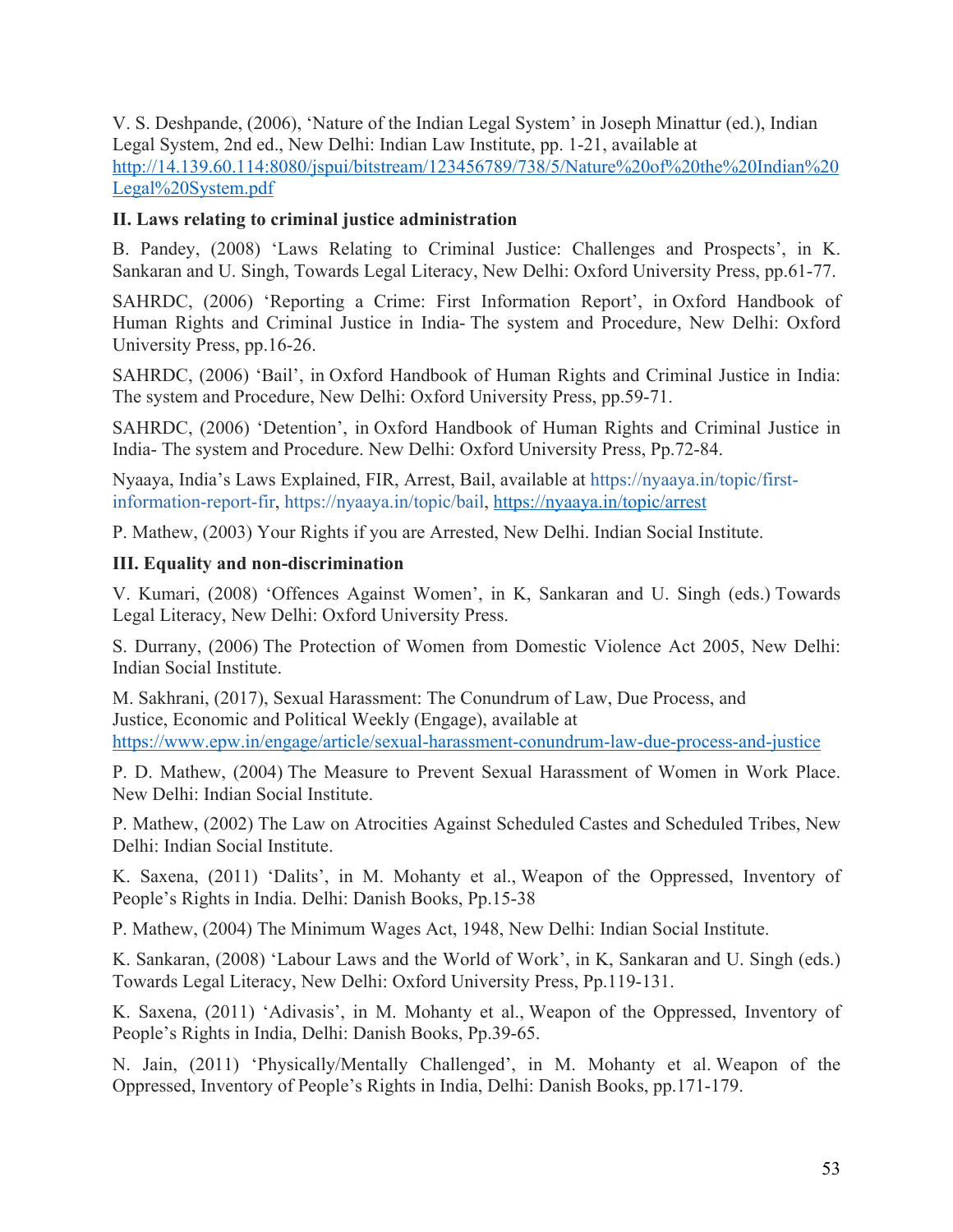V. S. Deshpande, (2006), 'Nature of the Indian Legal System' in Joseph Minattur (ed.), Indian Legal System, 2nd ed., New Delhi: Indian Law Institute, pp. 1-21, available at [http://14.139.60.114:8080/jspui/bitstream/123456789/738/5/Nature%20of%20the%20Indian%20Legal%20System.pdf](http://14.139.60.114:8080/jspui/bitstream/123456789/738/5/Nature%20of%20the%20Indian%20Legal%20System.pdf)

**II. Laws relating to criminal justice administration**

B. Pandey, (2008) 'Laws Relating to Criminal Justice: Challenges and Prospects', in K. Sankaran and U. Singh, Towards Legal Literacy, New Delhi: Oxford University Press, pp.61-77.

SAHRDC, (2006) 'Reporting a Crime: First Information Report', in Oxford Handbook of Human Rights and Criminal Justice in India- The system and Procedure, New Delhi: Oxford University Press, pp.16-26.

SAHRDC, (2006) 'Bail', in Oxford Handbook of Human Rights and Criminal Justice in India: The system and Procedure, New Delhi: Oxford University Press, pp.59-71.

SAHRDC, (2006) 'Detention', in Oxford Handbook of Human Rights and Criminal Justice in India- The system and Procedure. New Delhi: Oxford University Press, Pp.72-84.

Nyaaya, India's Laws Explained, FIR, Arrest, Bail, available at https://nyaaya.in/topic/first-information-report-fir, https://nyaaya.in/topic/bail, [https://nyaaya.in/topic/arrest](https://nyaaya.in/topic/arrest)

P. Mathew, (2003) Your Rights if you are Arrested, New Delhi. Indian Social Institute.

**III. Equality and non-discrimination**

V. Kumari, (2008) 'Offences Against Women', in K, Sankaran and U. Singh (eds.) Towards Legal Literacy, New Delhi: Oxford University Press.

S. Durrany, (2006) The Protection of Women from Domestic Violence Act 2005, New Delhi: Indian Social Institute.

M. Sakhrani, (2017), Sexual Harassment: The Conundrum of Law, Due Process, and Justice, Economic and Political Weekly (Engage), available at [https://www.epw.in/engage/article/sexual-harassment-conundrum-law-due-process-and-justice](https://www.epw.in/engage/article/sexual-harassment-conundrum-law-due-process-and-justice)

P. D. Mathew, (2004) The Measure to Prevent Sexual Harassment of Women in Work Place. New Delhi: Indian Social Institute.

P. Mathew, (2002) The Law on Atrocities Against Scheduled Castes and Scheduled Tribes, New Delhi: Indian Social Institute.

K. Saxena, (2011) 'Dalits', in M. Mohanty et al., Weapon of the Oppressed, Inventory of People's Rights in India. Delhi: Danish Books, Pp.15-38

P. Mathew, (2004) The Minimum Wages Act, 1948, New Delhi: Indian Social Institute.

K. Sankaran, (2008) 'Labour Laws and the World of Work', in K, Sankaran and U. Singh (eds.) Towards Legal Literacy, New Delhi: Oxford University Press, Pp.119-131.

K. Saxena, (2011) 'Adivasis', in M. Mohanty et al., Weapon of the Oppressed, Inventory of People's Rights in India, Delhi: Danish Books, Pp.39-65.

N. Jain, (2011) 'Physically/Mentally Challenged', in M. Mohanty et al. Weapon of the Oppressed, Inventory of People's Rights in India, Delhi: Danish Books, pp.171-179.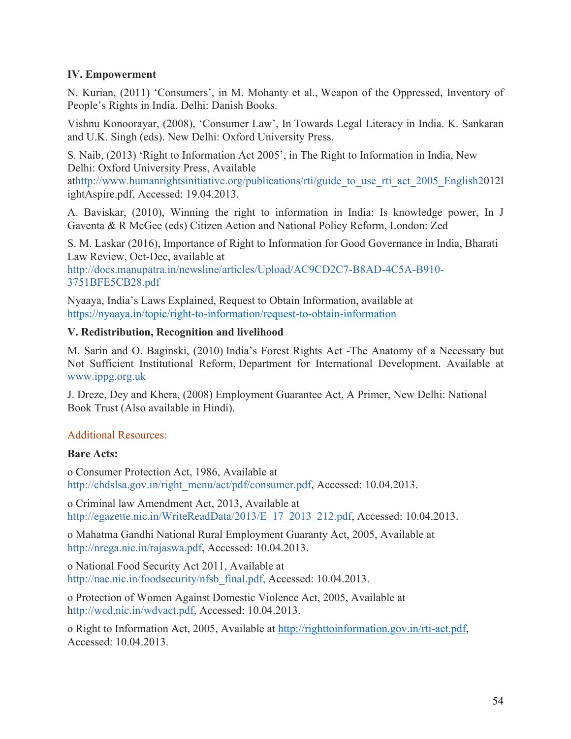**IV. Empowerment**

N. Kurian, (2011) 'Consumers', in M. Mohanty et al., Weapon of the Oppressed, Inventory of People's Rights in India. Delhi: Danish Books.

Vishnu Konoorayar, (2008), 'Consumer Law', In Towards Legal Literacy in India. K. Sankaran and U.K. Singh (eds). New Delhi: Oxford University Press.

S. Naib, (2013) 'Right to Information Act 2005', in The Right to Information in India, New Delhi: Oxford University Press, Available athttp://www.humanrightsinitiative.org/publications/rti/guide_to_use_rti_act_2005_English2012lightAspire.pdf, Accessed: 19.04.2013.

A. Baviskar, (2010), Winning the right to information in India: Is knowledge power, In J Gaventa & R McGee (eds) Citizen Action and National Policy Reform, London: Zed

S. M. Laskar (2016), Importance of Right to Information for Good Governance in India, Bharati Law Review, Oct-Dec, available at http://docs.manupatra.in/newsline/articles/Upload/AC9CD2C7-B8AD-4C5A-B910-3751BFE5CB28.pdf

Nyaaya, India's Laws Explained, Request to Obtain Information, available at https://nyaaya.in/topic/right-to-information/request-to-obtain-information

**V. Redistribution, Recognition and livelihood**

M. Sarin and O. Baginski, (2010) India's Forest Rights Act -The Anatomy of a Necessary but Not Sufficient Institutional Reform, Department for International Development. Available at www.ippg.org.uk

J. Dreze, Dey and Khera, (2008) Employment Guarantee Act, A Primer, New Delhi: National Book Trust (Also available in Hindi).

Additional Resources:

**Bare Acts:**

o Consumer Protection Act, 1986, Available at http://chdslsa.gov.in/right_menu/act/pdf/consumer.pdf, Accessed: 10.04.2013.

o Criminal law Amendment Act, 2013, Available at http://egazette.nic.in/WriteReadData/2013/E_17_2013_212.pdf, Accessed: 10.04.2013.

o Mahatma Gandhi National Rural Employment Guaranty Act, 2005, Available at http://nrega.nic.in/rajaswa.pdf, Accessed: 10.04.2013.

o National Food Security Act 2011, Available at http://nac.nic.in/foodsecurity/nfsb_final.pdf, Accessed: 10.04.2013.

o Protection of Women Against Domestic Violence Act, 2005, Available at http://wcd.nic.in/wdvact.pdf, Accessed: 10.04.2013.

o Right to Information Act, 2005, Available at http://righttoinformation.gov.in/rti-act.pdf, Accessed: 10.04.2013.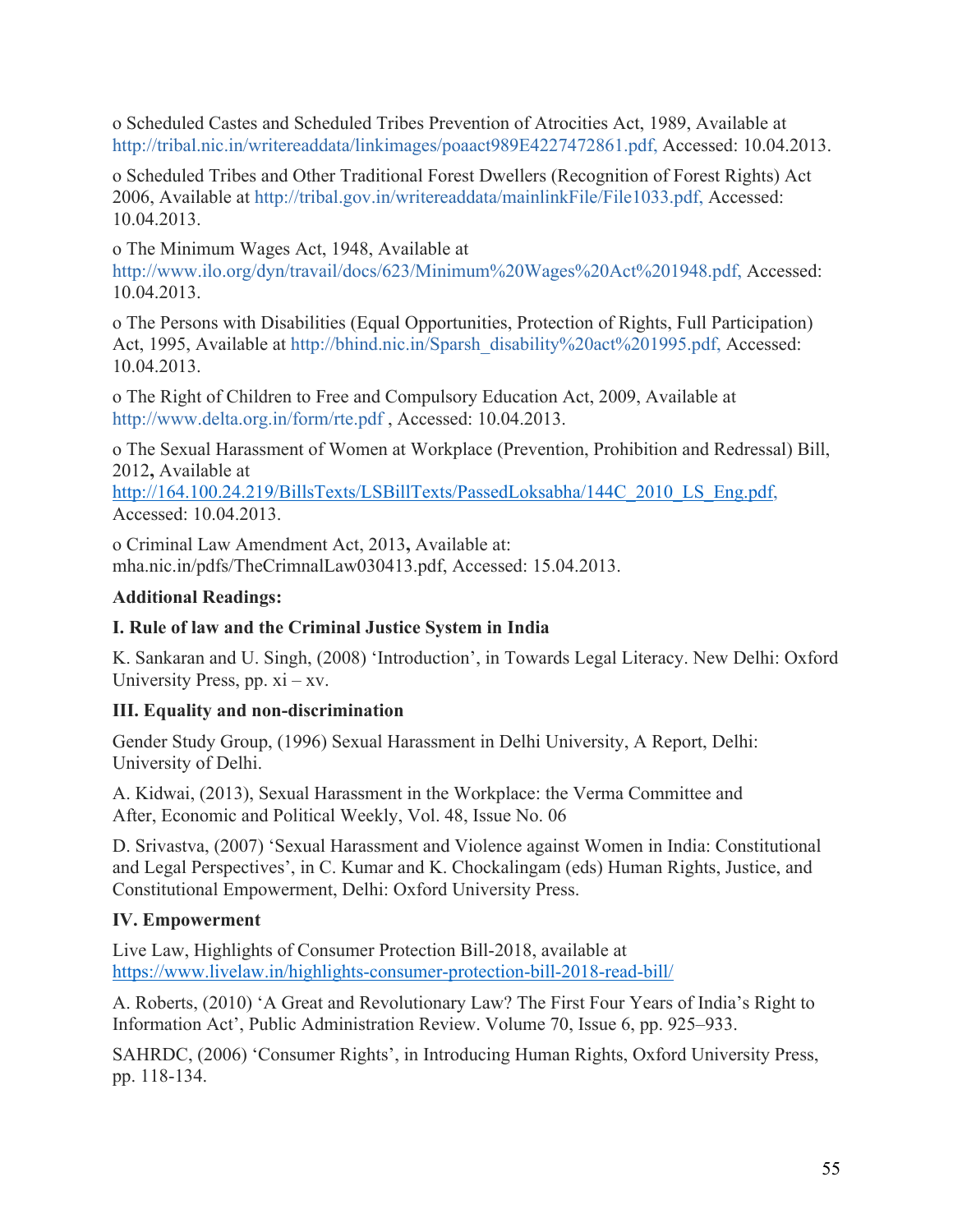o Scheduled Castes and Scheduled Tribes Prevention of Atrocities Act, 1989, Available at http://tribal.nic.in/writereaddata/linkimages/poaact989E4227472861.pdf, Accessed: 10.04.2013.

o Scheduled Tribes and Other Traditional Forest Dwellers (Recognition of Forest Rights) Act 2006, Available at http://tribal.gov.in/writereaddata/mainlinkFile/File1033.pdf, Accessed: 10.04.2013.

o The Minimum Wages Act, 1948, Available at http://www.ilo.org/dyn/travail/docs/623/Minimum%20Wages%20Act%201948.pdf, Accessed: 10.04.2013.

o The Persons with Disabilities (Equal Opportunities, Protection of Rights, Full Participation) Act, 1995, Available at http://bhind.nic.in/Sparsh_disability%20act%201995.pdf, Accessed: 10.04.2013.

o The Right of Children to Free and Compulsory Education Act, 2009, Available at http://www.delta.org.in/form/rte.pdf , Accessed: 10.04.2013.

o The Sexual Harassment of Women at Workplace (Prevention, Prohibition and Redressal) Bill, 2012**,** Available at http://164.100.24.219/BillsTexts/LSBillTexts/PassedLoksabha/144C_2010_LS_Eng.pdf, Accessed: 10.04.2013.

o Criminal Law Amendment Act, 2013**,** Available at: mha.nic.in/pdfs/TheCrimnalLaw030413.pdf, Accessed: 15.04.2013.

**Additional Readings:**

**I. Rule of law and the Criminal Justice System in India**

K. Sankaran and U. Singh, (2008) 'Introduction', in Towards Legal Literacy. New Delhi: Oxford University Press, pp. xi – xv.

**III. Equality and non-discrimination**

Gender Study Group, (1996) Sexual Harassment in Delhi University, A Report, Delhi: University of Delhi.

A. Kidwai, (2013), Sexual Harassment in the Workplace: the Verma Committee and After, Economic and Political Weekly, Vol. 48, Issue No. 06

D. Srivastva, (2007) 'Sexual Harassment and Violence against Women in India: Constitutional and Legal Perspectives', in C. Kumar and K. Chockalingam (eds) Human Rights, Justice, and Constitutional Empowerment, Delhi: Oxford University Press.

**IV. Empowerment**

Live Law, Highlights of Consumer Protection Bill-2018, available at https://www.livelaw.in/highlights-consumer-protection-bill-2018-read-bill/

A. Roberts, (2010) 'A Great and Revolutionary Law? The First Four Years of India's Right to Information Act', Public Administration Review. Volume 70, Issue 6, pp. 925–933.

SAHRDC, (2006) 'Consumer Rights', in Introducing Human Rights, Oxford University Press, pp. 118-134.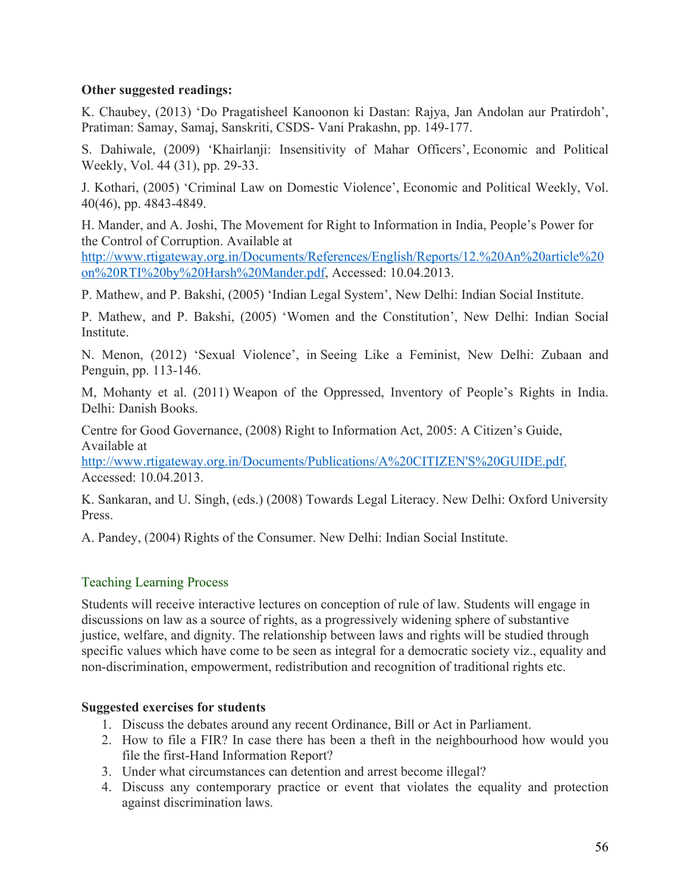**Other suggested readings:**

K. Chaubey, (2013) 'Do Pragatisheel Kanoonon ki Dastan: Rajya, Jan Andolan aur Pratirdoh', Pratiman: Samay, Samaj, Sanskriti, CSDS- Vani Prakashn, pp. 149-177.

S. Dahiwale, (2009) 'Khairlanji: Insensitivity of Mahar Officers', Economic and Political Weekly, Vol. 44 (31), pp. 29-33.

J. Kothari, (2005) 'Criminal Law on Domestic Violence', Economic and Political Weekly, Vol. 40(46), pp. 4843-4849.

H. Mander, and A. Joshi, The Movement for Right to Information in India, People's Power for the Control of Corruption. Available at http://www.rtigateway.org.in/Documents/References/English/Reports/12.%20An%20article%20on%20RTI%20by%20Harsh%20Mander.pdf, Accessed: 10.04.2013.

P. Mathew, and P. Bakshi, (2005) 'Indian Legal System', New Delhi: Indian Social Institute.

P. Mathew, and P. Bakshi, (2005) 'Women and the Constitution', New Delhi: Indian Social Institute.

N. Menon, (2012) 'Sexual Violence', in Seeing Like a Feminist, New Delhi: Zubaan and Penguin, pp. 113-146.

M, Mohanty et al. (2011) Weapon of the Oppressed, Inventory of People's Rights in India. Delhi: Danish Books.

Centre for Good Governance, (2008) Right to Information Act, 2005: A Citizen's Guide, Available at http://www.rtigateway.org.in/Documents/Publications/A%20CITIZEN'S%20GUIDE.pdf, Accessed: 10.04.2013.

K. Sankaran, and U. Singh, (eds.) (2008) Towards Legal Literacy. New Delhi: Oxford University Press.

A. Pandey, (2004) Rights of the Consumer. New Delhi: Indian Social Institute.

## Teaching Learning Process

Students will receive interactive lectures on conception of rule of law. Students will engage in discussions on law as a source of rights, as a progressively widening sphere of substantive justice, welfare, and dignity. The relationship between laws and rights will be studied through specific values which have come to be seen as integral for a democratic society viz., equality and non-discrimination, empowerment, redistribution and recognition of traditional rights etc.

**Suggested exercises for students**

1. Discuss the debates around any recent Ordinance, Bill or Act in Parliament.
2. How to file a FIR? In case there has been a theft in the neighbourhood how would you file the first-Hand Information Report?
3. Under what circumstances can detention and arrest become illegal?
4. Discuss any contemporary practice or event that violates the equality and protection against discrimination laws.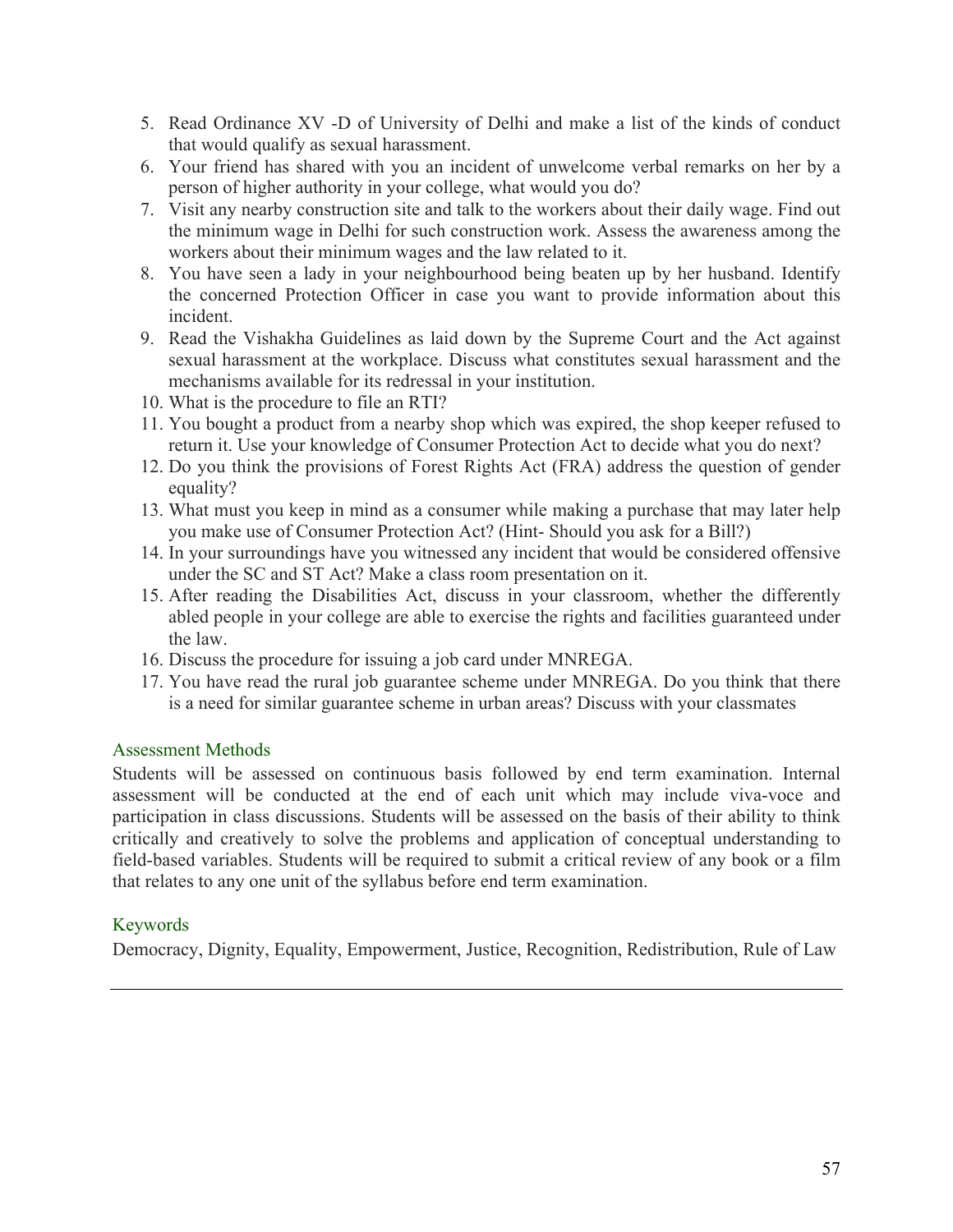5. Read Ordinance XV -D of University of Delhi and make a list of the kinds of conduct that would qualify as sexual harassment.
6. Your friend has shared with you an incident of unwelcome verbal remarks on her by a person of higher authority in your college, what would you do?
7. Visit any nearby construction site and talk to the workers about their daily wage. Find out the minimum wage in Delhi for such construction work. Assess the awareness among the workers about their minimum wages and the law related to it.
8. You have seen a lady in your neighbourhood being beaten up by her husband. Identify the concerned Protection Officer in case you want to provide information about this incident.
9. Read the Vishakha Guidelines as laid down by the Supreme Court and the Act against sexual harassment at the workplace. Discuss what constitutes sexual harassment and the mechanisms available for its redressal in your institution.
10. What is the procedure to file an RTI?
11. You bought a product from a nearby shop which was expired, the shop keeper refused to return it. Use your knowledge of Consumer Protection Act to decide what you do next?
12. Do you think the provisions of Forest Rights Act (FRA) address the question of gender equality?
13. What must you keep in mind as a consumer while making a purchase that may later help you make use of Consumer Protection Act? (Hint- Should you ask for a Bill?)
14. In your surroundings have you witnessed any incident that would be considered offensive under the SC and ST Act? Make a class room presentation on it.
15. After reading the Disabilities Act, discuss in your classroom, whether the differently abled people in your college are able to exercise the rights and facilities guaranteed under the law.
16. Discuss the procedure for issuing a job card under MNREGA.
17. You have read the rural job guarantee scheme under MNREGA. Do you think that there is a need for similar guarantee scheme in urban areas? Discuss with your classmates

## Assessment Methods

Students will be assessed on continuous basis followed by end term examination. Internal assessment will be conducted at the end of each unit which may include viva-voce and participation in class discussions. Students will be assessed on the basis of their ability to think critically and creatively to solve the problems and application of conceptual understanding to field-based variables. Students will be required to submit a critical review of any book or a film that relates to any one unit of the syllabus before end term examination.

## Keywords

Democracy, Dignity, Equality, Empowerment, Justice, Recognition, Redistribution, Rule of Law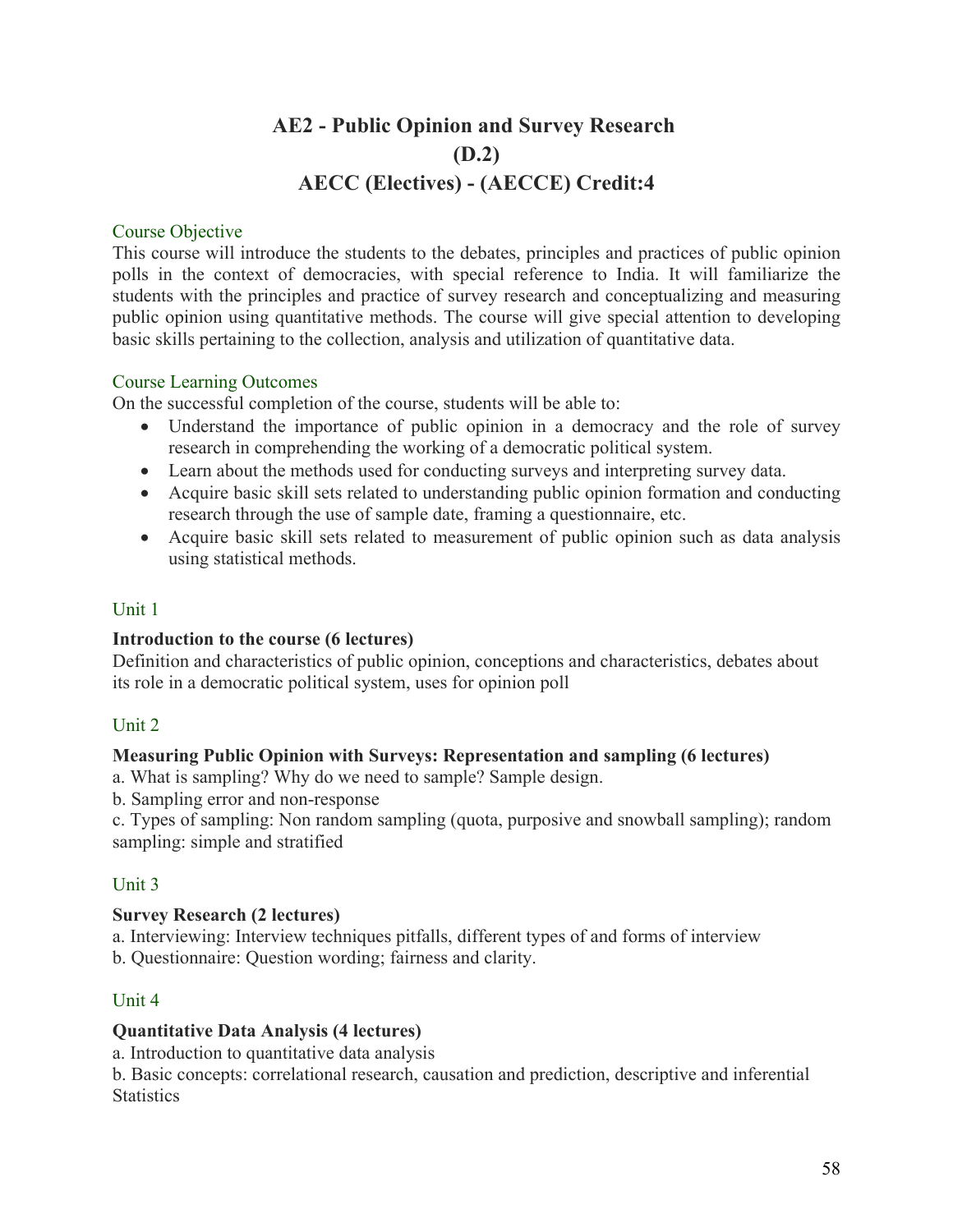# AE2 - Public Opinion and Survey Research
# (D.2)
# AECC (Electives) - (AECCE) Credit:4

## Course Objective

This course will introduce the students to the debates, principles and practices of public opinion polls in the context of democracies, with special reference to India. It will familiarize the students with the principles and practice of survey research and conceptualizing and measuring public opinion using quantitative methods. The course will give special attention to developing basic skills pertaining to the collection, analysis and utilization of quantitative data.

## Course Learning Outcomes

On the successful completion of the course, students will be able to:

- Understand the importance of public opinion in a democracy and the role of survey research in comprehending the working of a democratic political system.
- Learn about the methods used for conducting surveys and interpreting survey data.
- Acquire basic skill sets related to understanding public opinion formation and conducting research through the use of sample date, framing a questionnaire, etc.
- Acquire basic skill sets related to measurement of public opinion such as data analysis using statistical methods.

## Unit 1

**Introduction to the course (6 lectures)**

Definition and characteristics of public opinion, conceptions and characteristics, debates about its role in a democratic political system, uses for opinion poll

## Unit 2

**Measuring Public Opinion with Surveys: Representation and sampling (6 lectures)**

a. What is sampling? Why do we need to sample? Sample design.

b. Sampling error and non-response

c. Types of sampling: Non random sampling (quota, purposive and snowball sampling); random sampling: simple and stratified

## Unit 3

**Survey Research (2 lectures)**

a. Interviewing: Interview techniques pitfalls, different types of and forms of interview

b. Questionnaire: Question wording; fairness and clarity.

## Unit 4

**Quantitative Data Analysis (4 lectures)**

a. Introduction to quantitative data analysis

b. Basic concepts: correlational research, causation and prediction, descriptive and inferential Statistics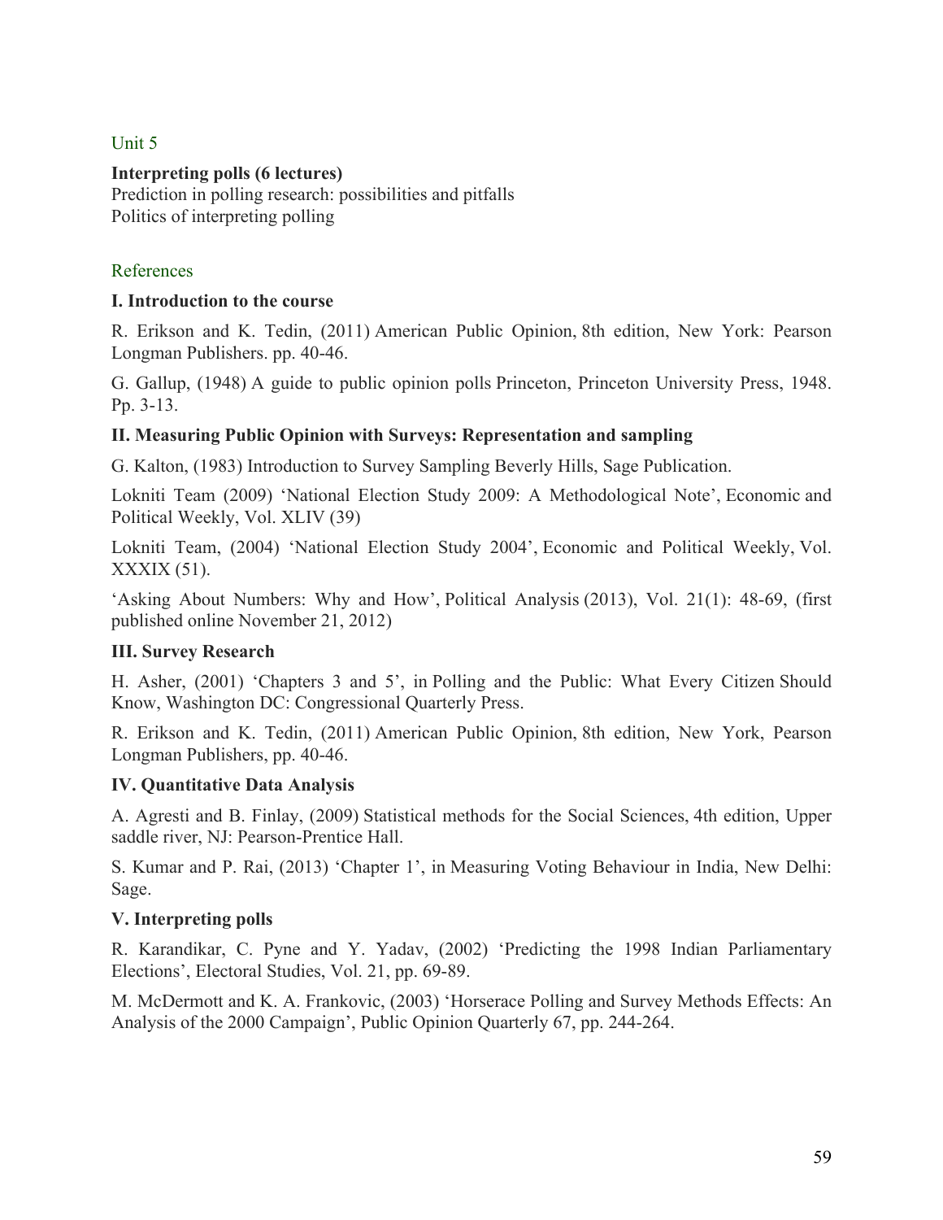## Unit 5

**Interpreting polls (6 lectures)**
Prediction in polling research: possibilities and pitfalls
Politics of interpreting polling

## References

**I. Introduction to the course**

R. Erikson and K. Tedin, (2011) American Public Opinion, 8th edition, New York: Pearson Longman Publishers. pp. 40-46.

G. Gallup, (1948) A guide to public opinion polls Princeton, Princeton University Press, 1948. Pp. 3-13.

**II. Measuring Public Opinion with Surveys: Representation and sampling**

G. Kalton, (1983) Introduction to Survey Sampling Beverly Hills, Sage Publication.

Lokniti Team (2009) 'National Election Study 2009: A Methodological Note', Economic and Political Weekly, Vol. XLIV (39)

Lokniti Team, (2004) 'National Election Study 2004', Economic and Political Weekly, Vol. XXXIX (51).

'Asking About Numbers: Why and How', Political Analysis (2013), Vol. 21(1): 48-69, (first published online November 21, 2012)

**III. Survey Research**

H. Asher, (2001) 'Chapters 3 and 5', in Polling and the Public: What Every Citizen Should Know, Washington DC: Congressional Quarterly Press.

R. Erikson and K. Tedin, (2011) American Public Opinion, 8th edition, New York, Pearson Longman Publishers, pp. 40-46.

**IV. Quantitative Data Analysis**

A. Agresti and B. Finlay, (2009) Statistical methods for the Social Sciences, 4th edition, Upper saddle river, NJ: Pearson-Prentice Hall.

S. Kumar and P. Rai, (2013) 'Chapter 1', in Measuring Voting Behaviour in India, New Delhi: Sage.

**V. Interpreting polls**

R. Karandikar, C. Pyne and Y. Yadav, (2002) 'Predicting the 1998 Indian Parliamentary Elections', Electoral Studies, Vol. 21, pp. 69-89.

M. McDermott and K. A. Frankovic, (2003) 'Horserace Polling and Survey Methods Effects: An Analysis of the 2000 Campaign', Public Opinion Quarterly 67, pp. 244-264.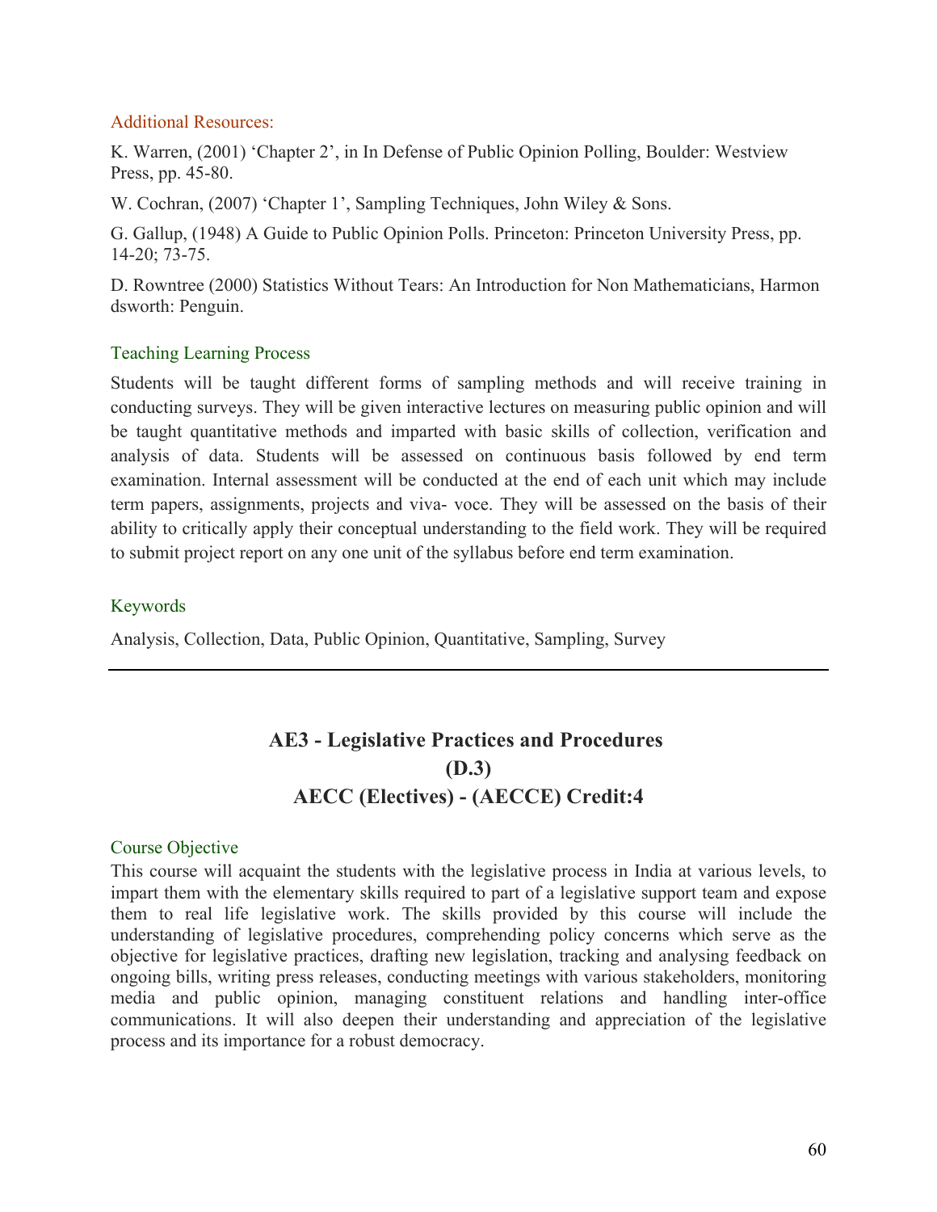### Additional Resources:

K. Warren, (2001) 'Chapter 2', in In Defense of Public Opinion Polling, Boulder: Westview Press, pp. 45-80.

W. Cochran, (2007) 'Chapter 1', Sampling Techniques, John Wiley & Sons.

G. Gallup, (1948) A Guide to Public Opinion Polls. Princeton: Princeton University Press, pp. 14-20; 73-75.

D. Rowntree (2000) Statistics Without Tears: An Introduction for Non Mathematicians, Harmon dsworth: Penguin.

### Teaching Learning Process

Students will be taught different forms of sampling methods and will receive training in conducting surveys. They will be given interactive lectures on measuring public opinion and will be taught quantitative methods and imparted with basic skills of collection, verification and analysis of data. Students will be assessed on continuous basis followed by end term examination. Internal assessment will be conducted at the end of each unit which may include term papers, assignments, projects and viva- voce. They will be assessed on the basis of their ability to critically apply their conceptual understanding to the field work. They will be required to submit project report on any one unit of the syllabus before end term examination.

### Keywords

Analysis, Collection, Data, Public Opinion, Quantitative, Sampling, Survey

---

## AE3 - Legislative Practices and Procedures (D.3) AECC (Electives) - (AECCE) Credit:4

### Course Objective

This course will acquaint the students with the legislative process in India at various levels, to impart them with the elementary skills required to part of a legislative support team and expose them to real life legislative work. The skills provided by this course will include the understanding of legislative procedures, comprehending policy concerns which serve as the objective for legislative practices, drafting new legislation, tracking and analysing feedback on ongoing bills, writing press releases, conducting meetings with various stakeholders, monitoring media and public opinion, managing constituent relations and handling inter-office communications. It will also deepen their understanding and appreciation of the legislative process and its importance for a robust democracy.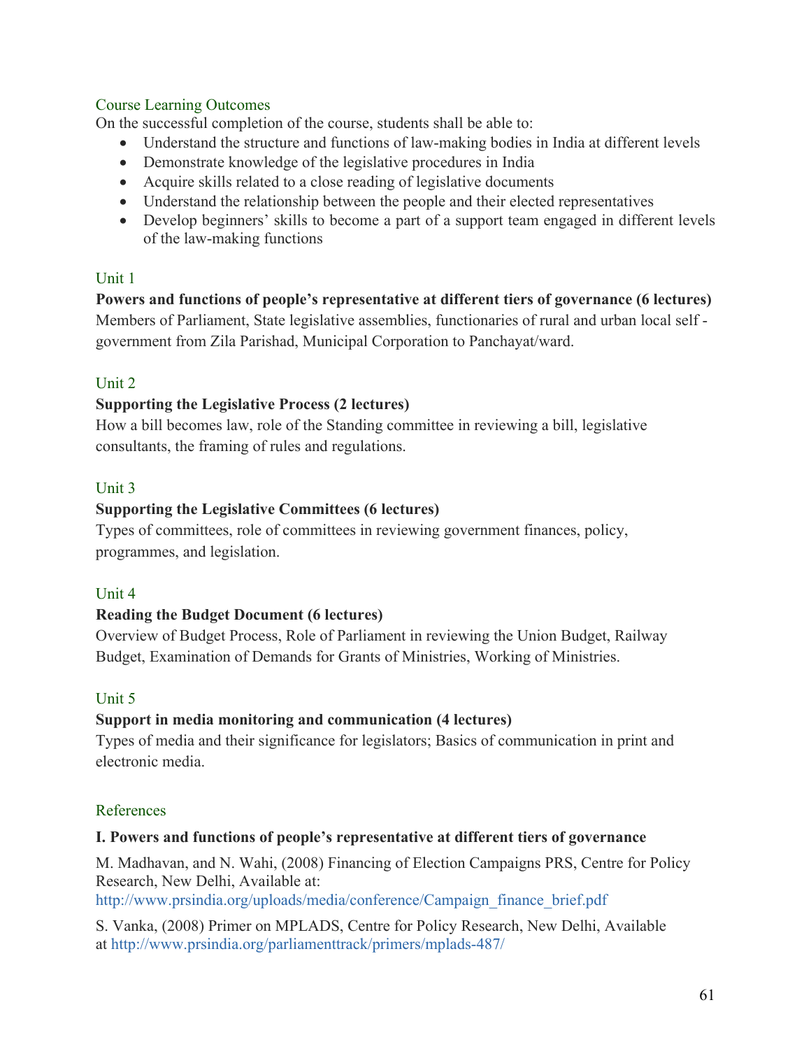## Course Learning Outcomes

On the successful completion of the course, students shall be able to:

- Understand the structure and functions of law-making bodies in India at different levels
- Demonstrate knowledge of the legislative procedures in India
- Acquire skills related to a close reading of legislative documents
- Understand the relationship between the people and their elected representatives
- Develop beginners' skills to become a part of a support team engaged in different levels of the law-making functions

## Unit 1

**Powers and functions of people's representative at different tiers of governance (6 lectures)**

Members of Parliament, State legislative assemblies, functionaries of rural and urban local self - government from Zila Parishad, Municipal Corporation to Panchayat/ward.

## Unit 2

**Supporting the Legislative Process (2 lectures)**

How a bill becomes law, role of the Standing committee in reviewing a bill, legislative consultants, the framing of rules and regulations.

## Unit 3

**Supporting the Legislative Committees (6 lectures)**

Types of committees, role of committees in reviewing government finances, policy, programmes, and legislation.

## Unit 4

**Reading the Budget Document (6 lectures)**

Overview of Budget Process, Role of Parliament in reviewing the Union Budget, Railway Budget, Examination of Demands for Grants of Ministries, Working of Ministries.

## Unit 5

**Support in media monitoring and communication (4 lectures)**

Types of media and their significance for legislators; Basics of communication in print and electronic media.

## References

**I. Powers and functions of people's representative at different tiers of governance**

M. Madhavan, and N. Wahi, (2008) Financing of Election Campaigns PRS, Centre for Policy Research, New Delhi, Available at: http://www.prsindia.org/uploads/media/conference/Campaign_finance_brief.pdf

S. Vanka, (2008) Primer on MPLADS, Centre for Policy Research, New Delhi, Available at http://www.prsindia.org/parliamenttrack/primers/mplads-487/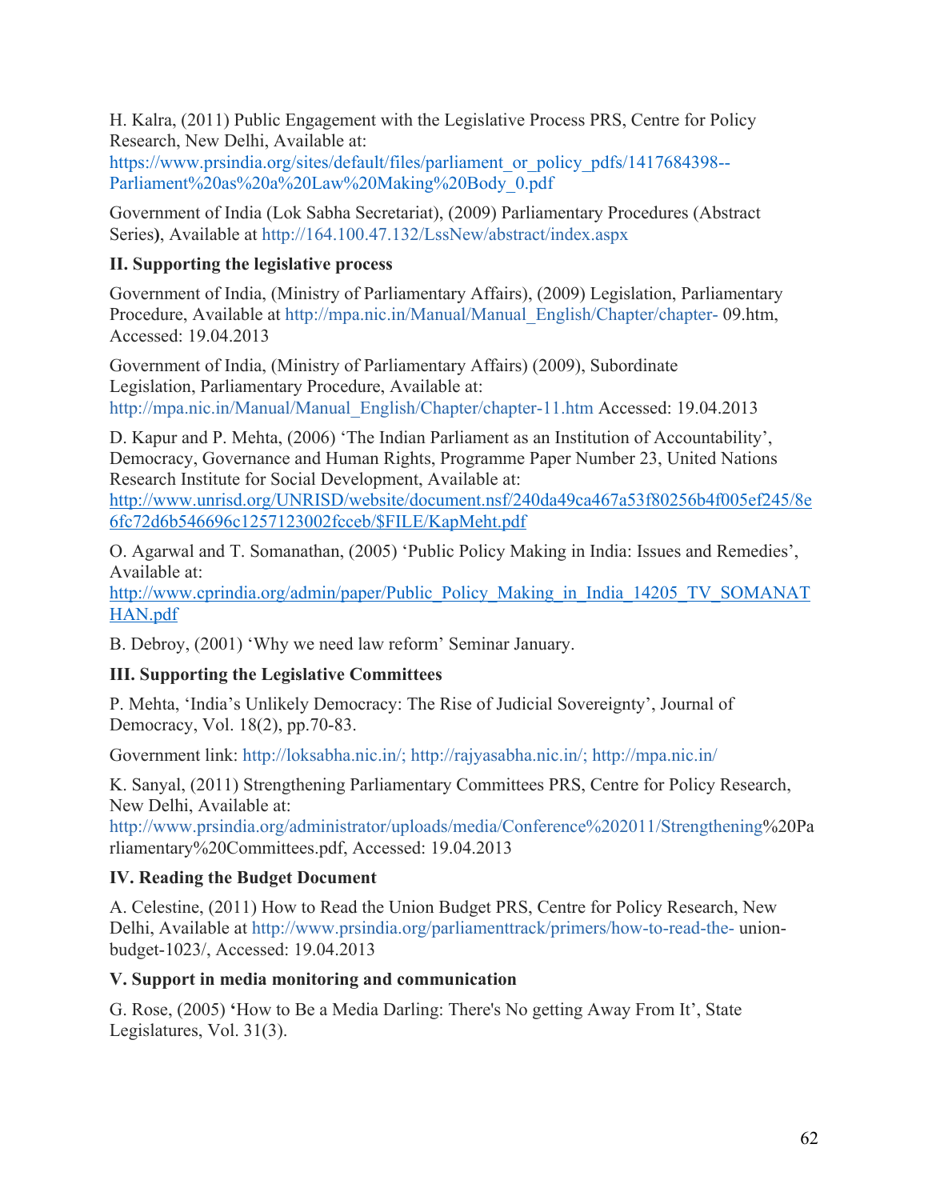H. Kalra, (2011) Public Engagement with the Legislative Process PRS, Centre for Policy Research, New Delhi, Available at: https://www.prsindia.org/sites/default/files/parliament_or_policy_pdfs/1417684398--Parliament%20as%20a%20Law%20Making%20Body_0.pdf

Government of India (Lok Sabha Secretariat), (2009) Parliamentary Procedures (Abstract Series), Available at http://164.100.47.132/LssNew/abstract/index.aspx

**II. Supporting the legislative process**

Government of India, (Ministry of Parliamentary Affairs), (2009) Legislation, Parliamentary Procedure, Available at http://mpa.nic.in/Manual/Manual_English/Chapter/chapter- 09.htm, Accessed: 19.04.2013

Government of India, (Ministry of Parliamentary Affairs) (2009), Subordinate Legislation, Parliamentary Procedure, Available at: http://mpa.nic.in/Manual/Manual_English/Chapter/chapter-11.htm Accessed: 19.04.2013

D. Kapur and P. Mehta, (2006) 'The Indian Parliament as an Institution of Accountability', Democracy, Governance and Human Rights, Programme Paper Number 23, United Nations Research Institute for Social Development, Available at: http://www.unrisd.org/UNRISD/website/document.nsf/240da49ca467a53f80256b4f005ef245/8e6fc72d6b546696c1257123002fcceb/$FILE/KapMeht.pdf

O. Agarwal and T. Somanathan, (2005) 'Public Policy Making in India: Issues and Remedies', Available at: http://www.cprindia.org/admin/paper/Public_Policy_Making_in_India_14205_TV_SOMANATHAN.pdf

B. Debroy, (2001) 'Why we need law reform' Seminar January.

**III. Supporting the Legislative Committees**

P. Mehta, 'India's Unlikely Democracy: The Rise of Judicial Sovereignty', Journal of Democracy, Vol. 18(2), pp.70-83.

Government link: http://loksabha.nic.in/; http://rajyasabha.nic.in/; http://mpa.nic.in/

K. Sanyal, (2011) Strengthening Parliamentary Committees PRS, Centre for Policy Research, New Delhi, Available at: http://www.prsindia.org/administrator/uploads/media/Conference%202011/Strengthening%20Parliamentary%20Committees.pdf, Accessed: 19.04.2013

**IV. Reading the Budget Document**

A. Celestine, (2011) How to Read the Union Budget PRS, Centre for Policy Research, New Delhi, Available at http://www.prsindia.org/parliamenttrack/primers/how-to-read-the- union-budget-1023/, Accessed: 19.04.2013

**V. Support in media monitoring and communication**

G. Rose, (2005) 'How to Be a Media Darling: There's No getting Away From It', State Legislatures, Vol. 31(3).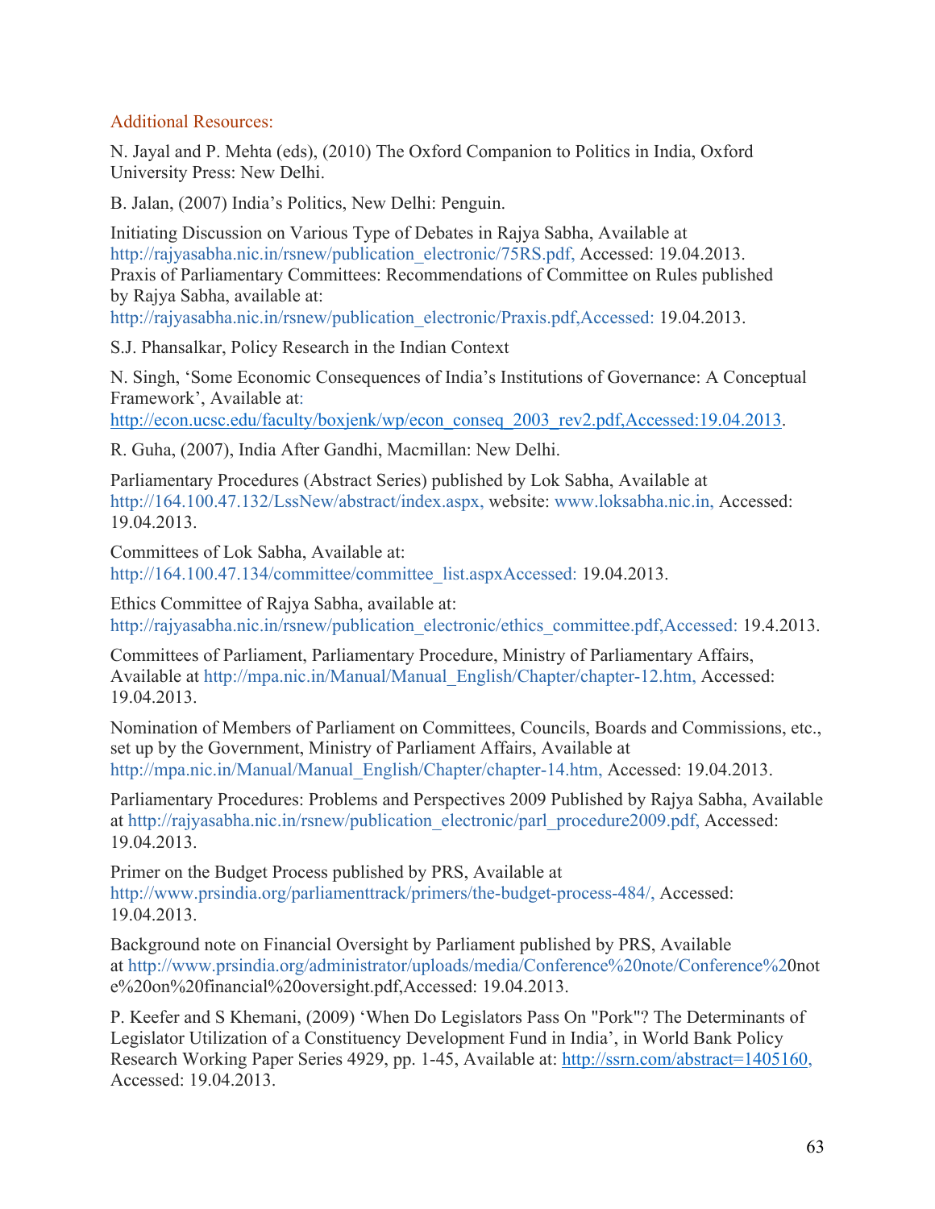## Additional Resources:

N. Jayal and P. Mehta (eds), (2010) The Oxford Companion to Politics in India, Oxford University Press: New Delhi.

B. Jalan, (2007) India's Politics, New Delhi: Penguin.

Initiating Discussion on Various Type of Debates in Rajya Sabha, Available at http://rajyasabha.nic.in/rsnew/publication_electronic/75RS.pdf, Accessed: 19.04.2013.
Praxis of Parliamentary Committees: Recommendations of Committee on Rules published by Rajya Sabha, available at:
http://rajyasabha.nic.in/rsnew/publication_electronic/Praxis.pdf,Accessed: 19.04.2013.

S.J. Phansalkar, Policy Research in the Indian Context

N. Singh, 'Some Economic Consequences of India's Institutions of Governance: A Conceptual Framework', Available at:
http://econ.ucsc.edu/faculty/boxjenk/wp/econ_conseq_2003_rev2.pdf,Accessed:19.04.2013.

R. Guha, (2007), India After Gandhi, Macmillan: New Delhi.

Parliamentary Procedures (Abstract Series) published by Lok Sabha, Available at http://164.100.47.132/LssNew/abstract/index.aspx, website: www.loksabha.nic.in, Accessed: 19.04.2013.

Committees of Lok Sabha, Available at:
http://164.100.47.134/committee/committee_list.aspxAccessed: 19.04.2013.

Ethics Committee of Rajya Sabha, available at:
http://rajyasabha.nic.in/rsnew/publication_electronic/ethics_committee.pdf,Accessed: 19.4.2013.

Committees of Parliament, Parliamentary Procedure, Ministry of Parliamentary Affairs, Available at http://mpa.nic.in/Manual/Manual_English/Chapter/chapter-12.htm, Accessed: 19.04.2013.

Nomination of Members of Parliament on Committees, Councils, Boards and Commissions, etc., set up by the Government, Ministry of Parliament Affairs, Available at http://mpa.nic.in/Manual/Manual_English/Chapter/chapter-14.htm, Accessed: 19.04.2013.

Parliamentary Procedures: Problems and Perspectives 2009 Published by Rajya Sabha, Available at http://rajyasabha.nic.in/rsnew/publication_electronic/parl_procedure2009.pdf, Accessed: 19.04.2013.

Primer on the Budget Process published by PRS, Available at
http://www.prsindia.org/parliamenttrack/primers/the-budget-process-484/, Accessed: 19.04.2013.

Background note on Financial Oversight by Parliament published by PRS, Available at http://www.prsindia.org/administrator/uploads/media/Conference%20note/Conference%20note%20on%20financial%20oversight.pdf,Accessed: 19.04.2013.

P. Keefer and S Khemani, (2009) 'When Do Legislators Pass On "Pork"? The Determinants of Legislator Utilization of a Constituency Development Fund in India', in World Bank Policy Research Working Paper Series 4929, pp. 1-45, Available at: http://ssrn.com/abstract=1405160, Accessed: 19.04.2013.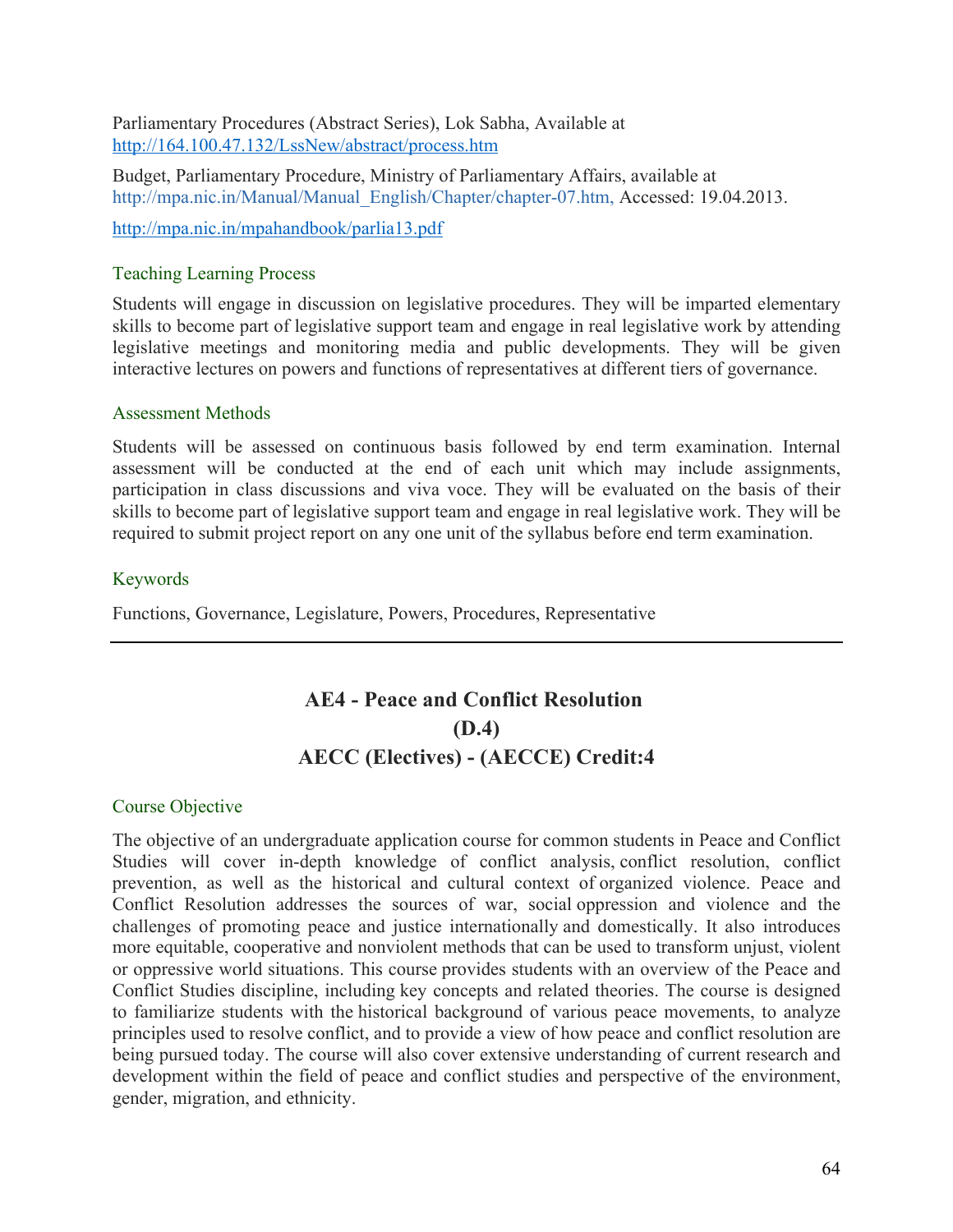Parliamentary Procedures (Abstract Series), Lok Sabha, Available at http://164.100.47.132/LssNew/abstract/process.htm

Budget, Parliamentary Procedure, Ministry of Parliamentary Affairs, available at http://mpa.nic.in/Manual/Manual_English/Chapter/chapter-07.htm, Accessed: 19.04.2013.

http://mpa.nic.in/mpahandbook/parlia13.pdf

### Teaching Learning Process

Students will engage in discussion on legislative procedures. They will be imparted elementary skills to become part of legislative support team and engage in real legislative work by attending legislative meetings and monitoring media and public developments. They will be given interactive lectures on powers and functions of representatives at different tiers of governance.

### Assessment Methods

Students will be assessed on continuous basis followed by end term examination. Internal assessment will be conducted at the end of each unit which may include assignments, participation in class discussions and viva voce. They will be evaluated on the basis of their skills to become part of legislative support team and engage in real legislative work. They will be required to submit project report on any one unit of the syllabus before end term examination.

### Keywords

Functions, Governance, Legislature, Powers, Procedures, Representative

---

## AE4 - Peace and Conflict Resolution
## (D.4)
## AECC (Electives) - (AECCE) Credit:4

### Course Objective

The objective of an undergraduate application course for common students in Peace and Conflict Studies will cover in-depth knowledge of conflict analysis, conflict resolution, conflict prevention, as well as the historical and cultural context of organized violence. Peace and Conflict Resolution addresses the sources of war, social oppression and violence and the challenges of promoting peace and justice internationally and domestically. It also introduces more equitable, cooperative and nonviolent methods that can be used to transform unjust, violent or oppressive world situations. This course provides students with an overview of the Peace and Conflict Studies discipline, including key concepts and related theories. The course is designed to familiarize students with the historical background of various peace movements, to analyze principles used to resolve conflict, and to provide a view of how peace and conflict resolution are being pursued today. The course will also cover extensive understanding of current research and development within the field of peace and conflict studies and perspective of the environment, gender, migration, and ethnicity.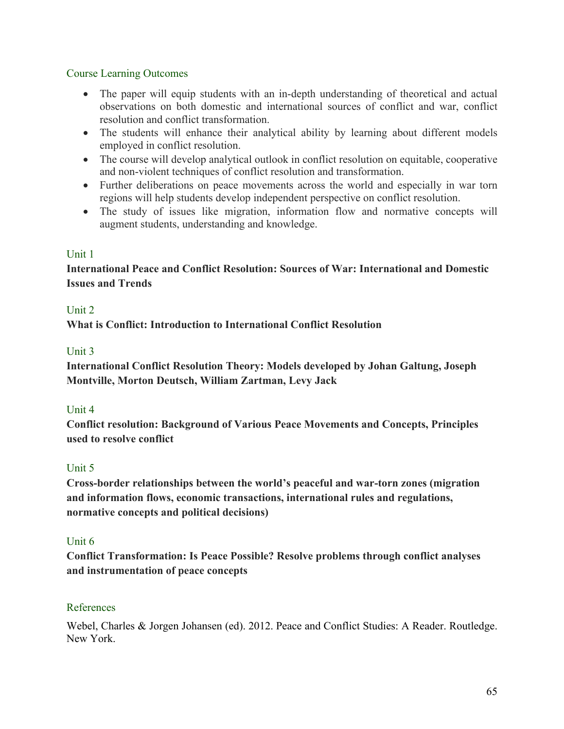## Course Learning Outcomes

- The paper will equip students with an in-depth understanding of theoretical and actual observations on both domestic and international sources of conflict and war, conflict resolution and conflict transformation.
- The students will enhance their analytical ability by learning about different models employed in conflict resolution.
- The course will develop analytical outlook in conflict resolution on equitable, cooperative and non-violent techniques of conflict resolution and transformation.
- Further deliberations on peace movements across the world and especially in war torn regions will help students develop independent perspective on conflict resolution.
- The study of issues like migration, information flow and normative concepts will augment students, understanding and knowledge.

## Unit 1

**International Peace and Conflict Resolution: Sources of War: International and Domestic Issues and Trends**

## Unit 2

**What is Conflict: Introduction to International Conflict Resolution**

## Unit 3

**International Conflict Resolution Theory: Models developed by Johan Galtung, Joseph Montville, Morton Deutsch, William Zartman, Levy Jack**

## Unit 4

**Conflict resolution: Background of Various Peace Movements and Concepts, Principles used to resolve conflict**

## Unit 5

**Cross-border relationships between the world's peaceful and war-torn zones (migration and information flows, economic transactions, international rules and regulations, normative concepts and political decisions)**

## Unit 6

**Conflict Transformation: Is Peace Possible? Resolve problems through conflict analyses and instrumentation of peace concepts**

## References

Webel, Charles & Jorgen Johansen (ed). 2012. Peace and Conflict Studies: A Reader. Routledge. New York.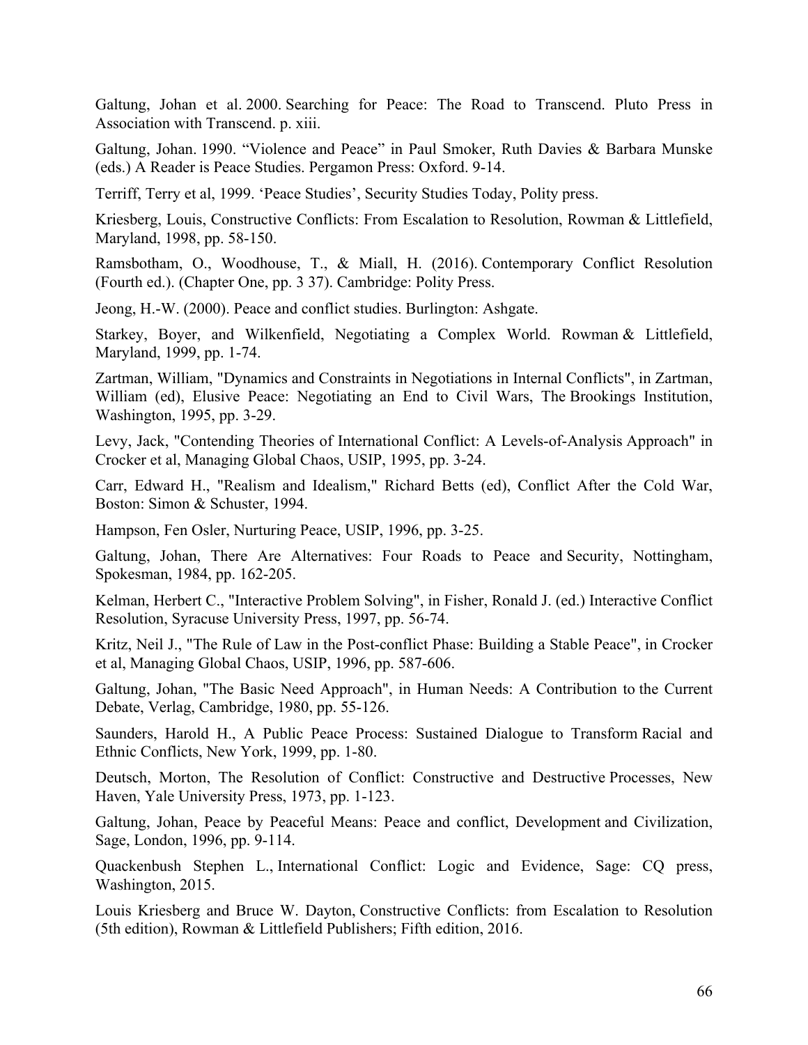Galtung, Johan et al. 2000. Searching for Peace: The Road to Transcend. Pluto Press in Association with Transcend. p. xiii.

Galtung, Johan. 1990. "Violence and Peace" in Paul Smoker, Ruth Davies & Barbara Munske (eds.) A Reader is Peace Studies. Pergamon Press: Oxford. 9-14.

Terriff, Terry et al, 1999. 'Peace Studies', Security Studies Today, Polity press.

Kriesberg, Louis, Constructive Conflicts: From Escalation to Resolution, Rowman & Littlefield, Maryland, 1998, pp. 58-150.

Ramsbotham, O., Woodhouse, T., & Miall, H. (2016). Contemporary Conflict Resolution (Fourth ed.). (Chapter One, pp. 3 37). Cambridge: Polity Press.

Jeong, H.-W. (2000). Peace and conflict studies. Burlington: Ashgate.

Starkey, Boyer, and Wilkenfield, Negotiating a Complex World. Rowman & Littlefield, Maryland, 1999, pp. 1-74.

Zartman, William, "Dynamics and Constraints in Negotiations in Internal Conflicts", in Zartman, William (ed), Elusive Peace: Negotiating an End to Civil Wars, The Brookings Institution, Washington, 1995, pp. 3-29.

Levy, Jack, "Contending Theories of International Conflict: A Levels-of-Analysis Approach" in Crocker et al, Managing Global Chaos, USIP, 1995, pp. 3-24.

Carr, Edward H., "Realism and Idealism," Richard Betts (ed), Conflict After the Cold War, Boston: Simon & Schuster, 1994.

Hampson, Fen Osler, Nurturing Peace, USIP, 1996, pp. 3-25.

Galtung, Johan, There Are Alternatives: Four Roads to Peace and Security, Nottingham, Spokesman, 1984, pp. 162-205.

Kelman, Herbert C., "Interactive Problem Solving", in Fisher, Ronald J. (ed.) Interactive Conflict Resolution, Syracuse University Press, 1997, pp. 56-74.

Kritz, Neil J., "The Rule of Law in the Post-conflict Phase: Building a Stable Peace", in Crocker et al, Managing Global Chaos, USIP, 1996, pp. 587-606.

Galtung, Johan, "The Basic Need Approach", in Human Needs: A Contribution to the Current Debate, Verlag, Cambridge, 1980, pp. 55-126.

Saunders, Harold H., A Public Peace Process: Sustained Dialogue to Transform Racial and Ethnic Conflicts, New York, 1999, pp. 1-80.

Deutsch, Morton, The Resolution of Conflict: Constructive and Destructive Processes, New Haven, Yale University Press, 1973, pp. 1-123.

Galtung, Johan, Peace by Peaceful Means: Peace and conflict, Development and Civilization, Sage, London, 1996, pp. 9-114.

Quackenbush Stephen L., International Conflict: Logic and Evidence, Sage: CQ press, Washington, 2015.

Louis Kriesberg and Bruce W. Dayton, Constructive Conflicts: from Escalation to Resolution (5th edition), Rowman & Littlefield Publishers; Fifth edition, 2016.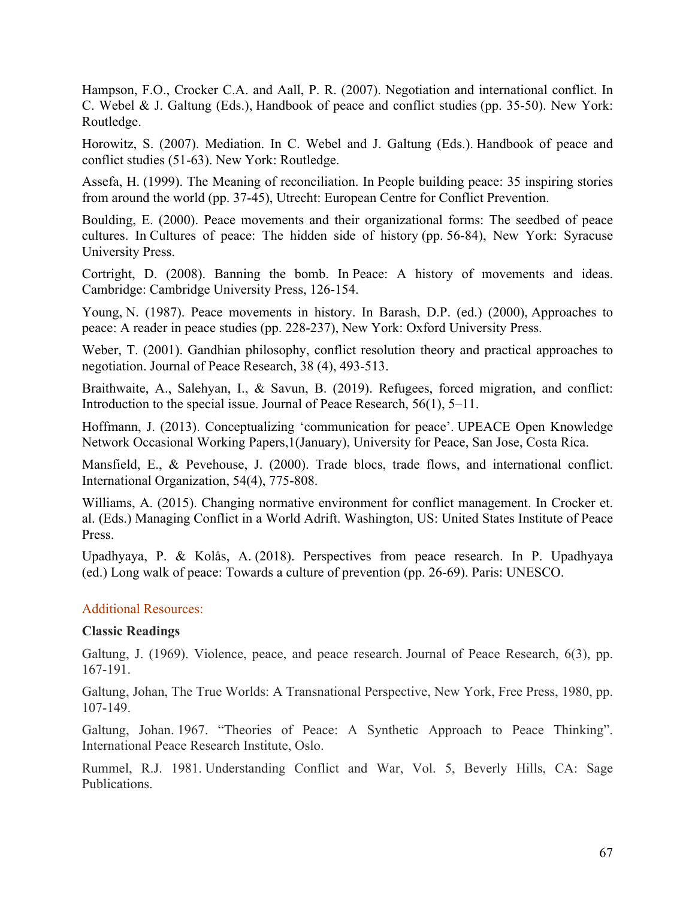Hampson, F.O., Crocker C.A. and Aall, P. R. (2007). Negotiation and international conflict. In C. Webel & J. Galtung (Eds.), Handbook of peace and conflict studies (pp. 35-50). New York: Routledge.

Horowitz, S. (2007). Mediation. In C. Webel and J. Galtung (Eds.). Handbook of peace and conflict studies (51-63). New York: Routledge.

Assefa, H. (1999). The Meaning of reconciliation. In People building peace: 35 inspiring stories from around the world (pp. 37-45), Utrecht: European Centre for Conflict Prevention.

Boulding, E. (2000). Peace movements and their organizational forms: The seedbed of peace cultures. In Cultures of peace: The hidden side of history (pp. 56-84), New York: Syracuse University Press.

Cortright, D. (2008). Banning the bomb. In Peace: A history of movements and ideas. Cambridge: Cambridge University Press, 126-154.

Young, N. (1987). Peace movements in history. In Barash, D.P. (ed.) (2000), Approaches to peace: A reader in peace studies (pp. 228-237), New York: Oxford University Press.

Weber, T. (2001). Gandhian philosophy, conflict resolution theory and practical approaches to negotiation. Journal of Peace Research, 38 (4), 493-513.

Braithwaite, A., Salehyan, I., & Savun, B. (2019). Refugees, forced migration, and conflict: Introduction to the special issue. Journal of Peace Research, 56(1), 5–11.

Hoffmann, J. (2013). Conceptualizing 'communication for peace'. UPEACE Open Knowledge Network Occasional Working Papers,1(January), University for Peace, San Jose, Costa Rica.

Mansfield, E., & Pevehouse, J. (2000). Trade blocs, trade flows, and international conflict. International Organization, 54(4), 775-808.

Williams, A. (2015). Changing normative environment for conflict management. In Crocker et. al. (Eds.) Managing Conflict in a World Adrift. Washington, US: United States Institute of Peace Press.

Upadhyaya, P. & Kolås, A. (2018). Perspectives from peace research. In P. Upadhyaya (ed.) Long walk of peace: Towards a culture of prevention (pp. 26-69). Paris: UNESCO.

## Additional Resources:

**Classic Readings**

Galtung, J. (1969). Violence, peace, and peace research. Journal of Peace Research, 6(3), pp. 167-191.

Galtung, Johan, The True Worlds: A Transnational Perspective, New York, Free Press, 1980, pp. 107-149.

Galtung, Johan. 1967. "Theories of Peace: A Synthetic Approach to Peace Thinking". International Peace Research Institute, Oslo.

Rummel, R.J. 1981. Understanding Conflict and War, Vol. 5, Beverly Hills, CA: Sage Publications.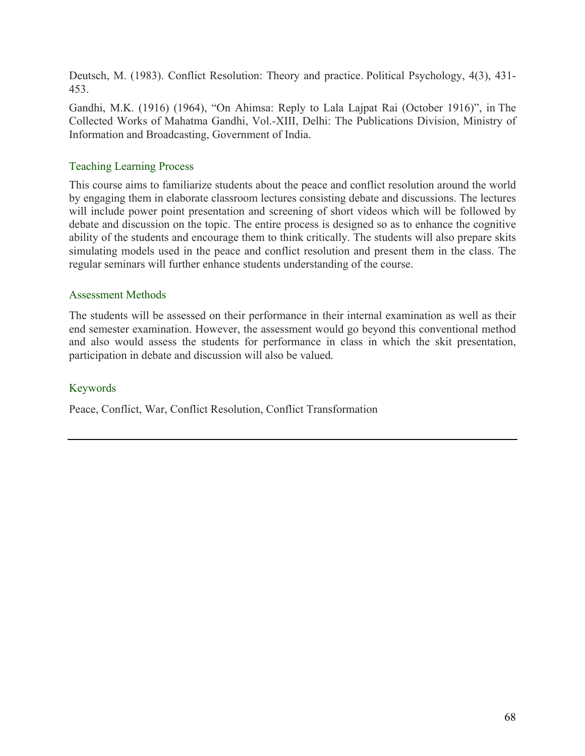Deutsch, M. (1983). Conflict Resolution: Theory and practice. Political Psychology, 4(3), 431-453.

Gandhi, M.K. (1916) (1964), "On Ahimsa: Reply to Lala Lajpat Rai (October 1916)", in The Collected Works of Mahatma Gandhi, Vol.-XIII, Delhi: The Publications Division, Ministry of Information and Broadcasting, Government of India.

### Teaching Learning Process

This course aims to familiarize students about the peace and conflict resolution around the world by engaging them in elaborate classroom lectures consisting debate and discussions. The lectures will include power point presentation and screening of short videos which will be followed by debate and discussion on the topic. The entire process is designed so as to enhance the cognitive ability of the students and encourage them to think critically. The students will also prepare skits simulating models used in the peace and conflict resolution and present them in the class. The regular seminars will further enhance students understanding of the course.

### Assessment Methods

The students will be assessed on their performance in their internal examination as well as their end semester examination. However, the assessment would go beyond this conventional method and also would assess the students for performance in class in which the skit presentation, participation in debate and discussion will also be valued.

### Keywords

Peace, Conflict, War, Conflict Resolution, Conflict Transformation

---